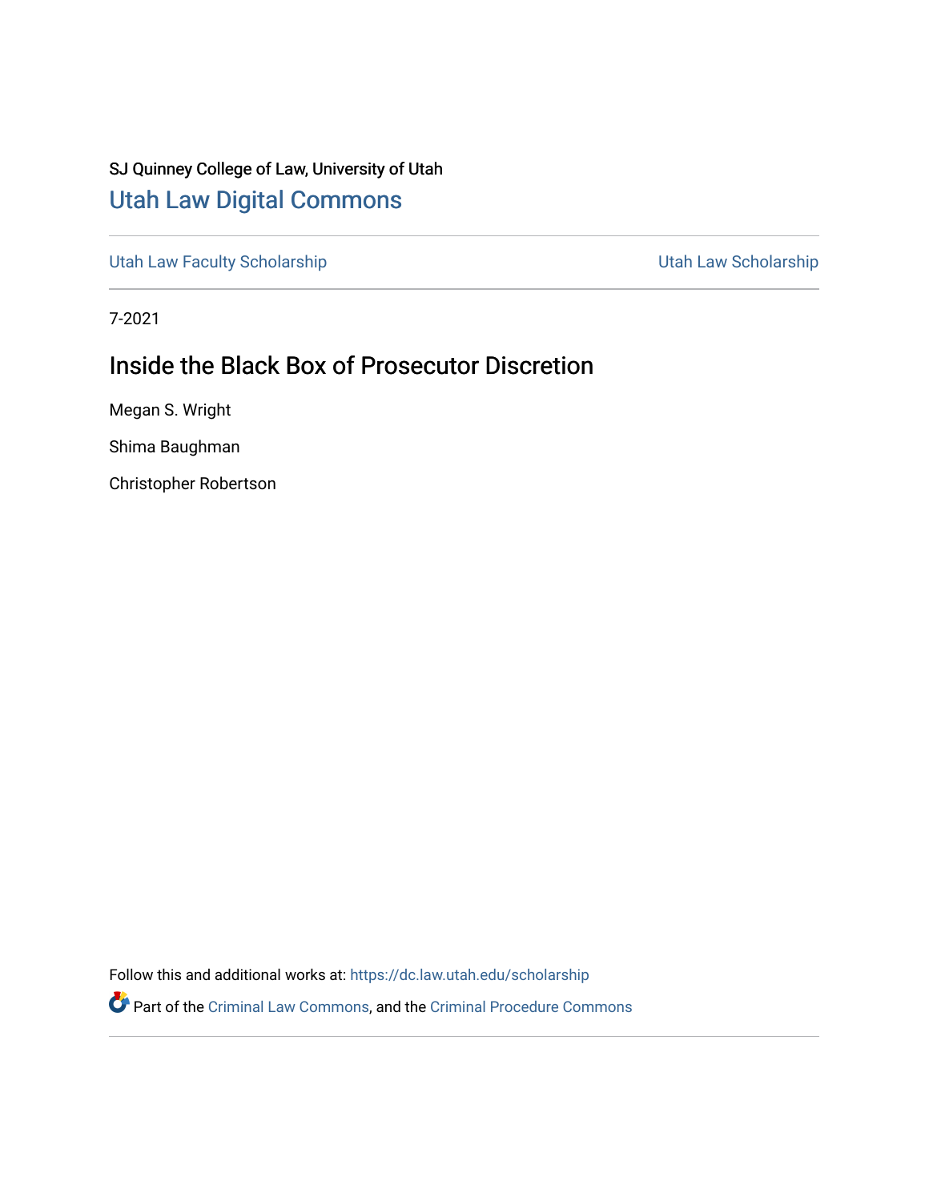SJ Quinney College of Law, University of Utah

[Utah Law Digital Commons](https://dc.law.utah.edu)

Utah Law Faculty Scholarship | Utah Law Scholarship

7-2021

# Inside the Black Box of Prosecutor Discretion

Megan S. Wright

Shima Baughman

Christopher Robertson

Follow this and additional works at: https://dc.law.utah.edu/scholarship

Part of the Criminal Law Commons, and the Criminal Procedure Commons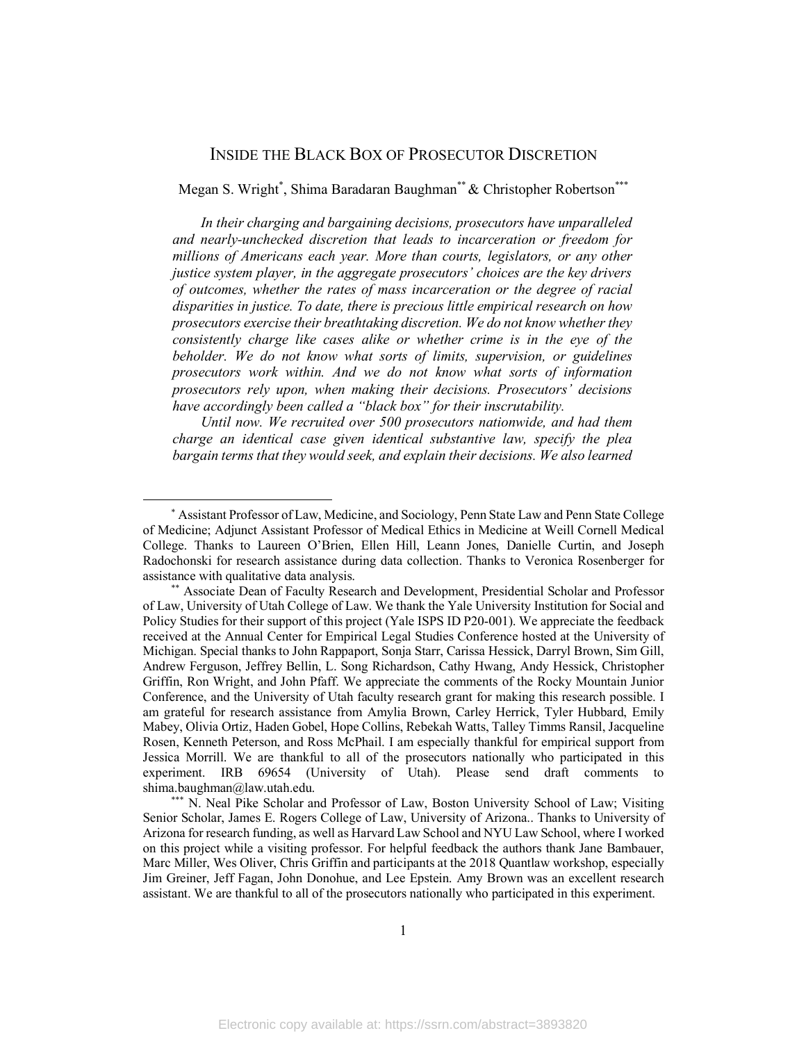# INSIDE THE BLACK BOX OF PROSECUTOR DISCRETION

Megan S. Wright[*], Shima Baradaran Baughman[**] & Christopher Robertson[***]

*In their charging and bargaining decisions, prosecutors have unparalleled and nearly-unchecked discretion that leads to incarceration or freedom for millions of Americans each year. More than courts, legislators, or any other justice system player, in the aggregate prosecutors' choices are the key drivers of outcomes, whether the rates of mass incarceration or the degree of racial disparities in justice. To date, there is precious little empirical research on how prosecutors exercise their breathtaking discretion. We do not know whether they consistently charge like cases alike or whether crime is in the eye of the beholder. We do not know what sorts of limits, supervision, or guidelines prosecutors work within. And we do not know what sorts of information prosecutors rely upon, when making their decisions. Prosecutors' decisions have accordingly been called a "black box" for their inscrutability.*

*Until now. We recruited over 500 prosecutors nationwide, and had them charge an identical case given identical substantive law, specify the plea bargain terms that they would seek, and explain their decisions. We also learned*

---

[*] Assistant Professor of Law, Medicine, and Sociology, Penn State Law and Penn State College of Medicine; Adjunct Assistant Professor of Medical Ethics in Medicine at Weill Cornell Medical College. Thanks to Laureen O'Brien, Ellen Hill, Leann Jones, Danielle Curtin, and Joseph Radochonski for research assistance during data collection. Thanks to Veronica Rosenberger for assistance with qualitative data analysis.

[**] Associate Dean of Faculty Research and Development, Presidential Scholar and Professor of Law, University of Utah College of Law. We thank the Yale University Institution for Social and Policy Studies for their support of this project (Yale ISPS ID P20-001). We appreciate the feedback received at the Annual Center for Empirical Legal Studies Conference hosted at the University of Michigan. Special thanks to John Rappaport, Sonja Starr, Carissa Hessick, Darryl Brown, Sim Gill, Andrew Ferguson, Jeffrey Bellin, L. Song Richardson, Cathy Hwang, Andy Hessick, Christopher Griffin, Ron Wright, and John Pfaff. We appreciate the comments of the Rocky Mountain Junior Conference, and the University of Utah faculty research grant for making this research possible. I am grateful for research assistance from Amylia Brown, Carley Herrick, Tyler Hubbard, Emily Mabey, Olivia Ortiz, Haden Gobel, Hope Collins, Rebekah Watts, Talley Timms Ransil, Jacqueline Rosen, Kenneth Peterson, and Ross McPhail. I am especially thankful for empirical support from Jessica Morrill. We are thankful to all of the prosecutors nationally who participated in this experiment. IRB 69654 (University of Utah). Please send draft comments to shima.baughman@law.utah.edu.

[***] N. Neal Pike Scholar and Professor of Law, Boston University School of Law; Visiting Senior Scholar, James E. Rogers College of Law, University of Arizona.. Thanks to University of Arizona for research funding, as well as Harvard Law School and NYU Law School, where I worked on this project while a visiting professor. For helpful feedback the authors thank Jane Bambauer, Marc Miller, Wes Oliver, Chris Griffin and participants at the 2018 Quantlaw workshop, especially Jim Greiner, Jeff Fagan, John Donohue, and Lee Epstein. Amy Brown was an excellent research assistant. We are thankful to all of the prosecutors nationally who participated in this experiment.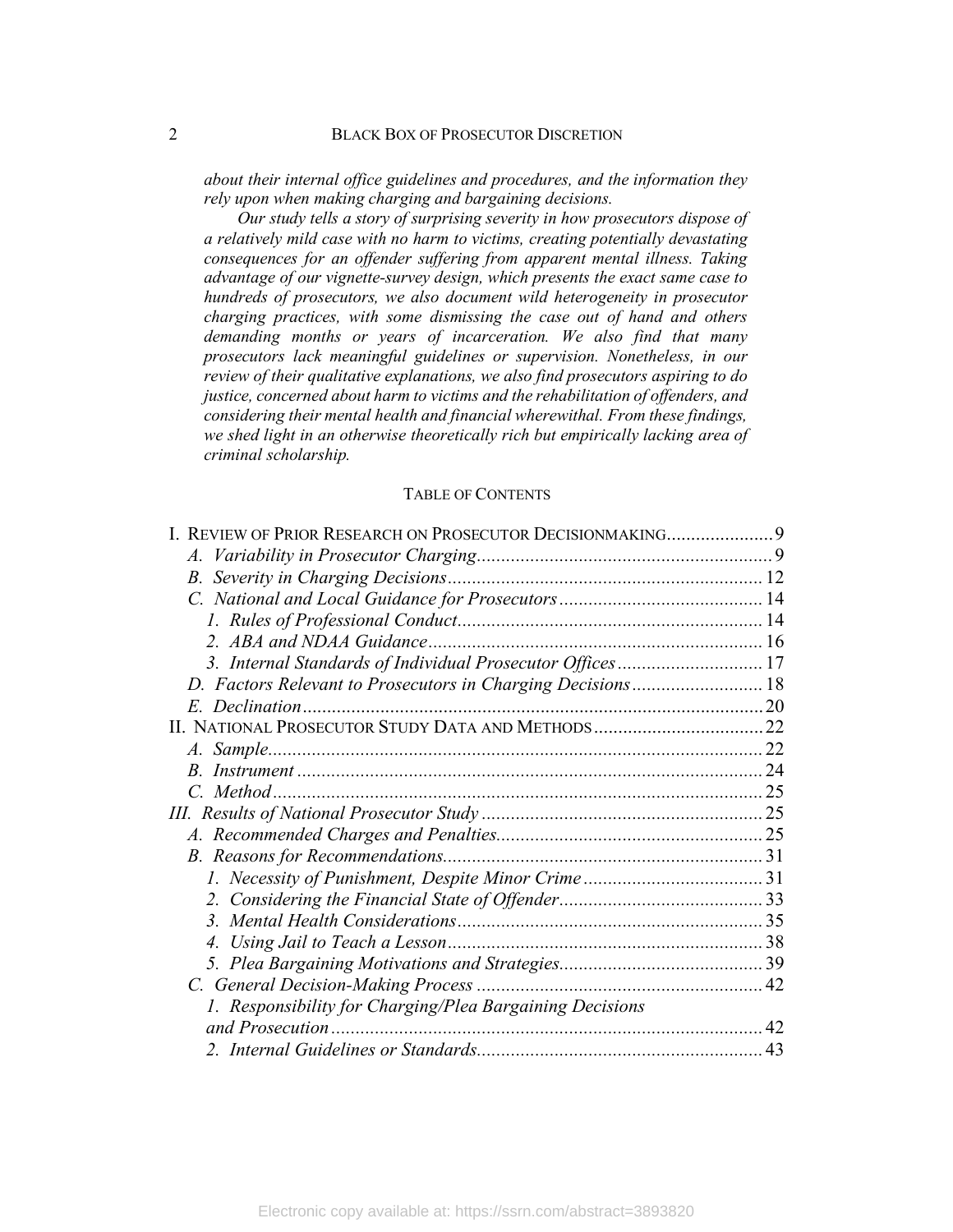*about their internal office guidelines and procedures, and the information they rely upon when making charging and bargaining decisions.*

*Our study tells a story of surprising severity in how prosecutors dispose of a relatively mild case with no harm to victims, creating potentially devastating consequences for an offender suffering from apparent mental illness. Taking advantage of our vignette-survey design, which presents the exact same case to hundreds of prosecutors, we also document wild heterogeneity in prosecutor charging practices, with some dismissing the case out of hand and others demanding months or years of incarceration. We also find that many prosecutors lack meaningful guidelines or supervision. Nonetheless, in our review of their qualitative explanations, we also find prosecutors aspiring to do justice, concerned about harm to victims and the rehabilitation of offenders, and considering their mental health and financial wherewithal. From these findings, we shed light in an otherwise theoretically rich but empirically lacking area of criminal scholarship.*

## TABLE OF CONTENTS

I. REVIEW OF PRIOR RESEARCH ON PROSECUTOR DECISIONMAKING ..... 9
- *A. Variability in Prosecutor Charging* ..... 9
- *B. Severity in Charging Decisions* ..... 12
- *C. National and Local Guidance for Prosecutors* ..... 14
  - *1. Rules of Professional Conduct* ..... 14
  - *2. ABA and NDAA Guidance* ..... 16
  - *3. Internal Standards of Individual Prosecutor Offices* ..... 17
- *D. Factors Relevant to Prosecutors in Charging Decisions* ..... 18
- *E. Declination* ..... 20

II. NATIONAL PROSECUTOR STUDY DATA AND METHODS ..... 22
- *A. Sample* ..... 22
- *B. Instrument* ..... 24
- *C. Method* ..... 25

*III. Results of National Prosecutor Study* ..... 25
- *A. Recommended Charges and Penalties* ..... 25
- *B. Reasons for Recommendations* ..... 31
  - *1. Necessity of Punishment, Despite Minor Crime* ..... 31
  - *2. Considering the Financial State of Offender* ..... 33
  - *3. Mental Health Considerations* ..... 35
  - *4. Using Jail to Teach a Lesson* ..... 38
  - *5. Plea Bargaining Motivations and Strategies* ..... 39
- *C. General Decision-Making Process* ..... 42
  - *1. Responsibility for Charging/Plea Bargaining Decisions and Prosecution* ..... 42
  - *2. Internal Guidelines or Standards* ..... 43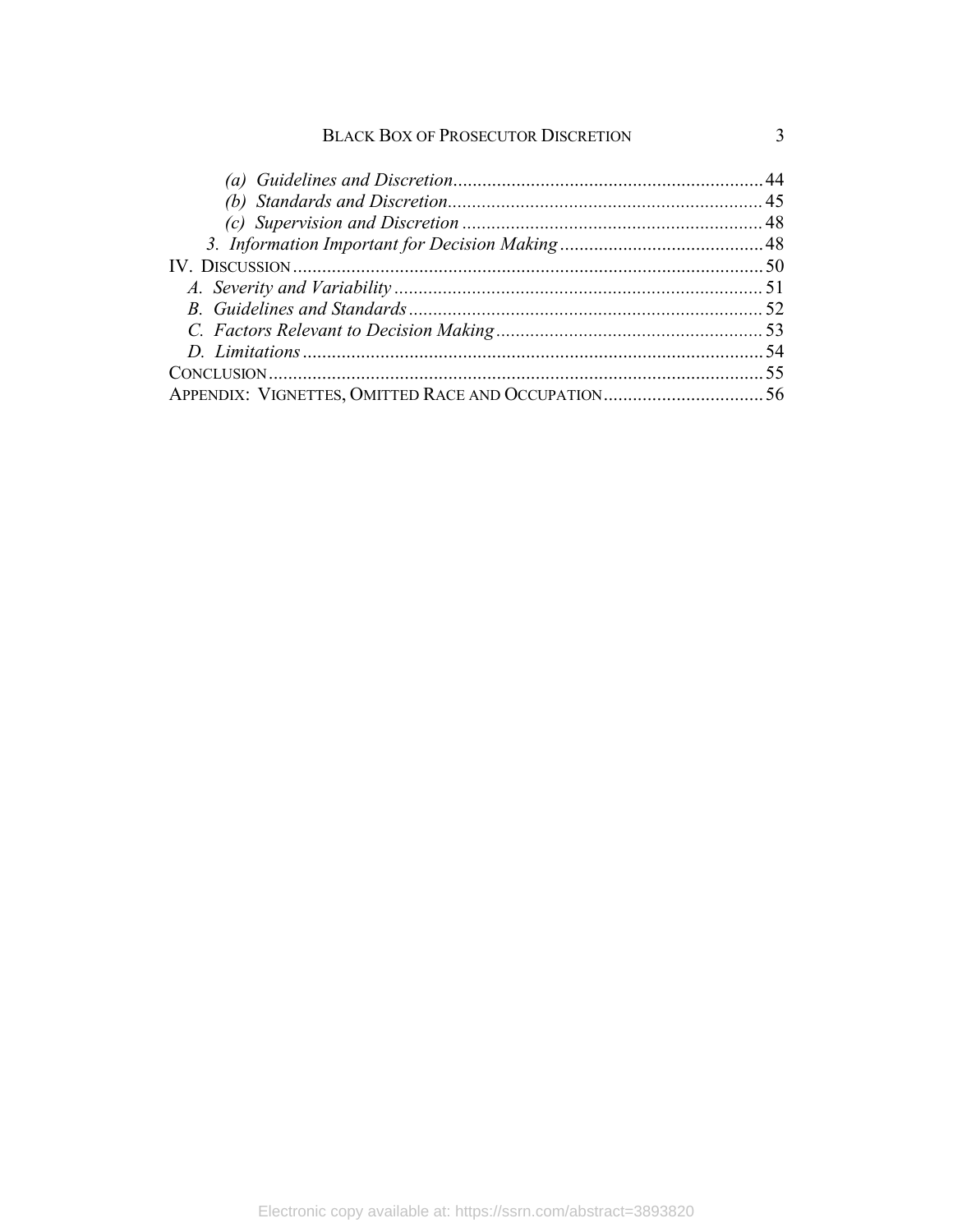(a) *Guidelines and Discretion* ................................................................ 44
(b) *Standards and Discretion* ................................................................ 45
(c) *Supervision and Discretion* ............................................................ 48

3. *Information Important for Decision Making* ........................................ 48

IV. DISCUSSION ................................................................................................ 50

A. *Severity and Variability* ........................................................................ 51
B. *Guidelines and Standards* ...................................................................... 52
C. *Factors Relevant to Decision Making* .................................................... 53
D. *Limitations* ............................................................................................ 54

CONCLUSION ...................................................................................................... 55

APPENDIX: VIGNETTES, OMITTED RACE AND OCCUPATION ................................. 56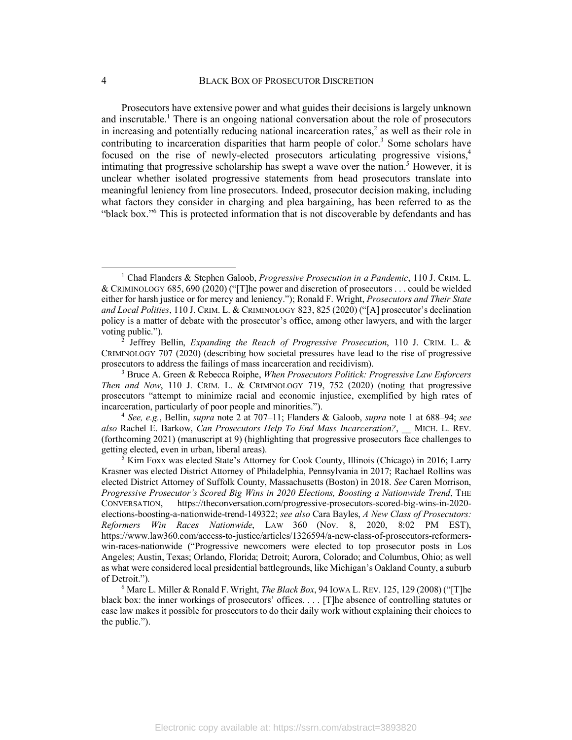Prosecutors have extensive power and what guides their decisions is largely unknown and inscrutable.[1] There is an ongoing national conversation about the role of prosecutors in increasing and potentially reducing national incarceration rates,[2] as well as their role in contributing to incarceration disparities that harm people of color.[3] Some scholars have focused on the rise of newly-elected prosecutors articulating progressive visions,[4] intimating that progressive scholarship has swept a wave over the nation.[5] However, it is unclear whether isolated progressive statements from head prosecutors translate into meaningful leniency from line prosecutors. Indeed, prosecutor decision making, including what factors they consider in charging and plea bargaining, has been referred to as the "black box."[6] This is protected information that is not discoverable by defendants and has

---

[1] Chad Flanders & Stephen Galoob, *Progressive Prosecution in a Pandemic*, 110 J. CRIM. L. & CRIMINOLOGY 685, 690 (2020) ("[T]he power and discretion of prosecutors . . . could be wielded either for harsh justice or for mercy and leniency."); Ronald F. Wright, *Prosecutors and Their State and Local Polities*, 110 J. CRIM. L. & CRIMINOLOGY 823, 825 (2020) ("[A] prosecutor's declination policy is a matter of debate with the prosecutor's office, among other lawyers, and with the larger voting public.").

[2] Jeffrey Bellin, *Expanding the Reach of Progressive Prosecution*, 110 J. CRIM. L. & CRIMINOLOGY 707 (2020) (describing how societal pressures have lead to the rise of progressive prosecutors to address the failings of mass incarceration and recidivism).

[3] Bruce A. Green & Rebecca Roiphe, *When Prosecutors Politick: Progressive Law Enforcers Then and Now*, 110 J. CRIM. L. & CRIMINOLOGY 719, 752 (2020) (noting that progressive prosecutors "attempt to minimize racial and economic injustice, exemplified by high rates of incarceration, particularly of poor people and minorities.").

[4] *See, e.g.*, Bellin, *supra* note 2 at 707–11; Flanders & Galoob, *supra* note 1 at 688–94; *see also* Rachel E. Barkow, *Can Prosecutors Help To End Mass Incarceration?*, __ MICH. L. REV. (forthcoming 2021) (manuscript at 9) (highlighting that progressive prosecutors face challenges to getting elected, even in urban, liberal areas).

[5] Kim Foxx was elected State's Attorney for Cook County, Illinois (Chicago) in 2016; Larry Krasner was elected District Attorney of Philadelphia, Pennsylvania in 2017; Rachael Rollins was elected District Attorney of Suffolk County, Massachusetts (Boston) in 2018. *See* Caren Morrison, *Progressive Prosecutor's Scored Big Wins in 2020 Elections, Boosting a Nationwide Trend*, THE CONVERSATION, https://theconversation.com/progressive-prosecutors-scored-big-wins-in-2020-elections-boosting-a-nationwide-trend-149322; *see also* Cara Bayles, *A New Class of Prosecutors: Reformers Win Races Nationwide*, LAW 360 (Nov. 8, 2020, 8:02 PM EST), https://www.law360.com/access-to-justice/articles/1326594/a-new-class-of-prosecutors-reformers-win-races-nationwide ("Progressive newcomers were elected to top prosecutor posts in Los Angeles; Austin, Texas; Orlando, Florida; Detroit; Aurora, Colorado; and Columbus, Ohio; as well as what were considered local presidential battlegrounds, like Michigan's Oakland County, a suburb of Detroit.").

[6] Marc L. Miller & Ronald F. Wright, *The Black Box*, 94 IOWA L. REV. 125, 129 (2008) ("[T]he black box: the inner workings of prosecutors' offices. . . . [T]he absence of controlling statutes or case law makes it possible for prosecutors to do their daily work without explaining their choices to the public.").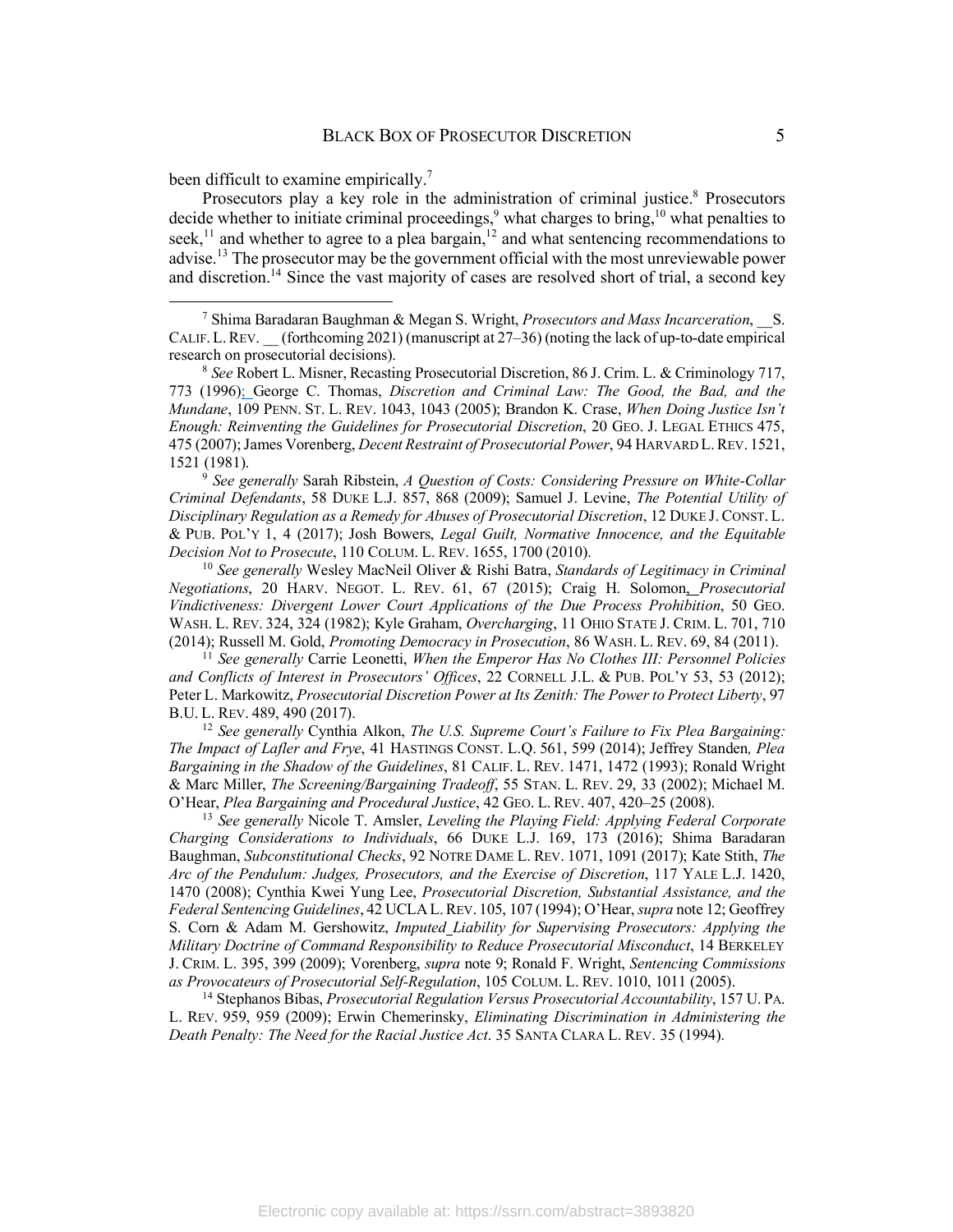been difficult to examine empirically.[7]

Prosecutors play a key role in the administration of criminal justice.[8] Prosecutors decide whether to initiate criminal proceedings,[9] what charges to bring,[10] what penalties to seek,[11] and whether to agree to a plea bargain,[12] and what sentencing recommendations to advise.[13] The prosecutor may be the government official with the most unreviewable power and discretion.[14] Since the vast majority of cases are resolved short of trial, a second key

---

[7] Shima Baradaran Baughman & Megan S. Wright, *Prosecutors and Mass Incarceration*, __S. CALIF. L. REV. __ (forthcoming 2021) (manuscript at 27–36) (noting the lack of up-to-date empirical research on prosecutorial decisions).

[8] *See* Robert L. Misner, Recasting Prosecutorial Discretion, 86 J. Crim. L. & Criminology 717, 773 (1996); George C. Thomas, *Discretion and Criminal Law: The Good, the Bad, and the Mundane*, 109 PENN. ST. L. REV. 1043, 1043 (2005); Brandon K. Crase, *When Doing Justice Isn't Enough: Reinventing the Guidelines for Prosecutorial Discretion*, 20 GEO. J. LEGAL ETHICS 475, 475 (2007); James Vorenberg, *Decent Restraint of Prosecutorial Power*, 94 HARVARD L. REV. 1521, 1521 (1981).

[9] *See generally* Sarah Ribstein, *A Question of Costs: Considering Pressure on White-Collar Criminal Defendants*, 58 DUKE L.J. 857, 868 (2009); Samuel J. Levine, *The Potential Utility of Disciplinary Regulation as a Remedy for Abuses of Prosecutorial Discretion*, 12 DUKE J. CONST. L. & PUB. POL'Y 1, 4 (2017); Josh Bowers, *Legal Guilt, Normative Innocence, and the Equitable Decision Not to Prosecute*, 110 COLUM. L. REV. 1655, 1700 (2010).

[10] *See generally* Wesley MacNeil Oliver & Rishi Batra, *Standards of Legitimacy in Criminal Negotiations*, 20 HARV. NEGOT. L. REV. 61, 67 (2015); Craig H. Solomon, *Prosecutorial Vindictiveness: Divergent Lower Court Applications of the Due Process Prohibition*, 50 GEO. WASH. L. REV. 324, 324 (1982); Kyle Graham, *Overcharging*, 11 OHIO STATE J. CRIM. L. 701, 710 (2014); Russell M. Gold, *Promoting Democracy in Prosecution*, 86 WASH. L. REV. 69, 84 (2011).

[11] *See generally* Carrie Leonetti, *When the Emperor Has No Clothes III: Personnel Policies and Conflicts of Interest in Prosecutors' Offices*, 22 CORNELL J.L. & PUB. POL'Y 53, 53 (2012); Peter L. Markowitz, *Prosecutorial Discretion Power at Its Zenith: The Power to Protect Liberty*, 97 B.U. L. REV. 489, 490 (2017).

[12] *See generally* Cynthia Alkon, *The U.S. Supreme Court's Failure to Fix Plea Bargaining: The Impact of Lafler and Frye*, 41 HASTINGS CONST. L.Q. 561, 599 (2014); Jeffrey Standen, *Plea Bargaining in the Shadow of the Guidelines*, 81 CALIF. L. REV. 1471, 1472 (1993); Ronald Wright & Marc Miller, *The Screening/Bargaining Tradeoff*, 55 STAN. L. REV. 29, 33 (2002); Michael M. O'Hear, *Plea Bargaining and Procedural Justice*, 42 GEO. L. REV. 407, 420–25 (2008).

[13] *See generally* Nicole T. Amsler, *Leveling the Playing Field: Applying Federal Corporate Charging Considerations to Individuals*, 66 DUKE L.J. 169, 173 (2016); Shima Baradaran Baughman, *Subconstitutional Checks*, 92 NOTRE DAME L. REV. 1071, 1091 (2017); Kate Stith, *The Arc of the Pendulum: Judges, Prosecutors, and the Exercise of Discretion*, 117 YALE L.J. 1420, 1470 (2008); Cynthia Kwei Yung Lee, *Prosecutorial Discretion, Substantial Assistance, and the Federal Sentencing Guidelines*, 42 UCLA L. REV. 105, 107 (1994); O'Hear, *supra* note 12; Geoffrey S. Corn & Adam M. Gershowitz, *Imputed Liability for Supervising Prosecutors: Applying the Military Doctrine of Command Responsibility to Reduce Prosecutorial Misconduct*, 14 BERKELEY J. CRIM. L. 395, 399 (2009); Vorenberg, *supra* note 9; Ronald F. Wright, *Sentencing Commissions as Provocateurs of Prosecutorial Self-Regulation*, 105 COLUM. L. REV. 1010, 1011 (2005).

[14] Stephanos Bibas, *Prosecutorial Regulation Versus Prosecutorial Accountability*, 157 U. PA. L. REV. 959, 959 (2009); Erwin Chemerinsky, *Eliminating Discrimination in Administering the Death Penalty: The Need for the Racial Justice Act*. 35 SANTA CLARA L. REV. 35 (1994).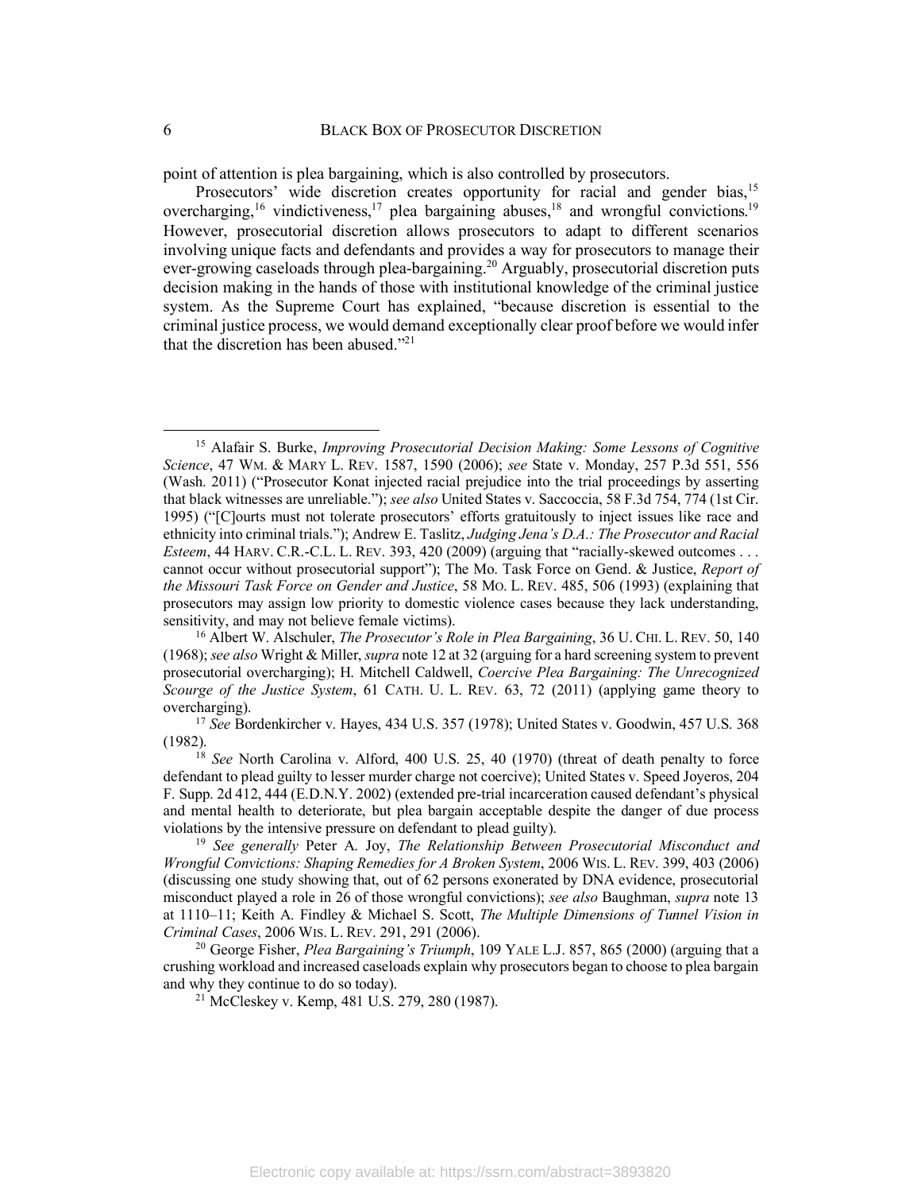point of attention is plea bargaining, which is also controlled by prosecutors.

Prosecutors' wide discretion creates opportunity for racial and gender bias,[15] overcharging,[16] vindictiveness,[17] plea bargaining abuses,[18] and wrongful convictions.[19] However, prosecutorial discretion allows prosecutors to adapt to different scenarios involving unique facts and defendants and provides a way for prosecutors to manage their ever-growing caseloads through plea-bargaining.[20] Arguably, prosecutorial discretion puts decision making in the hands of those with institutional knowledge of the criminal justice system. As the Supreme Court has explained, "because discretion is essential to the criminal justice process, we would demand exceptionally clear proof before we would infer that the discretion has been abused."[21]

---

[15] Alafair S. Burke, *Improving Prosecutorial Decision Making: Some Lessons of Cognitive Science*, 47 WM. & MARY L. REV. 1587, 1590 (2006); *see* State v. Monday, 257 P.3d 551, 556 (Wash. 2011) ("Prosecutor Konat injected racial prejudice into the trial proceedings by asserting that black witnesses are unreliable."); *see also* United States v. Saccoccia, 58 F.3d 754, 774 (1st Cir. 1995) ("[C]ourts must not tolerate prosecutors' efforts gratuitously to inject issues like race and ethnicity into criminal trials."); Andrew E. Taslitz, *Judging Jena's D.A.: The Prosecutor and Racial Esteem*, 44 HARV. C.R.-C.L. L. REV. 393, 420 (2009) (arguing that "racially-skewed outcomes . . . cannot occur without prosecutorial support"); The Mo. Task Force on Gend. & Justice, *Report of the Missouri Task Force on Gender and Justice*, 58 MO. L. REV. 485, 506 (1993) (explaining that prosecutors may assign low priority to domestic violence cases because they lack understanding, sensitivity, and may not believe female victims).

[16] Albert W. Alschuler, *The Prosecutor's Role in Plea Bargaining*, 36 U. CHI. L. REV. 50, 140 (1968); *see also* Wright & Miller, *supra* note 12 at 32 (arguing for a hard screening system to prevent prosecutorial overcharging); H. Mitchell Caldwell, *Coercive Plea Bargaining: The Unrecognized Scourge of the Justice System*, 61 CATH. U. L. REV. 63, 72 (2011) (applying game theory to overcharging).

[17] *See* Bordenkircher v. Hayes, 434 U.S. 357 (1978); United States v. Goodwin, 457 U.S. 368 (1982).

[18] *See* North Carolina v. Alford, 400 U.S. 25, 40 (1970) (threat of death penalty to force defendant to plead guilty to lesser murder charge not coercive); United States v. Speed Joyeros, 204 F. Supp. 2d 412, 444 (E.D.N.Y. 2002) (extended pre-trial incarceration caused defendant's physical and mental health to deteriorate, but plea bargain acceptable despite the danger of due process violations by the intensive pressure on defendant to plead guilty).

[19] *See generally* Peter A. Joy, *The Relationship Between Prosecutorial Misconduct and Wrongful Convictions: Shaping Remedies for A Broken System*, 2006 WIS. L. REV. 399, 403 (2006) (discussing one study showing that, out of 62 persons exonerated by DNA evidence, prosecutorial misconduct played a role in 26 of those wrongful convictions); *see also* Baughman, *supra* note 13 at 1110–11; Keith A. Findley & Michael S. Scott, *The Multiple Dimensions of Tunnel Vision in Criminal Cases*, 2006 WIS. L. REV. 291, 291 (2006).

[20] George Fisher, *Plea Bargaining's Triumph*, 109 YALE L.J. 857, 865 (2000) (arguing that a crushing workload and increased caseloads explain why prosecutors began to choose to plea bargain and why they continue to do so today).

[21] McCleskey v. Kemp, 481 U.S. 279, 280 (1987).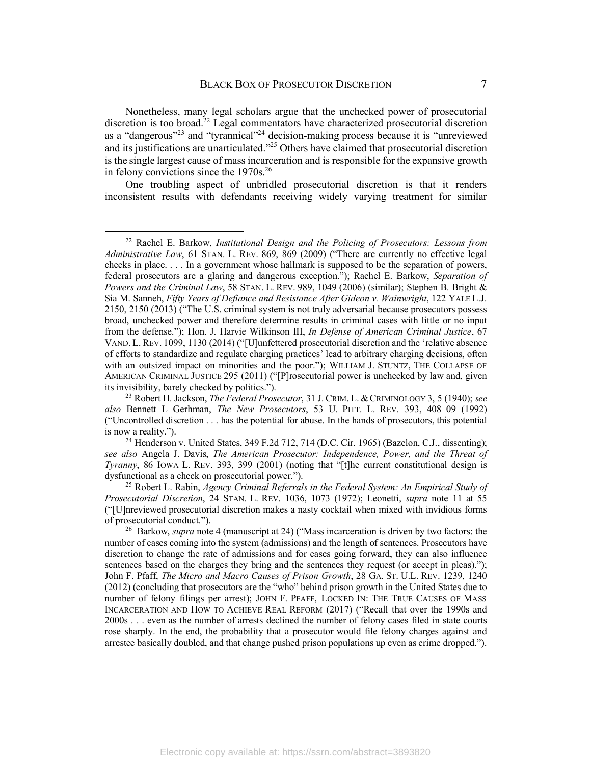Nonetheless, many legal scholars argue that the unchecked power of prosecutorial discretion is too broad.[22] Legal commentators have characterized prosecutorial discretion as a "dangerous"[23] and "tyrannical"[24] decision-making process because it is "unreviewed and its justifications are unarticulated."[25] Others have claimed that prosecutorial discretion is the single largest cause of mass incarceration and is responsible for the expansive growth in felony convictions since the 1970s.[26]

One troubling aspect of unbridled prosecutorial discretion is that it renders inconsistent results with defendants receiving widely varying treatment for similar

---

[22] Rachel E. Barkow, *Institutional Design and the Policing of Prosecutors: Lessons from Administrative Law*, 61 STAN. L. REV. 869, 869 (2009) ("There are currently no effective legal checks in place. . . . In a government whose hallmark is supposed to be the separation of powers, federal prosecutors are a glaring and dangerous exception."); Rachel E. Barkow, *Separation of Powers and the Criminal Law*, 58 STAN. L. REV. 989, 1049 (2006) (similar); Stephen B. Bright & Sia M. Sanneh, *Fifty Years of Defiance and Resistance After Gideon v. Wainwright*, 122 YALE L.J. 2150, 2150 (2013) ("The U.S. criminal system is not truly adversarial because prosecutors possess broad, unchecked power and therefore determine results in criminal cases with little or no input from the defense."); Hon. J. Harvie Wilkinson III, *In Defense of American Criminal Justice*, 67 VAND. L. REV. 1099, 1130 (2014) ("[U]unfettered prosecutorial discretion and the 'relative absence of efforts to standardize and regulate charging practices' lead to arbitrary charging decisions, often with an outsized impact on minorities and the poor."); WILLIAM J. STUNTZ, THE COLLAPSE OF AMERICAN CRIMINAL JUSTICE 295 (2011) ("[P]rosecutorial power is unchecked by law and, given its invisibility, barely checked by politics.").

[23] Robert H. Jackson, *The Federal Prosecutor*, 31 J. CRIM. L. & CRIMINOLOGY 3, 5 (1940); *see also* Bennett L Gerhman, *The New Prosecutors*, 53 U. PITT. L. REV. 393, 408–09 (1992) ("Uncontrolled discretion . . . has the potential for abuse. In the hands of prosecutors, this potential is now a reality.").

[24] Henderson v. United States, 349 F.2d 712, 714 (D.C. Cir. 1965) (Bazelon, C.J., dissenting); *see also* Angela J. Davis, *The American Prosecutor: Independence, Power, and the Threat of Tyranny*, 86 IOWA L. REV. 393, 399 (2001) (noting that "[t]he current constitutional design is dysfunctional as a check on prosecutorial power.").

[25] Robert L. Rabin, *Agency Criminal Referrals in the Federal System: An Empirical Study of Prosecutorial Discretion*, 24 STAN. L. REV. 1036, 1073 (1972); Leonetti, *supra* note 11 at 55 ("[U]nreviewed prosecutorial discretion makes a nasty cocktail when mixed with invidious forms of prosecutorial conduct.").

[26] Barkow, *supra* note 4 (manuscript at 24) ("Mass incarceration is driven by two factors: the number of cases coming into the system (admissions) and the length of sentences. Prosecutors have discretion to change the rate of admissions and for cases going forward, they can also influence sentences based on the charges they bring and the sentences they request (or accept in pleas)."); John F. Pfaff, *The Micro and Macro Causes of Prison Growth*, 28 GA. ST. U.L. REV. 1239, 1240 (2012) (concluding that prosecutors are the "who" behind prison growth in the United States due to number of felony filings per arrest); JOHN F. PFAFF, LOCKED IN: THE TRUE CAUSES OF MASS INCARCERATION AND HOW TO ACHIEVE REAL REFORM (2017) ("Recall that over the 1990s and 2000s . . . even as the number of arrests declined the number of felony cases filed in state courts rose sharply. In the end, the probability that a prosecutor would file felony charges against and arrestee basically doubled, and that change pushed prison populations up even as crime dropped.").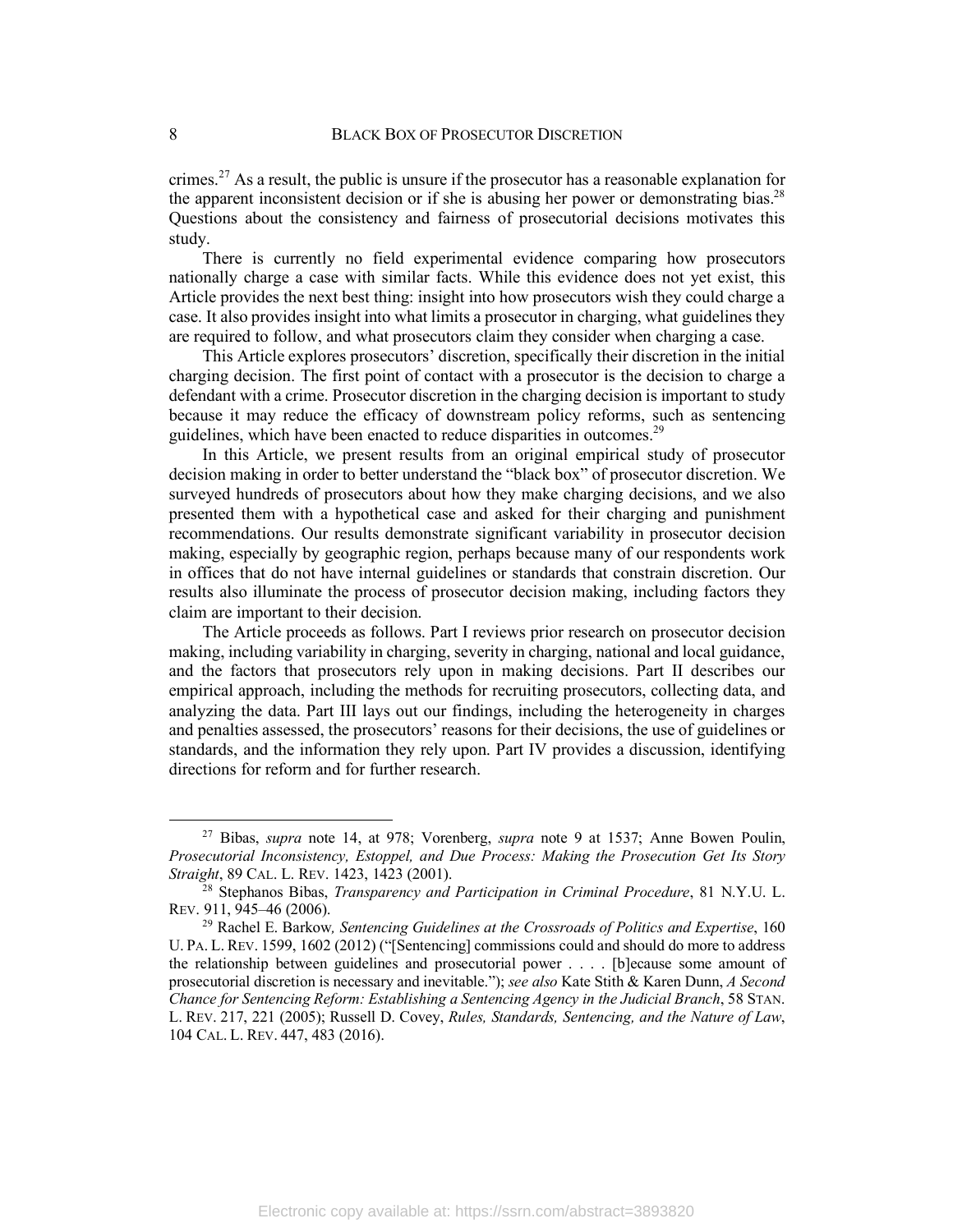crimes.[27] As a result, the public is unsure if the prosecutor has a reasonable explanation for the apparent inconsistent decision or if she is abusing her power or demonstrating bias.[28] Questions about the consistency and fairness of prosecutorial decisions motivates this study.

There is currently no field experimental evidence comparing how prosecutors nationally charge a case with similar facts. While this evidence does not yet exist, this Article provides the next best thing: insight into how prosecutors wish they could charge a case. It also provides insight into what limits a prosecutor in charging, what guidelines they are required to follow, and what prosecutors claim they consider when charging a case.

This Article explores prosecutors' discretion, specifically their discretion in the initial charging decision. The first point of contact with a prosecutor is the decision to charge a defendant with a crime. Prosecutor discretion in the charging decision is important to study because it may reduce the efficacy of downstream policy reforms, such as sentencing guidelines, which have been enacted to reduce disparities in outcomes.[29]

In this Article, we present results from an original empirical study of prosecutor decision making in order to better understand the "black box" of prosecutor discretion. We surveyed hundreds of prosecutors about how they make charging decisions, and we also presented them with a hypothetical case and asked for their charging and punishment recommendations. Our results demonstrate significant variability in prosecutor decision making, especially by geographic region, perhaps because many of our respondents work in offices that do not have internal guidelines or standards that constrain discretion. Our results also illuminate the process of prosecutor decision making, including factors they claim are important to their decision.

The Article proceeds as follows. Part I reviews prior research on prosecutor decision making, including variability in charging, severity in charging, national and local guidance, and the factors that prosecutors rely upon in making decisions. Part II describes our empirical approach, including the methods for recruiting prosecutors, collecting data, and analyzing the data. Part III lays out our findings, including the heterogeneity in charges and penalties assessed, the prosecutors' reasons for their decisions, the use of guidelines or standards, and the information they rely upon. Part IV provides a discussion, identifying directions for reform and for further research.

---

[27] Bibas, *supra* note 14, at 978; Vorenberg, *supra* note 9 at 1537; Anne Bowen Poulin, *Prosecutorial Inconsistency, Estoppel, and Due Process: Making the Prosecution Get Its Story Straight*, 89 CAL. L. REV. 1423, 1423 (2001).

[28] Stephanos Bibas, *Transparency and Participation in Criminal Procedure*, 81 N.Y.U. L. REV. 911, 945–46 (2006).

[29] Rachel E. Barkow, *Sentencing Guidelines at the Crossroads of Politics and Expertise*, 160 U. PA. L. REV. 1599, 1602 (2012) ("[Sentencing] commissions could and should do more to address the relationship between guidelines and prosecutorial power . . . . [b]ecause some amount of prosecutorial discretion is necessary and inevitable."); *see also* Kate Stith & Karen Dunn, *A Second Chance for Sentencing Reform: Establishing a Sentencing Agency in the Judicial Branch*, 58 STAN. L. REV. 217, 221 (2005); Russell D. Covey, *Rules, Standards, Sentencing, and the Nature of Law*, 104 CAL. L. REV. 447, 483 (2016).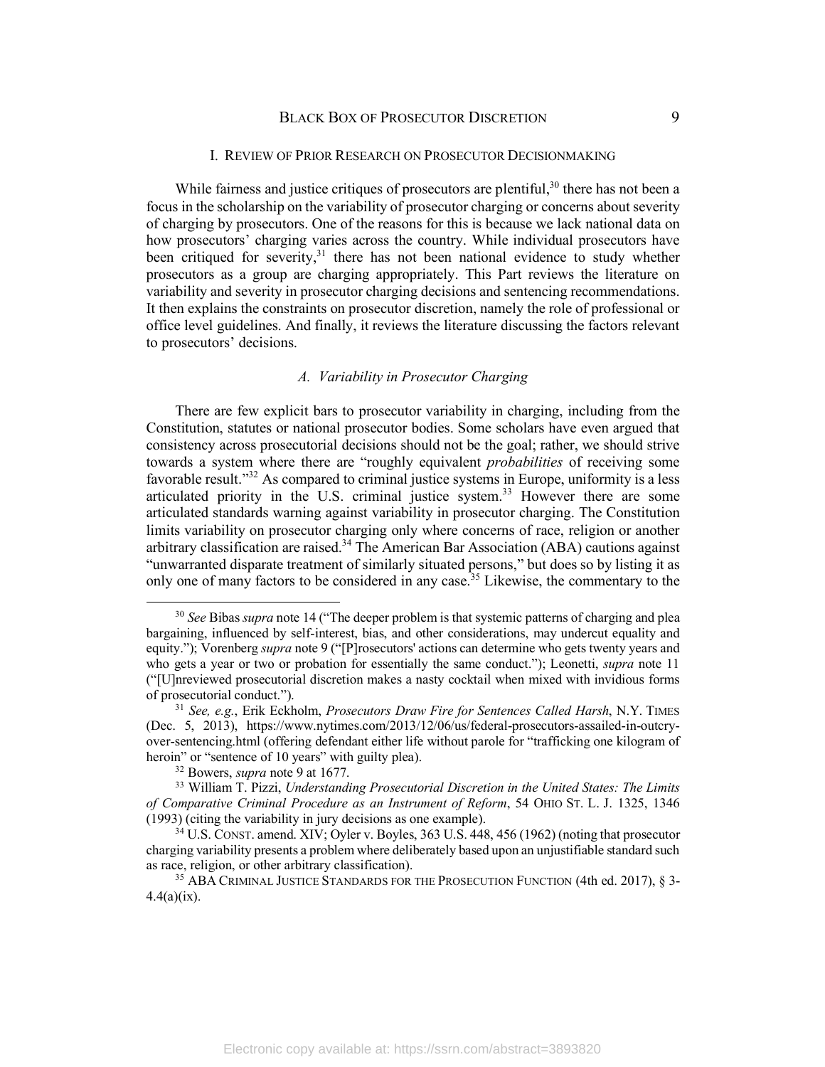## I. Review of Prior Research on Prosecutor Decisionmaking

While fairness and justice critiques of prosecutors are plentiful,[30] there has not been a focus in the scholarship on the variability of prosecutor charging or concerns about severity of charging by prosecutors. One of the reasons for this is because we lack national data on how prosecutors' charging varies across the country. While individual prosecutors have been critiqued for severity,[31] there has not been national evidence to study whether prosecutors as a group are charging appropriately. This Part reviews the literature on variability and severity in prosecutor charging decisions and sentencing recommendations. It then explains the constraints on prosecutor discretion, namely the role of professional or office level guidelines. And finally, it reviews the literature discussing the factors relevant to prosecutors' decisions.

### *A. Variability in Prosecutor Charging*

There are few explicit bars to prosecutor variability in charging, including from the Constitution, statutes or national prosecutor bodies. Some scholars have even argued that consistency across prosecutorial decisions should not be the goal; rather, we should strive towards a system where there are "roughly equivalent *probabilities* of receiving some favorable result."[32] As compared to criminal justice systems in Europe, uniformity is a less articulated priority in the U.S. criminal justice system.[33] However there are some articulated standards warning against variability in prosecutor charging. The Constitution limits variability on prosecutor charging only where concerns of race, religion or another arbitrary classification are raised.[34] The American Bar Association (ABA) cautions against "unwarranted disparate treatment of similarly situated persons," but does so by listing it as only one of many factors to be considered in any case.[35] Likewise, the commentary to the

---

[30] *See* Bibas *supra* note 14 ("The deeper problem is that systemic patterns of charging and plea bargaining, influenced by self-interest, bias, and other considerations, may undercut equality and equity."); Vorenberg *supra* note 9 ("[P]rosecutors' actions can determine who gets twenty years and who gets a year or two or probation for essentially the same conduct."); Leonetti, *supra* note 11 ("[U]nreviewed prosecutorial discretion makes a nasty cocktail when mixed with invidious forms of prosecutorial conduct.").

[31] *See, e.g.*, Erik Eckholm, *Prosecutors Draw Fire for Sentences Called Harsh*, N.Y. TIMES (Dec. 5, 2013), https://www.nytimes.com/2013/12/06/us/federal-prosecutors-assailed-in-outcry-over-sentencing.html (offering defendant either life without parole for "trafficking one kilogram of heroin" or "sentence of 10 years" with guilty plea).

[32] Bowers, *supra* note 9 at 1677.

[33] William T. Pizzi, *Understanding Prosecutorial Discretion in the United States: The Limits of Comparative Criminal Procedure as an Instrument of Reform*, 54 OHIO ST. L. J. 1325, 1346 (1993) (citing the variability in jury decisions as one example).

[34] U.S. CONST. amend. XIV; Oyler v. Boyles, 363 U.S. 448, 456 (1962) (noting that prosecutor charging variability presents a problem where deliberately based upon an unjustifiable standard such as race, religion, or other arbitrary classification).

[35] ABA CRIMINAL JUSTICE STANDARDS FOR THE PROSECUTION FUNCTION (4th ed. 2017), § 3-4.4(a)(ix).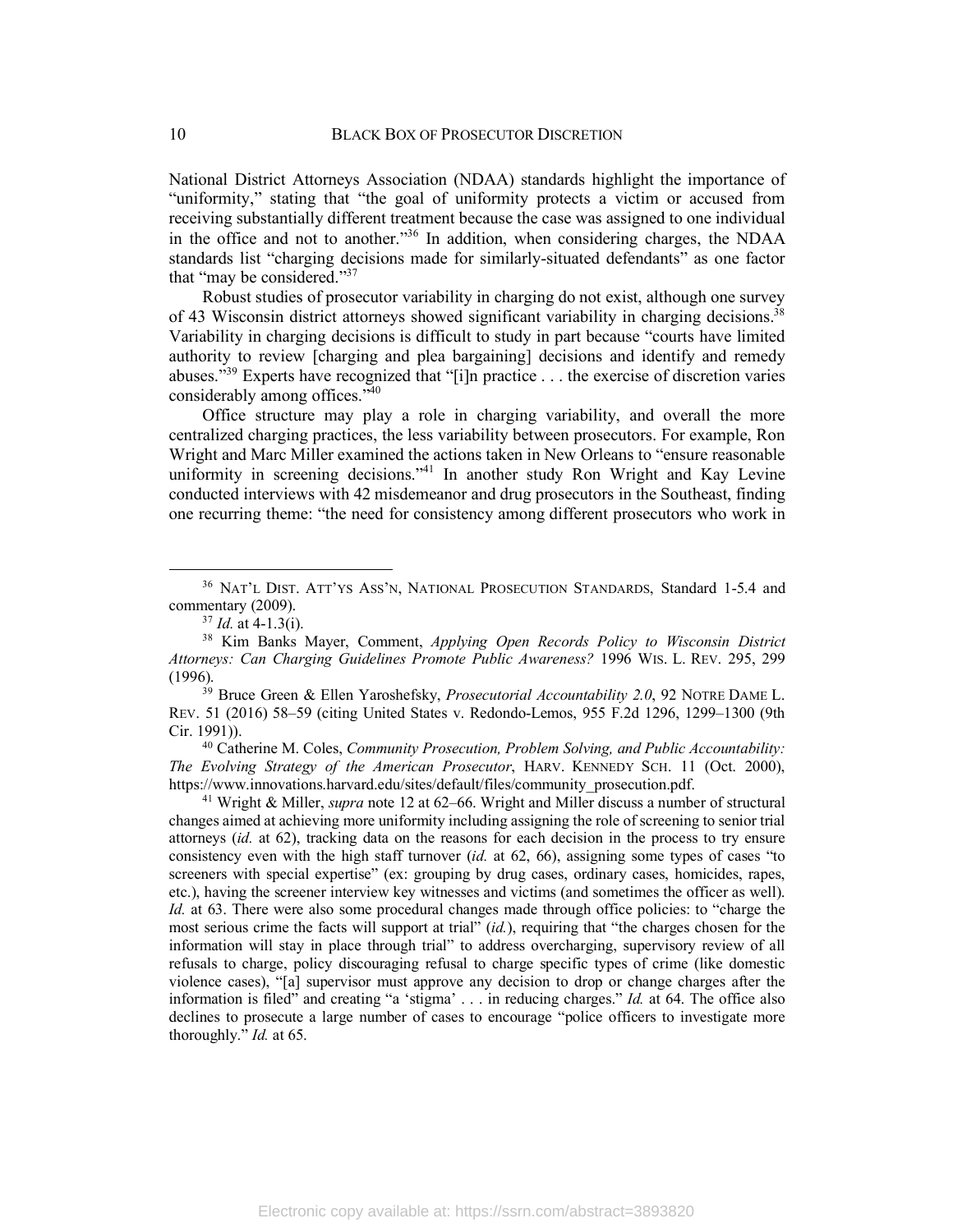National District Attorneys Association (NDAA) standards highlight the importance of "uniformity," stating that "the goal of uniformity protects a victim or accused from receiving substantially different treatment because the case was assigned to one individual in the office and not to another."[36] In addition, when considering charges, the NDAA standards list "charging decisions made for similarly-situated defendants" as one factor that "may be considered."[37]

Robust studies of prosecutor variability in charging do not exist, although one survey of 43 Wisconsin district attorneys showed significant variability in charging decisions.[38] Variability in charging decisions is difficult to study in part because "courts have limited authority to review [charging and plea bargaining] decisions and identify and remedy abuses."[39] Experts have recognized that "[i]n practice . . . the exercise of discretion varies considerably among offices."[40]

Office structure may play a role in charging variability, and overall the more centralized charging practices, the less variability between prosecutors. For example, Ron Wright and Marc Miller examined the actions taken in New Orleans to "ensure reasonable uniformity in screening decisions."[41] In another study Ron Wright and Kay Levine conducted interviews with 42 misdemeanor and drug prosecutors in the Southeast, finding one recurring theme: "the need for consistency among different prosecutors who work in

---

[36] NAT'L DIST. ATT'YS ASS'N, NATIONAL PROSECUTION STANDARDS, Standard 1-5.4 and commentary (2009).

[37] *Id.* at 4-1.3(i).

[38] Kim Banks Mayer, Comment, *Applying Open Records Policy to Wisconsin District Attorneys: Can Charging Guidelines Promote Public Awareness?* 1996 WIS. L. REV. 295, 299 (1996).

[39] Bruce Green & Ellen Yaroshefsky, *Prosecutorial Accountability 2.0*, 92 NOTRE DAME L. REV. 51 (2016) 58–59 (citing United States v. Redondo-Lemos, 955 F.2d 1296, 1299–1300 (9th Cir. 1991)).

[40] Catherine M. Coles, *Community Prosecution, Problem Solving, and Public Accountability: The Evolving Strategy of the American Prosecutor*, HARV. KENNEDY SCH. 11 (Oct. 2000), https://www.innovations.harvard.edu/sites/default/files/community_prosecution.pdf.

[41] Wright & Miller, *supra* note 12 at 62–66. Wright and Miller discuss a number of structural changes aimed at achieving more uniformity including assigning the role of screening to senior trial attorneys (*id.* at 62), tracking data on the reasons for each decision in the process to try ensure consistency even with the high staff turnover (*id.* at 62, 66), assigning some types of cases "to screeners with special expertise" (ex: grouping by drug cases, ordinary cases, homicides, rapes, etc.), having the screener interview key witnesses and victims (and sometimes the officer as well). *Id.* at 63. There were also some procedural changes made through office policies: to "charge the most serious crime the facts will support at trial" (*id.*), requiring that "the charges chosen for the information will stay in place through trial" to address overcharging, supervisory review of all refusals to charge, policy discouraging refusal to charge specific types of crime (like domestic violence cases), "[a] supervisor must approve any decision to drop or change charges after the information is filed" and creating "a 'stigma' . . . in reducing charges." *Id.* at 64. The office also declines to prosecute a large number of cases to encourage "police officers to investigate more thoroughly." *Id.* at 65.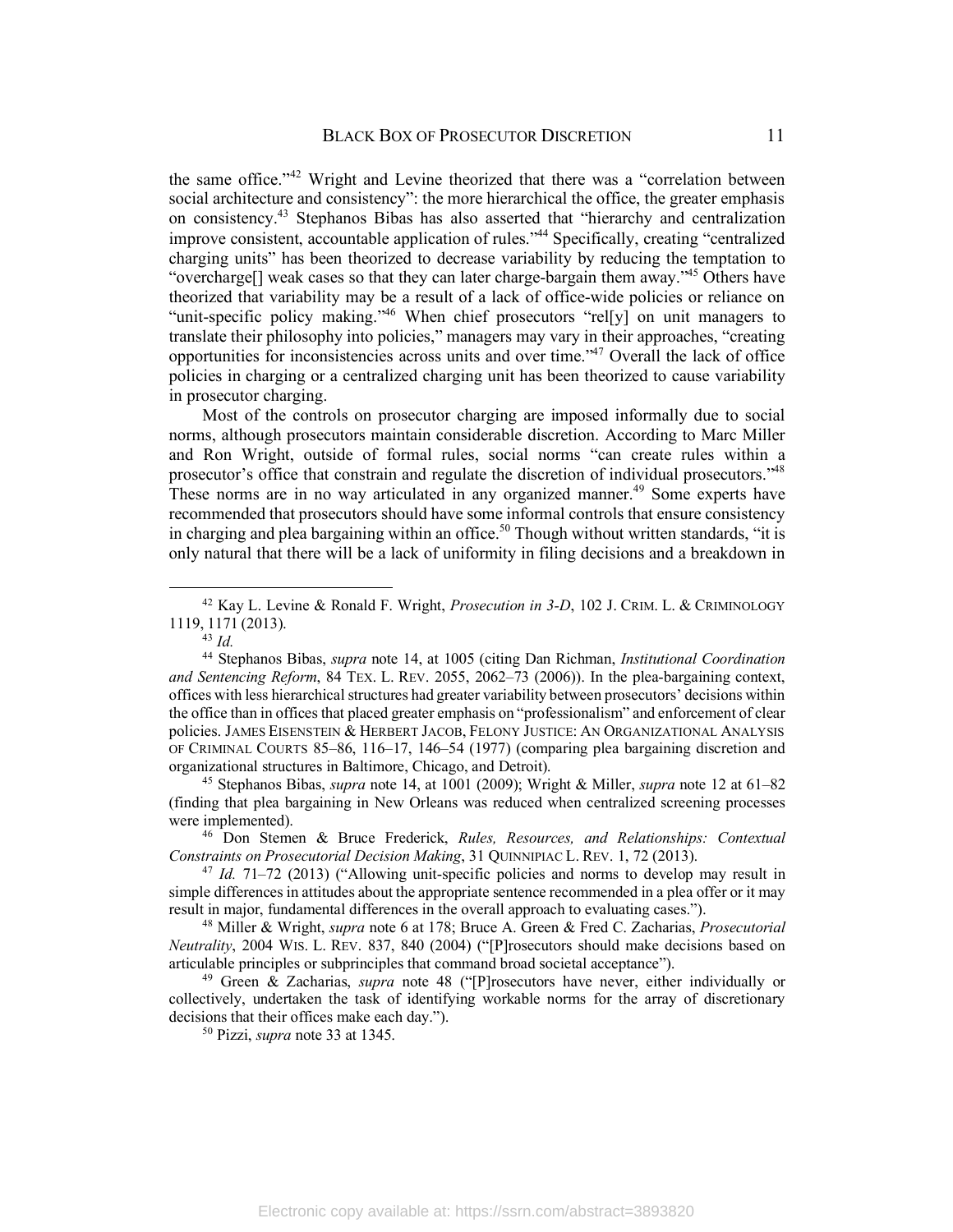the same office."[42] Wright and Levine theorized that there was a "correlation between social architecture and consistency": the more hierarchical the office, the greater emphasis on consistency.[43] Stephanos Bibas has also asserted that "hierarchy and centralization improve consistent, accountable application of rules."[44] Specifically, creating "centralized charging units" has been theorized to decrease variability by reducing the temptation to "overcharge[] weak cases so that they can later charge-bargain them away."[45] Others have theorized that variability may be a result of a lack of office-wide policies or reliance on "unit-specific policy making."[46] When chief prosecutors "rel[y] on unit managers to translate their philosophy into policies," managers may vary in their approaches, "creating opportunities for inconsistencies across units and over time."[47] Overall the lack of office policies in charging or a centralized charging unit has been theorized to cause variability in prosecutor charging.

Most of the controls on prosecutor charging are imposed informally due to social norms, although prosecutors maintain considerable discretion. According to Marc Miller and Ron Wright, outside of formal rules, social norms "can create rules within a prosecutor's office that constrain and regulate the discretion of individual prosecutors."[48] These norms are in no way articulated in any organized manner.[49] Some experts have recommended that prosecutors should have some informal controls that ensure consistency in charging and plea bargaining within an office.[50] Though without written standards, "it is only natural that there will be a lack of uniformity in filing decisions and a breakdown in

---

[42] Kay L. Levine & Ronald F. Wright, *Prosecution in 3-D*, 102 J. CRIM. L. & CRIMINOLOGY 1119, 1171 (2013).

[43] *Id.*

[44] Stephanos Bibas, *supra* note 14, at 1005 (citing Dan Richman, *Institutional Coordination and Sentencing Reform*, 84 TEX. L. REV. 2055, 2062–73 (2006)). In the plea-bargaining context, offices with less hierarchical structures had greater variability between prosecutors' decisions within the office than in offices that placed greater emphasis on "professionalism" and enforcement of clear policies. JAMES EISENSTEIN & HERBERT JACOB, FELONY JUSTICE: AN ORGANIZATIONAL ANALYSIS OF CRIMINAL COURTS 85–86, 116–17, 146–54 (1977) (comparing plea bargaining discretion and organizational structures in Baltimore, Chicago, and Detroit).

[45] Stephanos Bibas, *supra* note 14, at 1001 (2009); Wright & Miller, *supra* note 12 at 61–82 (finding that plea bargaining in New Orleans was reduced when centralized screening processes were implemented).

[46] Don Stemen & Bruce Frederick, *Rules, Resources, and Relationships: Contextual Constraints on Prosecutorial Decision Making*, 31 QUINNIPIAC L. REV. 1, 72 (2013).

[47] *Id.* 71–72 (2013) ("Allowing unit-specific policies and norms to develop may result in simple differences in attitudes about the appropriate sentence recommended in a plea offer or it may result in major, fundamental differences in the overall approach to evaluating cases.").

[48] Miller & Wright, *supra* note 6 at 178; Bruce A. Green & Fred C. Zacharias, *Prosecutorial Neutrality*, 2004 WIS. L. REV. 837, 840 (2004) ("[P]rosecutors should make decisions based on articulable principles or subprinciples that command broad societal acceptance").

[49] Green & Zacharias, *supra* note 48 ("[P]rosecutors have never, either individually or collectively, undertaken the task of identifying workable norms for the array of discretionary decisions that their offices make each day.").

[50] Pizzi, *supra* note 33 at 1345.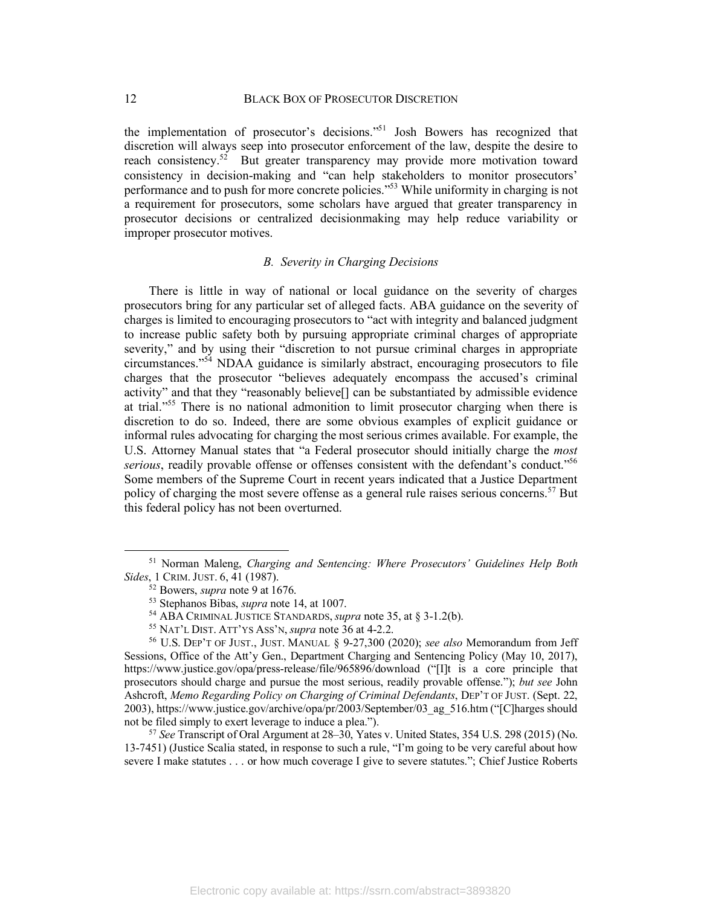the implementation of prosecutor's decisions."[51] Josh Bowers has recognized that discretion will always seep into prosecutor enforcement of the law, despite the desire to reach consistency.[52] But greater transparency may provide more motivation toward consistency in decision-making and "can help stakeholders to monitor prosecutors' performance and to push for more concrete policies."[53] While uniformity in charging is not a requirement for prosecutors, some scholars have argued that greater transparency in prosecutor decisions or centralized decisionmaking may help reduce variability or improper prosecutor motives.

### *B. Severity in Charging Decisions*

There is little in way of national or local guidance on the severity of charges prosecutors bring for any particular set of alleged facts. ABA guidance on the severity of charges is limited to encouraging prosecutors to "act with integrity and balanced judgment to increase public safety both by pursuing appropriate criminal charges of appropriate severity," and by using their "discretion to not pursue criminal charges in appropriate circumstances."[54] NDAA guidance is similarly abstract, encouraging prosecutors to file charges that the prosecutor "believes adequately encompass the accused's criminal activity" and that they "reasonably believe[] can be substantiated by admissible evidence at trial."[55] There is no national admonition to limit prosecutor charging when there is discretion to do so. Indeed, there are some obvious examples of explicit guidance or informal rules advocating for charging the most serious crimes available. For example, the U.S. Attorney Manual states that "a Federal prosecutor should initially charge the *most serious*, readily provable offense or offenses consistent with the defendant's conduct."[56] Some members of the Supreme Court in recent years indicated that a Justice Department policy of charging the most severe offense as a general rule raises serious concerns.[57] But this federal policy has not been overturned.

---

[51] Norman Maleng, *Charging and Sentencing: Where Prosecutors' Guidelines Help Both Sides*, 1 CRIM. JUST. 6, 41 (1987).

[52] Bowers, *supra* note 9 at 1676.

[53] Stephanos Bibas, *supra* note 14, at 1007.

[54] ABA CRIMINAL JUSTICE STANDARDS, *supra* note 35, at § 3-1.2(b).

[55] NAT'L DIST. ATT'YS ASS'N, *supra* note 36 at 4-2.2.

[56] U.S. DEP'T OF JUST., JUST. MANUAL § 9-27,300 (2020); *see also* Memorandum from Jeff Sessions, Office of the Att'y Gen., Department Charging and Sentencing Policy (May 10, 2017), https://www.justice.gov/opa/press-release/file/965896/download ("[I]t is a core principle that prosecutors should charge and pursue the most serious, readily provable offense."); *but see* John Ashcroft, *Memo Regarding Policy on Charging of Criminal Defendants*, DEP'T OF JUST. (Sept. 22, 2003), https://www.justice.gov/archive/opa/pr/2003/September/03_ag_516.htm ("[C]harges should not be filed simply to exert leverage to induce a plea.").

[57] *See* Transcript of Oral Argument at 28–30, Yates v. United States, 354 U.S. 298 (2015) (No. 13-7451) (Justice Scalia stated, in response to such a rule, "I'm going to be very careful about how severe I make statutes . . . or how much coverage I give to severe statutes."; Chief Justice Roberts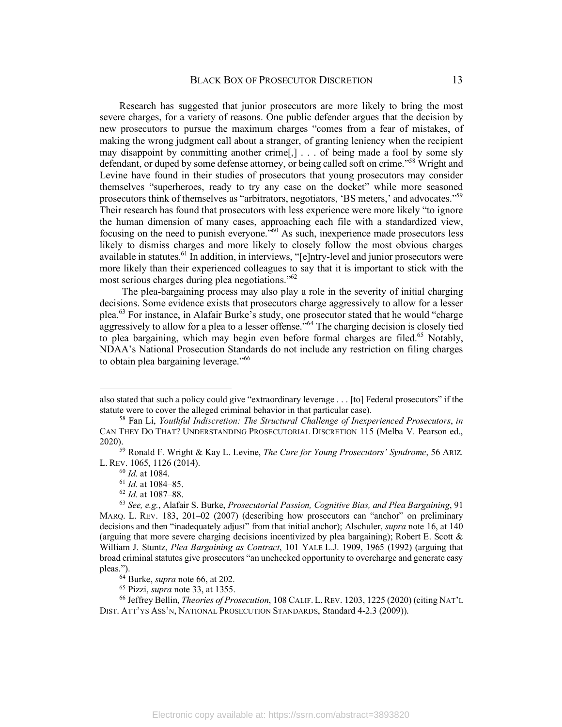Research has suggested that junior prosecutors are more likely to bring the most severe charges, for a variety of reasons. One public defender argues that the decision by new prosecutors to pursue the maximum charges "comes from a fear of mistakes, of making the wrong judgment call about a stranger, of granting leniency when the recipient may disappoint by committing another crime[,] . . . of being made a fool by some sly defendant, or duped by some defense attorney, or being called soft on crime."[58] Wright and Levine have found in their studies of prosecutors that young prosecutors may consider themselves "superheroes, ready to try any case on the docket" while more seasoned prosecutors think of themselves as "arbitrators, negotiators, 'BS meters,' and advocates."[59] Their research has found that prosecutors with less experience were more likely "to ignore the human dimension of many cases, approaching each file with a standardized view, focusing on the need to punish everyone."[60] As such, inexperience made prosecutors less likely to dismiss charges and more likely to closely follow the most obvious charges available in statutes.[61] In addition, in interviews, "[e]ntry-level and junior prosecutors were more likely than their experienced colleagues to say that it is important to stick with the most serious charges during plea negotiations."[62]

The plea-bargaining process may also play a role in the severity of initial charging decisions. Some evidence exists that prosecutors charge aggressively to allow for a lesser plea.[63] For instance, in Alafair Burke's study, one prosecutor stated that he would "charge aggressively to allow for a plea to a lesser offense."[64] The charging decision is closely tied to plea bargaining, which may begin even before formal charges are filed.[65] Notably, NDAA's National Prosecution Standards do not include any restriction on filing charges to obtain plea bargaining leverage."[66]

---

also stated that such a policy could give "extraordinary leverage . . . [to] Federal prosecutors" if the statute were to cover the alleged criminal behavior in that particular case).

[58] Fan Li, *Youthful Indiscretion: The Structural Challenge of Inexperienced Prosecutors*, *in* CAN THEY DO THAT? UNDERSTANDING PROSECUTORIAL DISCRETION 115 (Melba V. Pearson ed., 2020).

[59] Ronald F. Wright & Kay L. Levine, *The Cure for Young Prosecutors' Syndrome*, 56 ARIZ. L. REV. 1065, 1126 (2014).

[60] *Id.* at 1084.

[61] *Id.* at 1084–85.

[62] *Id.* at 1087–88.

[63] *See, e.g.*, Alafair S. Burke, *Prosecutorial Passion, Cognitive Bias, and Plea Bargaining*, 91 MARQ. L. REV. 183, 201–02 (2007) (describing how prosecutors can "anchor" on preliminary decisions and then "inadequately adjust" from that initial anchor); Alschuler, *supra* note 16, at 140 (arguing that more severe charging decisions incentivized by plea bargaining); Robert E. Scott & William J. Stuntz, *Plea Bargaining as Contract*, 101 YALE L.J. 1909, 1965 (1992) (arguing that broad criminal statutes give prosecutors "an unchecked opportunity to overcharge and generate easy pleas.").

[64] Burke, *supra* note 66, at 202.

[65] Pizzi, *supra* note 33, at 1355.

[66] Jeffrey Bellin, *Theories of Prosecution*, 108 CALIF. L. REV. 1203, 1225 (2020) (citing NAT'L DIST. ATT'YS ASS'N, NATIONAL PROSECUTION STANDARDS, Standard 4-2.3 (2009)).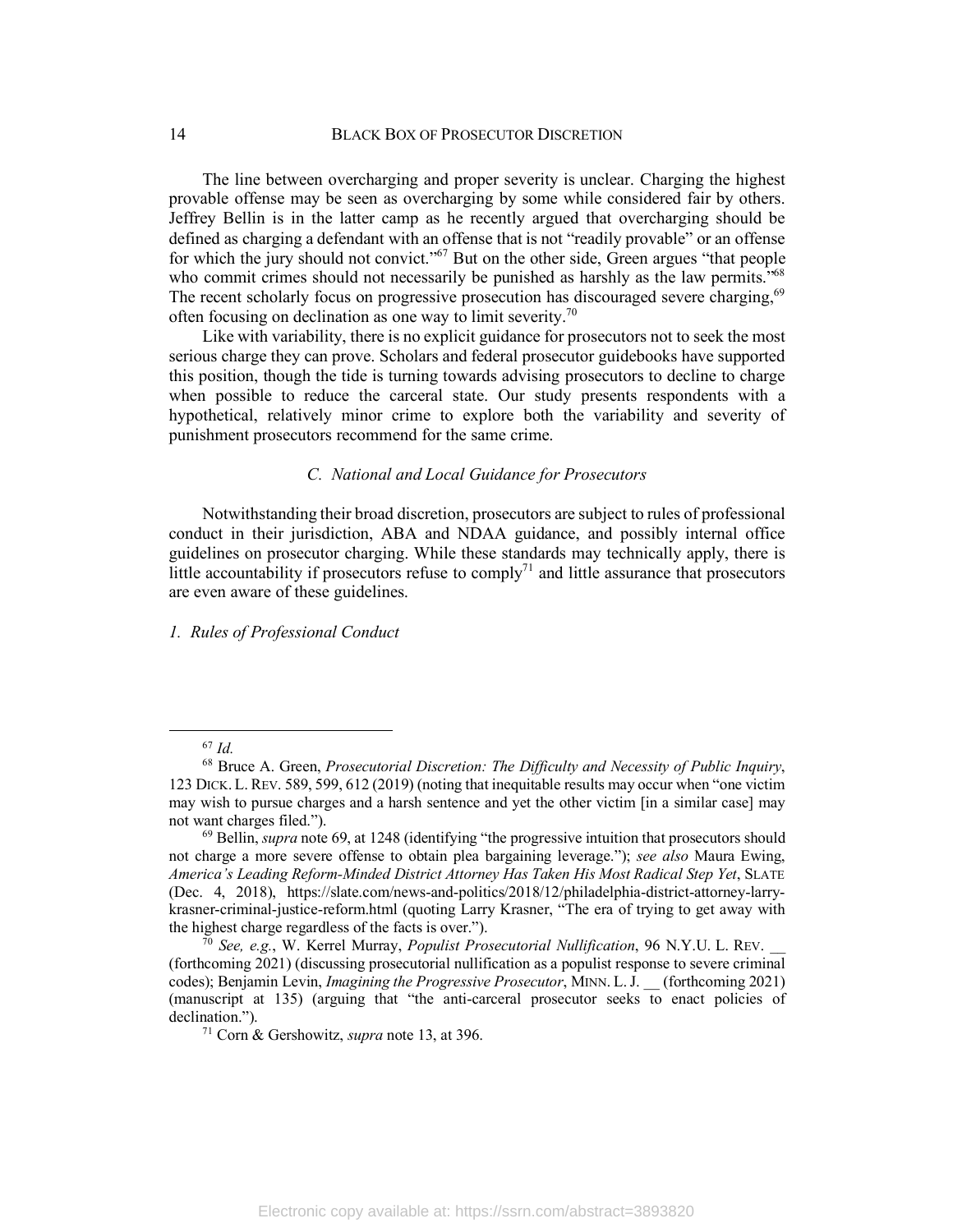The line between overcharging and proper severity is unclear. Charging the highest provable offense may be seen as overcharging by some while considered fair by others. Jeffrey Bellin is in the latter camp as he recently argued that overcharging should be defined as charging a defendant with an offense that is not "readily provable" or an offense for which the jury should not convict."[67] But on the other side, Green argues "that people who commit crimes should not necessarily be punished as harshly as the law permits."[68] The recent scholarly focus on progressive prosecution has discouraged severe charging,[69] often focusing on declination as one way to limit severity.[70]

Like with variability, there is no explicit guidance for prosecutors not to seek the most serious charge they can prove. Scholars and federal prosecutor guidebooks have supported this position, though the tide is turning towards advising prosecutors to decline to charge when possible to reduce the carceral state. Our study presents respondents with a hypothetical, relatively minor crime to explore both the variability and severity of punishment prosecutors recommend for the same crime.

### *C. National and Local Guidance for Prosecutors*

Notwithstanding their broad discretion, prosecutors are subject to rules of professional conduct in their jurisdiction, ABA and NDAA guidance, and possibly internal office guidelines on prosecutor charging. While these standards may technically apply, there is little accountability if prosecutors refuse to comply[71] and little assurance that prosecutors are even aware of these guidelines.

#### *1. Rules of Professional Conduct*

---

[67] *Id.*

[68] Bruce A. Green, *Prosecutorial Discretion: The Difficulty and Necessity of Public Inquiry*, 123 DICK. L. REV. 589, 599, 612 (2019) (noting that inequitable results may occur when "one victim may wish to pursue charges and a harsh sentence and yet the other victim [in a similar case] may not want charges filed.").

[69] Bellin, *supra* note 69, at 1248 (identifying "the progressive intuition that prosecutors should not charge a more severe offense to obtain plea bargaining leverage."); *see also* Maura Ewing, *America's Leading Reform-Minded District Attorney Has Taken His Most Radical Step Yet*, SLATE (Dec. 4, 2018), https://slate.com/news-and-politics/2018/12/philadelphia-district-attorney-larry-krasner-criminal-justice-reform.html (quoting Larry Krasner, "The era of trying to get away with the highest charge regardless of the facts is over.").

[70] *See, e.g.*, W. Kerrel Murray, *Populist Prosecutorial Nullification*, 96 N.Y.U. L. REV. __ (forthcoming 2021) (discussing prosecutorial nullification as a populist response to severe criminal codes); Benjamin Levin, *Imagining the Progressive Prosecutor*, MINN. L. J. __ (forthcoming 2021) (manuscript at 135) (arguing that "the anti-carceral prosecutor seeks to enact policies of declination.").

[71] Corn & Gershowitz, *supra* note 13, at 396.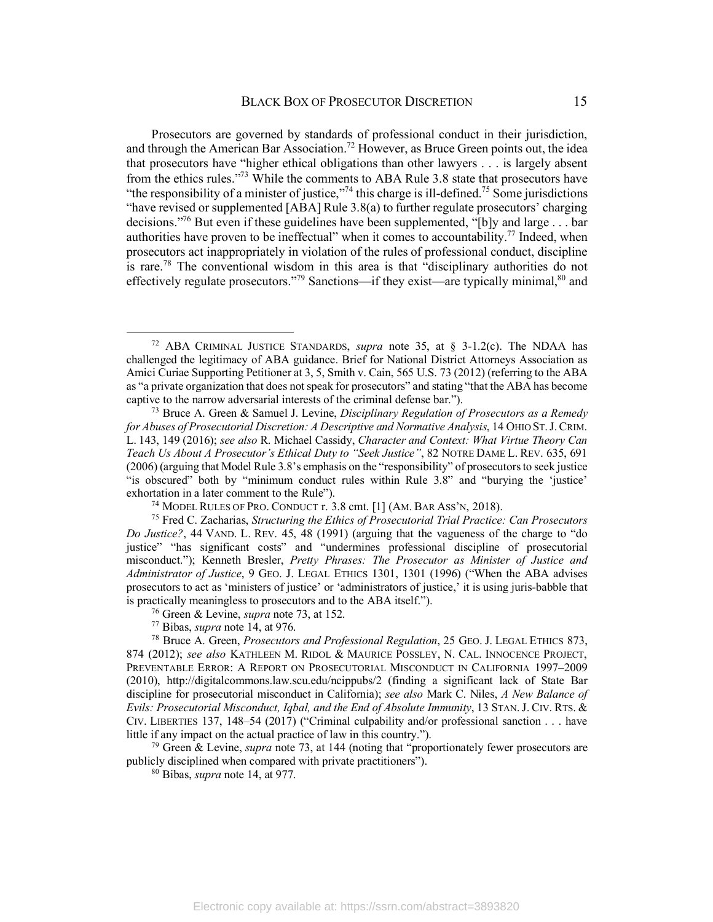Prosecutors are governed by standards of professional conduct in their jurisdiction, and through the American Bar Association.[72] However, as Bruce Green points out, the idea that prosecutors have "higher ethical obligations than other lawyers . . . is largely absent from the ethics rules."[73] While the comments to ABA Rule 3.8 state that prosecutors have "the responsibility of a minister of justice,"[74] this charge is ill-defined.[75] Some jurisdictions "have revised or supplemented [ABA] Rule 3.8(a) to further regulate prosecutors' charging decisions."[76] But even if these guidelines have been supplemented, "[b]y and large . . . bar authorities have proven to be ineffectual" when it comes to accountability.[77] Indeed, when prosecutors act inappropriately in violation of the rules of professional conduct, discipline is rare.[78] The conventional wisdom in this area is that "disciplinary authorities do not effectively regulate prosecutors."[79] Sanctions—if they exist—are typically minimal,[80] and

---

[72] ABA CRIMINAL JUSTICE STANDARDS, *supra* note 35, at § 3-1.2(c). The NDAA has challenged the legitimacy of ABA guidance. Brief for National District Attorneys Association as Amici Curiae Supporting Petitioner at 3, 5, Smith v. Cain, 565 U.S. 73 (2012) (referring to the ABA as "a private organization that does not speak for prosecutors" and stating "that the ABA has become captive to the narrow adversarial interests of the criminal defense bar.").

[73] Bruce A. Green & Samuel J. Levine, *Disciplinary Regulation of Prosecutors as a Remedy for Abuses of Prosecutorial Discretion: A Descriptive and Normative Analysis*, 14 OHIO ST. J. CRIM. L. 143, 149 (2016); *see also* R. Michael Cassidy, *Character and Context: What Virtue Theory Can Teach Us About A Prosecutor's Ethical Duty to "Seek Justice"*, 82 NOTRE DAME L. REV. 635, 691 (2006) (arguing that Model Rule 3.8's emphasis on the "responsibility" of prosecutors to seek justice "is obscured" both by "minimum conduct rules within Rule 3.8" and "burying the 'justice' exhortation in a later comment to the Rule").

[74] MODEL RULES OF PRO. CONDUCT r. 3.8 cmt. [1] (AM. BAR ASS'N, 2018).

[75] Fred C. Zacharias, *Structuring the Ethics of Prosecutorial Trial Practice: Can Prosecutors Do Justice?*, 44 VAND. L. REV. 45, 48 (1991) (arguing that the vagueness of the charge to "do justice" "has significant costs" and "undermines professional discipline of prosecutorial misconduct."); Kenneth Bresler, *Pretty Phrases: The Prosecutor as Minister of Justice and Administrator of Justice*, 9 GEO. J. LEGAL ETHICS 1301, 1301 (1996) ("When the ABA advises prosecutors to act as 'ministers of justice' or 'administrators of justice,' it is using juris-babble that is practically meaningless to prosecutors and to the ABA itself.").

[76] Green & Levine, *supra* note 73, at 152.

[77] Bibas, *supra* note 14, at 976.

[78] Bruce A. Green, *Prosecutors and Professional Regulation*, 25 GEO. J. LEGAL ETHICS 873, 874 (2012); *see also* KATHLEEN M. RIDOL & MAURICE POSSLEY, N. CAL. INNOCENCE PROJECT, PREVENTABLE ERROR: A REPORT ON PROSECUTORIAL MISCONDUCT IN CALIFORNIA 1997–2009 (2010), http://digitalcommons.law.scu.edu/ncippubs/2 (finding a significant lack of State Bar discipline for prosecutorial misconduct in California); *see also* Mark C. Niles, *A New Balance of Evils: Prosecutorial Misconduct, Iqbal, and the End of Absolute Immunity*, 13 STAN. J. CIV. RTS. & CIV. LIBERTIES 137, 148–54 (2017) ("Criminal culpability and/or professional sanction . . . have little if any impact on the actual practice of law in this country.").

[79] Green & Levine, *supra* note 73, at 144 (noting that "proportionately fewer prosecutors are publicly disciplined when compared with private practitioners").

[80] Bibas, *supra* note 14, at 977.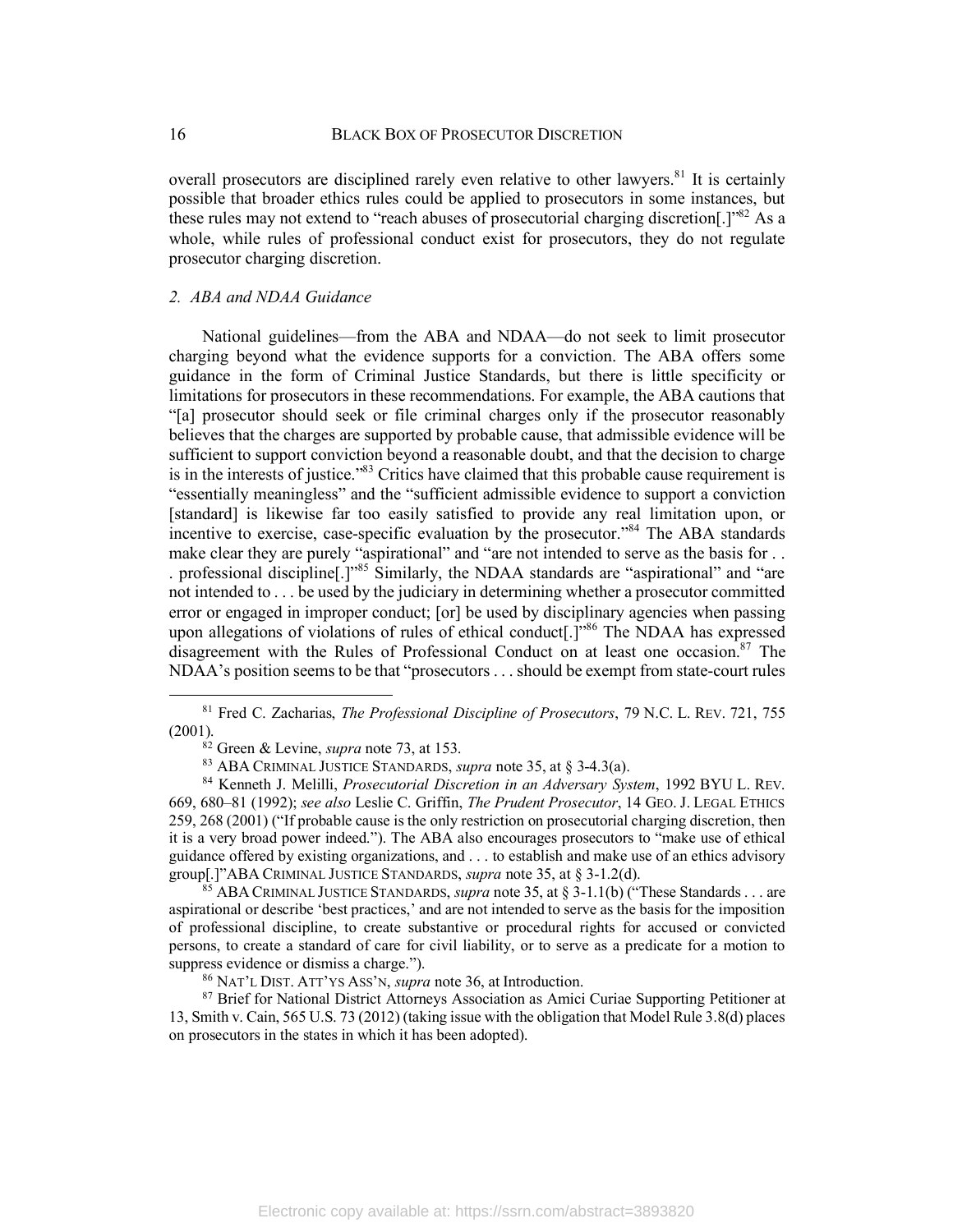overall prosecutors are disciplined rarely even relative to other lawyers.[81] It is certainly possible that broader ethics rules could be applied to prosecutors in some instances, but these rules may not extend to "reach abuses of prosecutorial charging discretion[.]"[82] As a whole, while rules of professional conduct exist for prosecutors, they do not regulate prosecutor charging discretion.

### 2. *ABA and NDAA Guidance*

National guidelines—from the ABA and NDAA—do not seek to limit prosecutor charging beyond what the evidence supports for a conviction. The ABA offers some guidance in the form of Criminal Justice Standards, but there is little specificity or limitations for prosecutors in these recommendations. For example, the ABA cautions that "[a] prosecutor should seek or file criminal charges only if the prosecutor reasonably believes that the charges are supported by probable cause, that admissible evidence will be sufficient to support conviction beyond a reasonable doubt, and that the decision to charge is in the interests of justice."[83] Critics have claimed that this probable cause requirement is "essentially meaningless" and the "sufficient admissible evidence to support a conviction [standard] is likewise far too easily satisfied to provide any real limitation upon, or incentive to exercise, case-specific evaluation by the prosecutor."[84] The ABA standards make clear they are purely "aspirational" and "are not intended to serve as the basis for . . . professional discipline[.]"[85] Similarly, the NDAA standards are "aspirational" and "are not intended to . . . be used by the judiciary in determining whether a prosecutor committed error or engaged in improper conduct; [or] be used by disciplinary agencies when passing upon allegations of violations of rules of ethical conduct[.]"[86] The NDAA has expressed disagreement with the Rules of Professional Conduct on at least one occasion.[87] The NDAA's position seems to be that "prosecutors . . . should be exempt from state-court rules

---

[81] Fred C. Zacharias, *The Professional Discipline of Prosecutors*, 79 N.C. L. REV. 721, 755 (2001).

[82] Green & Levine, *supra* note 73, at 153.

[83] ABA CRIMINAL JUSTICE STANDARDS, *supra* note 35, at § 3-4.3(a).

[84] Kenneth J. Melilli, *Prosecutorial Discretion in an Adversary System*, 1992 BYU L. REV. 669, 680–81 (1992); *see also* Leslie C. Griffin, *The Prudent Prosecutor*, 14 GEO. J. LEGAL ETHICS 259, 268 (2001) ("If probable cause is the only restriction on prosecutorial charging discretion, then it is a very broad power indeed."). The ABA also encourages prosecutors to "make use of ethical guidance offered by existing organizations, and . . . to establish and make use of an ethics advisory group[.]"ABA CRIMINAL JUSTICE STANDARDS, *supra* note 35, at § 3-1.2(d).

[85] ABA CRIMINAL JUSTICE STANDARDS, *supra* note 35, at § 3-1.1(b) ("These Standards . . . are aspirational or describe 'best practices,' and are not intended to serve as the basis for the imposition of professional discipline, to create substantive or procedural rights for accused or convicted persons, to create a standard of care for civil liability, or to serve as a predicate for a motion to suppress evidence or dismiss a charge.").

[86] NAT'L DIST. ATT'YS ASS'N, *supra* note 36, at Introduction.

[87] Brief for National District Attorneys Association as Amici Curiae Supporting Petitioner at 13, Smith v. Cain, 565 U.S. 73 (2012) (taking issue with the obligation that Model Rule 3.8(d) places on prosecutors in the states in which it has been adopted).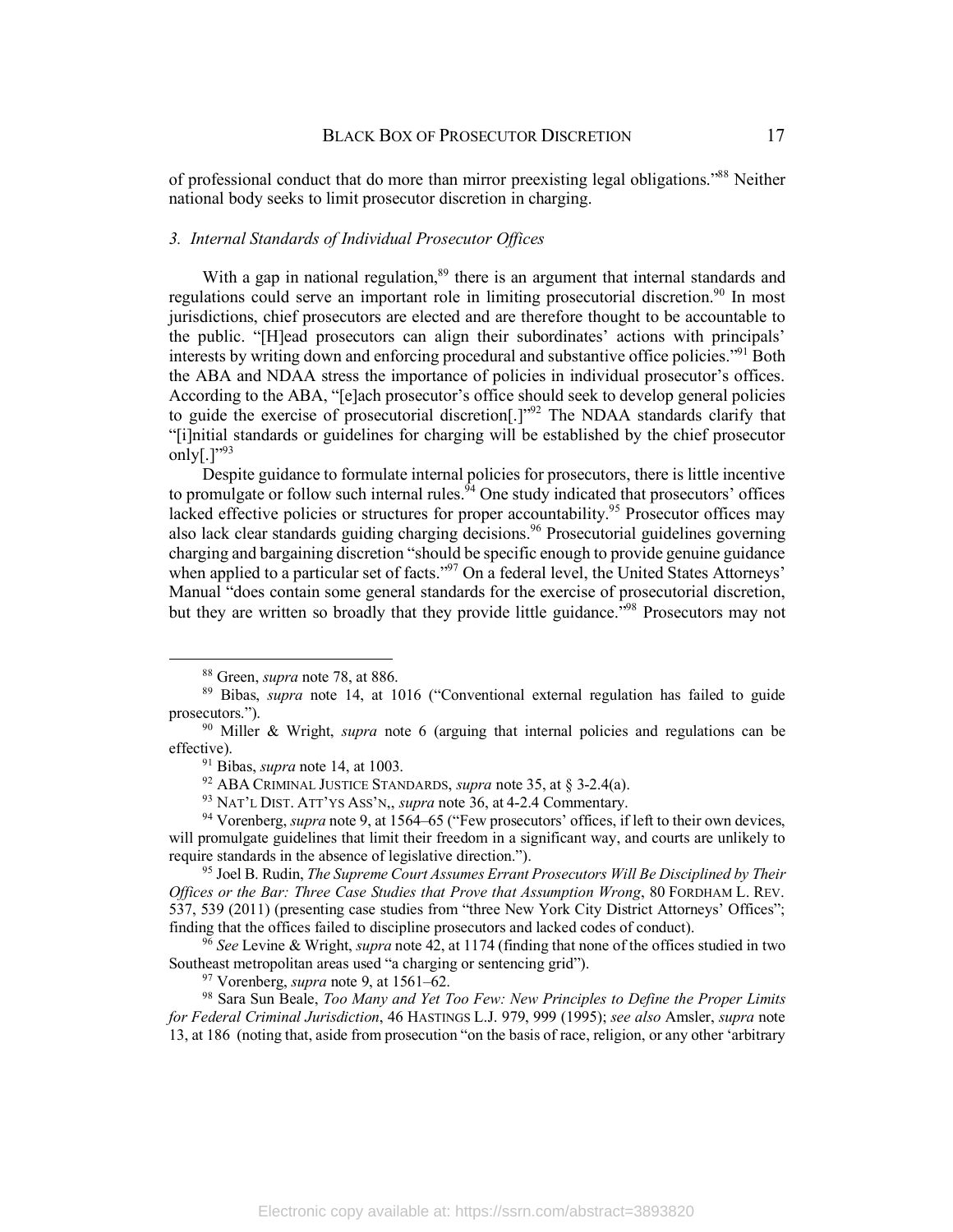of professional conduct that do more than mirror preexisting legal obligations."[88] Neither national body seeks to limit prosecutor discretion in charging.

### 3. *Internal Standards of Individual Prosecutor Offices*

With a gap in national regulation,[89] there is an argument that internal standards and regulations could serve an important role in limiting prosecutorial discretion.[90] In most jurisdictions, chief prosecutors are elected and are therefore thought to be accountable to the public. "[H]ead prosecutors can align their subordinates' actions with principals' interests by writing down and enforcing procedural and substantive office policies."[91] Both the ABA and NDAA stress the importance of policies in individual prosecutor's offices. According to the ABA, "[e]ach prosecutor's office should seek to develop general policies to guide the exercise of prosecutorial discretion[.]"[92] The NDAA standards clarify that "[i]nitial standards or guidelines for charging will be established by the chief prosecutor only[.]"[93]

Despite guidance to formulate internal policies for prosecutors, there is little incentive to promulgate or follow such internal rules.[94] One study indicated that prosecutors' offices lacked effective policies or structures for proper accountability.[95] Prosecutor offices may also lack clear standards guiding charging decisions.[96] Prosecutorial guidelines governing charging and bargaining discretion "should be specific enough to provide genuine guidance when applied to a particular set of facts."[97] On a federal level, the United States Attorneys' Manual "does contain some general standards for the exercise of prosecutorial discretion, but they are written so broadly that they provide little guidance."[98] Prosecutors may not

---

[88] Green, *supra* note 78, at 886.

[89] Bibas, *supra* note 14, at 1016 ("Conventional external regulation has failed to guide prosecutors.").

[90] Miller & Wright, *supra* note 6 (arguing that internal policies and regulations can be effective).

[91] Bibas, *supra* note 14, at 1003.

[92] ABA CRIMINAL JUSTICE STANDARDS, *supra* note 35, at § 3-2.4(a).

[93] NAT'L DIST. ATT'YS ASS'N,, *supra* note 36, at 4-2.4 Commentary.

[94] Vorenberg, *supra* note 9, at 1564–65 ("Few prosecutors' offices, if left to their own devices, will promulgate guidelines that limit their freedom in a significant way, and courts are unlikely to require standards in the absence of legislative direction.").

[95] Joel B. Rudin, *The Supreme Court Assumes Errant Prosecutors Will Be Disciplined by Their Offices or the Bar: Three Case Studies that Prove that Assumption Wrong*, 80 FORDHAM L. REV. 537, 539 (2011) (presenting case studies from "three New York City District Attorneys' Offices"; finding that the offices failed to discipline prosecutors and lacked codes of conduct).

[96] *See* Levine & Wright, *supra* note 42, at 1174 (finding that none of the offices studied in two Southeast metropolitan areas used "a charging or sentencing grid").

[97] Vorenberg, *supra* note 9, at 1561–62.

[98] Sara Sun Beale, *Too Many and Yet Too Few: New Principles to Define the Proper Limits for Federal Criminal Jurisdiction*, 46 HASTINGS L.J. 979, 999 (1995); *see also* Amsler, *supra* note 13, at 186 (noting that, aside from prosecution "on the basis of race, religion, or any other 'arbitrary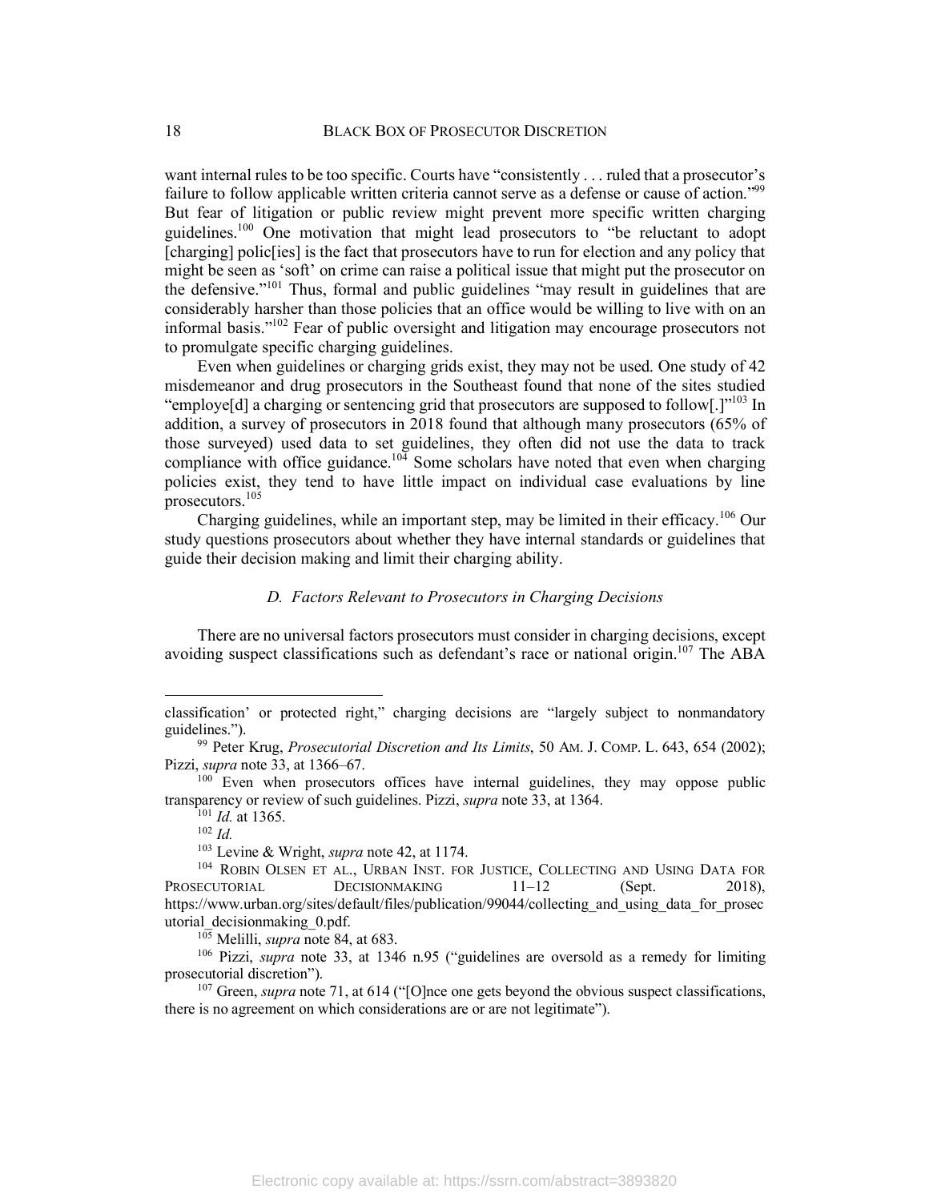want internal rules to be too specific. Courts have "consistently . . . ruled that a prosecutor's failure to follow applicable written criteria cannot serve as a defense or cause of action."[99] But fear of litigation or public review might prevent more specific written charging guidelines.[100] One motivation that might lead prosecutors to "be reluctant to adopt [charging] polic[ies] is the fact that prosecutors have to run for election and any policy that might be seen as 'soft' on crime can raise a political issue that might put the prosecutor on the defensive."[101] Thus, formal and public guidelines "may result in guidelines that are considerably harsher than those policies that an office would be willing to live with on an informal basis."[102] Fear of public oversight and litigation may encourage prosecutors not to promulgate specific charging guidelines.

Even when guidelines or charging grids exist, they may not be used. One study of 42 misdemeanor and drug prosecutors in the Southeast found that none of the sites studied "employe[d] a charging or sentencing grid that prosecutors are supposed to follow[.]"[103] In addition, a survey of prosecutors in 2018 found that although many prosecutors (65% of those surveyed) used data to set guidelines, they often did not use the data to track compliance with office guidance.[104] Some scholars have noted that even when charging policies exist, they tend to have little impact on individual case evaluations by line prosecutors.[105]

Charging guidelines, while an important step, may be limited in their efficacy.[106] Our study questions prosecutors about whether they have internal standards or guidelines that guide their decision making and limit their charging ability.

### *D. Factors Relevant to Prosecutors in Charging Decisions*

There are no universal factors prosecutors must consider in charging decisions, except avoiding suspect classifications such as defendant's race or national origin.[107] The ABA

---

classification' or protected right," charging decisions are "largely subject to nonmandatory guidelines.").

[99] Peter Krug, *Prosecutorial Discretion and Its Limits*, 50 AM. J. COMP. L. 643, 654 (2002); Pizzi, *supra* note 33, at 1366–67.

[100] Even when prosecutors offices have internal guidelines, they may oppose public transparency or review of such guidelines. Pizzi, *supra* note 33, at 1364.

[101] *Id.* at 1365.

[102] *Id.*

[103] Levine & Wright, *supra* note 42, at 1174.

[104] ROBIN OLSEN ET AL., URBAN INST. FOR JUSTICE, COLLECTING AND USING DATA FOR PROSECUTORIAL DECISIONMAKING 11–12 (Sept. 2018), https://www.urban.org/sites/default/files/publication/99044/collecting_and_using_data_for_prosecutorial_decisionmaking_0.pdf.

[105] Melilli, *supra* note 84, at 683.

[106] Pizzi, *supra* note 33, at 1346 n.95 ("guidelines are oversold as a remedy for limiting prosecutorial discretion").

[107] Green, *supra* note 71, at 614 ("[O]nce one gets beyond the obvious suspect classifications, there is no agreement on which considerations are or are not legitimate").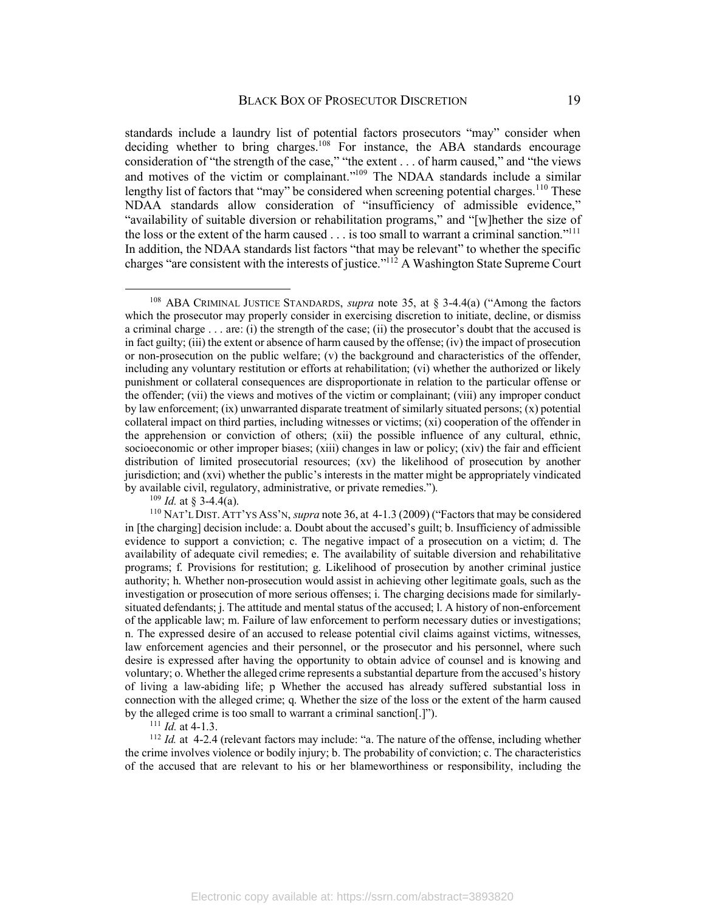standards include a laundry list of potential factors prosecutors "may" consider when deciding whether to bring charges.[108] For instance, the ABA standards encourage consideration of "the strength of the case," "the extent . . . of harm caused," and "the views and motives of the victim or complainant."[109] The NDAA standards include a similar lengthy list of factors that "may" be considered when screening potential charges.[110] These NDAA standards allow consideration of "insufficiency of admissible evidence," "availability of suitable diversion or rehabilitation programs," and "[w]hether the size of the loss or the extent of the harm caused . . . is too small to warrant a criminal sanction."[111] In addition, the NDAA standards list factors "that may be relevant" to whether the specific charges "are consistent with the interests of justice."[112] A Washington State Supreme Court

---

[108] ABA CRIMINAL JUSTICE STANDARDS, *supra* note 35, at § 3-4.4(a) ("Among the factors which the prosecutor may properly consider in exercising discretion to initiate, decline, or dismiss a criminal charge . . . are: (i) the strength of the case; (ii) the prosecutor's doubt that the accused is in fact guilty; (iii) the extent or absence of harm caused by the offense; (iv) the impact of prosecution or non-prosecution on the public welfare; (v) the background and characteristics of the offender, including any voluntary restitution or efforts at rehabilitation; (vi) whether the authorized or likely punishment or collateral consequences are disproportionate in relation to the particular offense or the offender; (vii) the views and motives of the victim or complainant; (viii) any improper conduct by law enforcement; (ix) unwarranted disparate treatment of similarly situated persons; (x) potential collateral impact on third parties, including witnesses or victims; (xi) cooperation of the offender in the apprehension or conviction of others; (xii) the possible influence of any cultural, ethnic, socioeconomic or other improper biases; (xiii) changes in law or policy; (xiv) the fair and efficient distribution of limited prosecutorial resources; (xv) the likelihood of prosecution by another jurisdiction; and (xvi) whether the public's interests in the matter might be appropriately vindicated by available civil, regulatory, administrative, or private remedies.").

[109] *Id.* at § 3-4.4(a).

[110] NAT'L DIST. ATT'YS ASS'N, *supra* note 36, at 4-1.3 (2009) ("Factors that may be considered in [the charging] decision include: a. Doubt about the accused's guilt; b. Insufficiency of admissible evidence to support a conviction; c. The negative impact of a prosecution on a victim; d. The availability of adequate civil remedies; e. The availability of suitable diversion and rehabilitative programs; f. Provisions for restitution; g. Likelihood of prosecution by another criminal justice authority; h. Whether non-prosecution would assist in achieving other legitimate goals, such as the investigation or prosecution of more serious offenses; i. The charging decisions made for similarly-situated defendants; j. The attitude and mental status of the accused; l. A history of non-enforcement of the applicable law; m. Failure of law enforcement to perform necessary duties or investigations; n. The expressed desire of an accused to release potential civil claims against victims, witnesses, law enforcement agencies and their personnel, or the prosecutor and his personnel, where such desire is expressed after having the opportunity to obtain advice of counsel and is knowing and voluntary; o. Whether the alleged crime represents a substantial departure from the accused's history of living a law-abiding life; p Whether the accused has already suffered substantial loss in connection with the alleged crime; q. Whether the size of the loss or the extent of the harm caused by the alleged crime is too small to warrant a criminal sanction[.]").

[111] *Id.* at 4-1.3.

[112] *Id.* at 4-2.4 (relevant factors may include: "a. The nature of the offense, including whether the crime involves violence or bodily injury; b. The probability of conviction; c. The characteristics of the accused that are relevant to his or her blameworthiness or responsibility, including the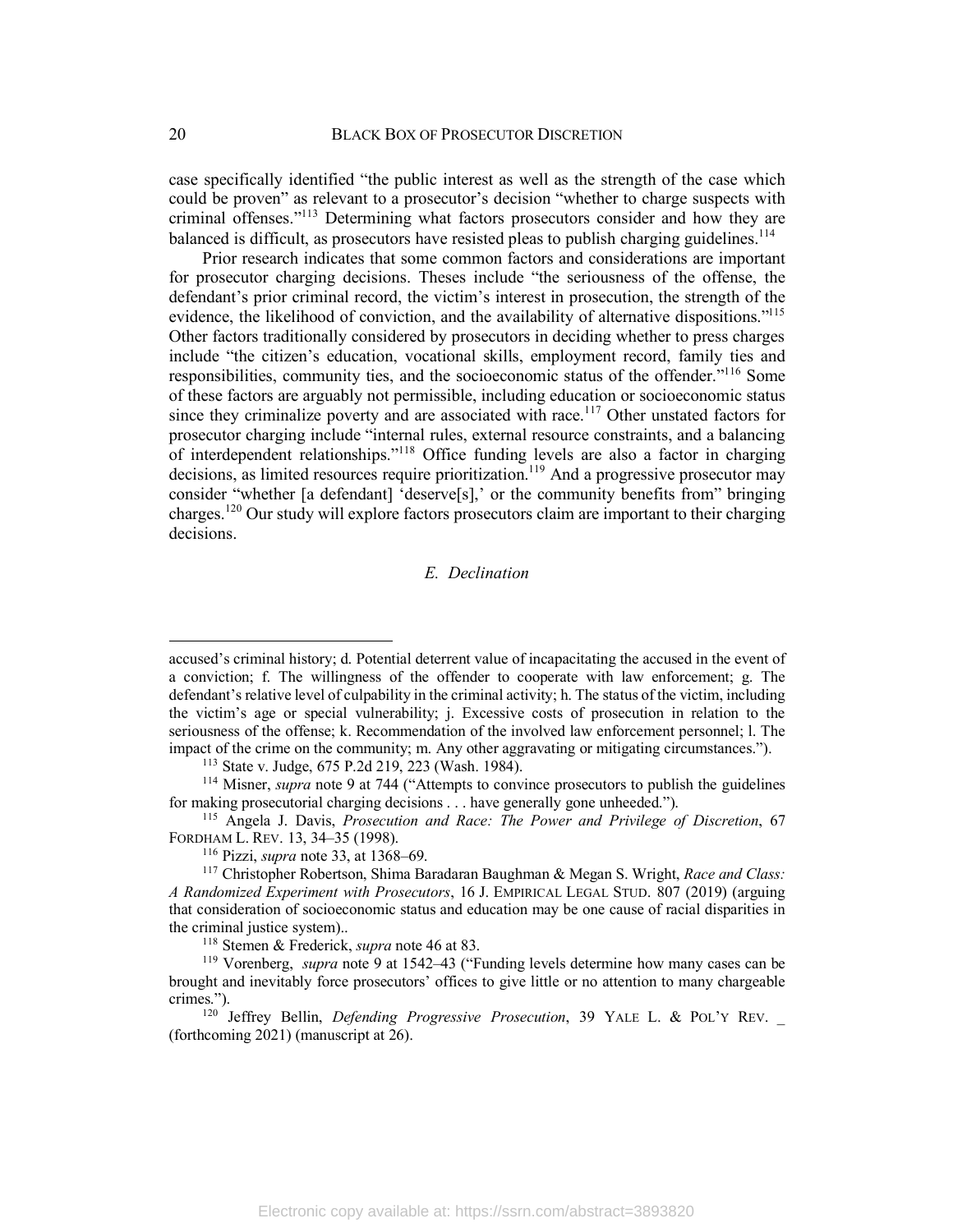case specifically identified "the public interest as well as the strength of the case which could be proven" as relevant to a prosecutor's decision "whether to charge suspects with criminal offenses."[113] Determining what factors prosecutors consider and how they are balanced is difficult, as prosecutors have resisted pleas to publish charging guidelines.[114]

Prior research indicates that some common factors and considerations are important for prosecutor charging decisions. Theses include "the seriousness of the offense, the defendant's prior criminal record, the victim's interest in prosecution, the strength of the evidence, the likelihood of conviction, and the availability of alternative dispositions."[115] Other factors traditionally considered by prosecutors in deciding whether to press charges include "the citizen's education, vocational skills, employment record, family ties and responsibilities, community ties, and the socioeconomic status of the offender."[116] Some of these factors are arguably not permissible, including education or socioeconomic status since they criminalize poverty and are associated with race.[117] Other unstated factors for prosecutor charging include "internal rules, external resource constraints, and a balancing of interdependent relationships."[118] Office funding levels are also a factor in charging decisions, as limited resources require prioritization.[119] And a progressive prosecutor may consider "whether [a defendant] 'deserve[s],' or the community benefits from" bringing charges.[120] Our study will explore factors prosecutors claim are important to their charging decisions.

### *E. Declination*

---

accused's criminal history; d. Potential deterrent value of incapacitating the accused in the event of a conviction; f. The willingness of the offender to cooperate with law enforcement; g. The defendant's relative level of culpability in the criminal activity; h. The status of the victim, including the victim's age or special vulnerability; j. Excessive costs of prosecution in relation to the seriousness of the offense; k. Recommendation of the involved law enforcement personnel; l. The impact of the crime on the community; m. Any other aggravating or mitigating circumstances.").

[113] State v. Judge, 675 P.2d 219, 223 (Wash. 1984).

[114] Misner, *supra* note 9 at 744 ("Attempts to convince prosecutors to publish the guidelines for making prosecutorial charging decisions . . . have generally gone unheeded.").

[115] Angela J. Davis, *Prosecution and Race: The Power and Privilege of Discretion*, 67 FORDHAM L. REV. 13, 34–35 (1998).

[116] Pizzi, *supra* note 33, at 1368–69.

[117] Christopher Robertson, Shima Baradaran Baughman & Megan S. Wright, *Race and Class: A Randomized Experiment with Prosecutors*, 16 J. EMPIRICAL LEGAL STUD. 807 (2019) (arguing that consideration of socioeconomic status and education may be one cause of racial disparities in the criminal justice system)..

[118] Stemen & Frederick, *supra* note 46 at 83.

[119] Vorenberg, *supra* note 9 at 1542–43 ("Funding levels determine how many cases can be brought and inevitably force prosecutors' offices to give little or no attention to many chargeable crimes.").

[120] Jeffrey Bellin, *Defending Progressive Prosecution*, 39 YALE L. & POL'Y REV. _ (forthcoming 2021) (manuscript at 26).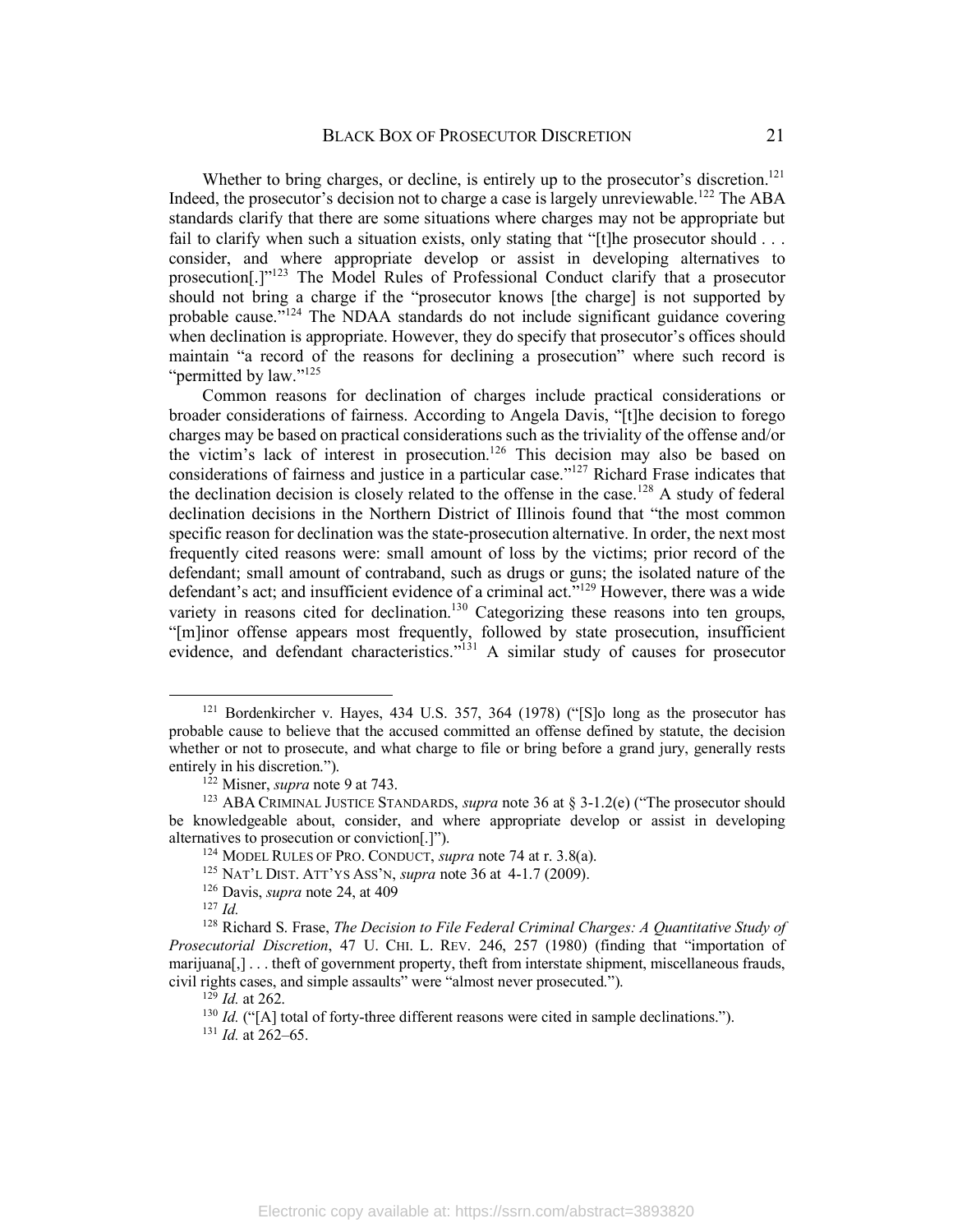Whether to bring charges, or decline, is entirely up to the prosecutor's discretion.[121] Indeed, the prosecutor's decision not to charge a case is largely unreviewable.[122] The ABA standards clarify that there are some situations where charges may not be appropriate but fail to clarify when such a situation exists, only stating that "[t]he prosecutor should . . . consider, and where appropriate develop or assist in developing alternatives to prosecution[.]"[123] The Model Rules of Professional Conduct clarify that a prosecutor should not bring a charge if the "prosecutor knows [the charge] is not supported by probable cause."[124] The NDAA standards do not include significant guidance covering when declination is appropriate. However, they do specify that prosecutor's offices should maintain "a record of the reasons for declining a prosecution" where such record is "permitted by law."[125]

Common reasons for declination of charges include practical considerations or broader considerations of fairness. According to Angela Davis, "[t]he decision to forego charges may be based on practical considerations such as the triviality of the offense and/or the victim's lack of interest in prosecution.[126] This decision may also be based on considerations of fairness and justice in a particular case."[127] Richard Frase indicates that the declination decision is closely related to the offense in the case.[128] A study of federal declination decisions in the Northern District of Illinois found that "the most common specific reason for declination was the state-prosecution alternative. In order, the next most frequently cited reasons were: small amount of loss by the victims; prior record of the defendant; small amount of contraband, such as drugs or guns; the isolated nature of the defendant's act; and insufficient evidence of a criminal act."[129] However, there was a wide variety in reasons cited for declination.[130] Categorizing these reasons into ten groups, "[m]inor offense appears most frequently, followed by state prosecution, insufficient evidence, and defendant characteristics."[131] A similar study of causes for prosecutor

---

[121] Bordenkircher v. Hayes, 434 U.S. 357, 364 (1978) ("[S]o long as the prosecutor has probable cause to believe that the accused committed an offense defined by statute, the decision whether or not to prosecute, and what charge to file or bring before a grand jury, generally rests entirely in his discretion.").

[122] Misner, *supra* note 9 at 743.

[123] ABA CRIMINAL JUSTICE STANDARDS, *supra* note 36 at § 3-1.2(e) ("The prosecutor should be knowledgeable about, consider, and where appropriate develop or assist in developing alternatives to prosecution or conviction[.]").

[124] MODEL RULES OF PRO. CONDUCT, *supra* note 74 at r. 3.8(a).

[125] NAT'L DIST. ATT'YS ASS'N, *supra* note 36 at 4-1.7 (2009).

[126] Davis, *supra* note 24, at 409

[127] *Id.*

[128] Richard S. Frase, *The Decision to File Federal Criminal Charges: A Quantitative Study of Prosecutorial Discretion*, 47 U. CHI. L. REV. 246, 257 (1980) (finding that "importation of marijuana[,] . . . theft of government property, theft from interstate shipment, miscellaneous frauds, civil rights cases, and simple assaults" were "almost never prosecuted.").

[129] *Id.* at 262.

[130] *Id.* ("[A] total of forty-three different reasons were cited in sample declinations.").

[131] *Id.* at 262–65.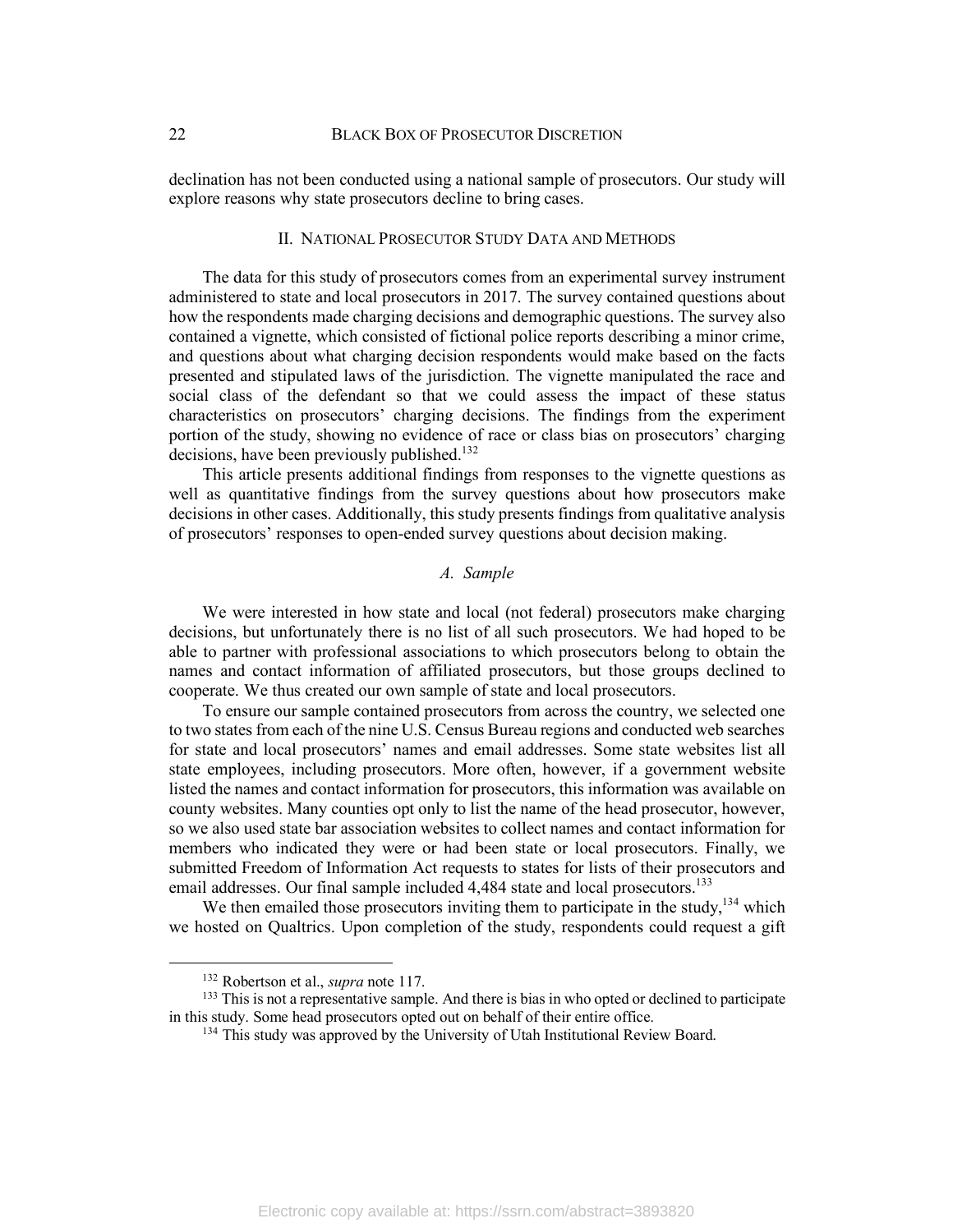declination has not been conducted using a national sample of prosecutors. Our study will explore reasons why state prosecutors decline to bring cases.

## II. National Prosecutor Study Data and Methods

The data for this study of prosecutors comes from an experimental survey instrument administered to state and local prosecutors in 2017. The survey contained questions about how the respondents made charging decisions and demographic questions. The survey also contained a vignette, which consisted of fictional police reports describing a minor crime, and questions about what charging decision respondents would make based on the facts presented and stipulated laws of the jurisdiction. The vignette manipulated the race and social class of the defendant so that we could assess the impact of these status characteristics on prosecutors' charging decisions. The findings from the experiment portion of the study, showing no evidence of race or class bias on prosecutors' charging decisions, have been previously published.[132]

This article presents additional findings from responses to the vignette questions as well as quantitative findings from the survey questions about how prosecutors make decisions in other cases. Additionally, this study presents findings from qualitative analysis of prosecutors' responses to open-ended survey questions about decision making.

### *A. Sample*

We were interested in how state and local (not federal) prosecutors make charging decisions, but unfortunately there is no list of all such prosecutors. We had hoped to be able to partner with professional associations to which prosecutors belong to obtain the names and contact information of affiliated prosecutors, but those groups declined to cooperate. We thus created our own sample of state and local prosecutors.

To ensure our sample contained prosecutors from across the country, we selected one to two states from each of the nine U.S. Census Bureau regions and conducted web searches for state and local prosecutors' names and email addresses. Some state websites list all state employees, including prosecutors. More often, however, if a government website listed the names and contact information for prosecutors, this information was available on county websites. Many counties opt only to list the name of the head prosecutor, however, so we also used state bar association websites to collect names and contact information for members who indicated they were or had been state or local prosecutors. Finally, we submitted Freedom of Information Act requests to states for lists of their prosecutors and email addresses. Our final sample included 4,484 state and local prosecutors.[133]

We then emailed those prosecutors inviting them to participate in the study,[134] which we hosted on Qualtrics. Upon completion of the study, respondents could request a gift

[132] Robertson et al., *supra* note 117.

[133] This is not a representative sample. And there is bias in who opted or declined to participate in this study. Some head prosecutors opted out on behalf of their entire office.

[134] This study was approved by the University of Utah Institutional Review Board.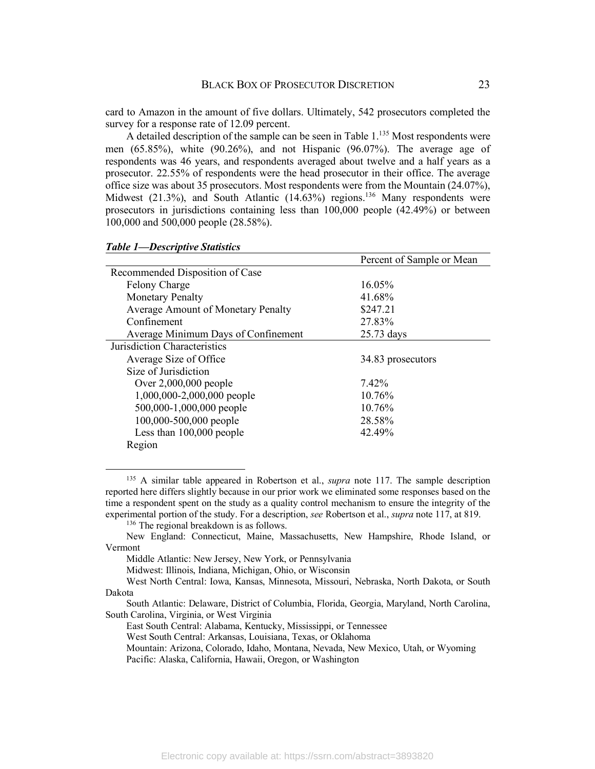card to Amazon in the amount of five dollars. Ultimately, 542 prosecutors completed the survey for a response rate of 12.09 percent.

A detailed description of the sample can be seen in Table 1.[135] Most respondents were men (65.85%), white (90.26%), and not Hispanic (96.07%). The average age of respondents was 46 years, and respondents averaged about twelve and a half years as a prosecutor. 22.55% of respondents were the head prosecutor in their office. The average office size was about 35 prosecutors. Most respondents were from the Mountain (24.07%), Midwest (21.3%), and South Atlantic (14.63%) regions.[136] Many respondents were prosecutors in jurisdictions containing less than 100,000 people (42.49%) or between 100,000 and 500,000 people (28.58%).

***Table 1—Descriptive Statistics***

| | Percent of Sample or Mean |
|---|---|
| Recommended Disposition of Case | |
| Felony Charge | 16.05% |
| Monetary Penalty | 41.68% |
| Average Amount of Monetary Penalty | $247.21 |
| Confinement | 27.83% |
| Average Minimum Days of Confinement | 25.73 days |
| Jurisdiction Characteristics | |
| Average Size of Office | 34.83 prosecutors |
| Size of Jurisdiction | |
| Over 2,000,000 people | 7.42% |
| 1,000,000-2,000,000 people | 10.76% |
| 500,000-1,000,000 people | 10.76% |
| 100,000-500,000 people | 28.58% |
| Less than 100,000 people | 42.49% |
| Region | |

[135] A similar table appeared in Robertson et al., *supra* note 117. The sample description reported here differs slightly because in our prior work we eliminated some responses based on the time a respondent spent on the study as a quality control mechanism to ensure the integrity of the experimental portion of the study. For a description, *see* Robertson et al., *supra* note 117, at 819.

[136] The regional breakdown is as follows.

New England: Connecticut, Maine, Massachusetts, New Hampshire, Rhode Island, or Vermont

Middle Atlantic: New Jersey, New York, or Pennsylvania

Midwest: Illinois, Indiana, Michigan, Ohio, or Wisconsin

West North Central: Iowa, Kansas, Minnesota, Missouri, Nebraska, North Dakota, or South Dakota

South Atlantic: Delaware, District of Columbia, Florida, Georgia, Maryland, North Carolina, South Carolina, Virginia, or West Virginia

East South Central: Alabama, Kentucky, Mississippi, or Tennessee

West South Central: Arkansas, Louisiana, Texas, or Oklahoma

Mountain: Arizona, Colorado, Idaho, Montana, Nevada, New Mexico, Utah, or Wyoming

Pacific: Alaska, California, Hawaii, Oregon, or Washington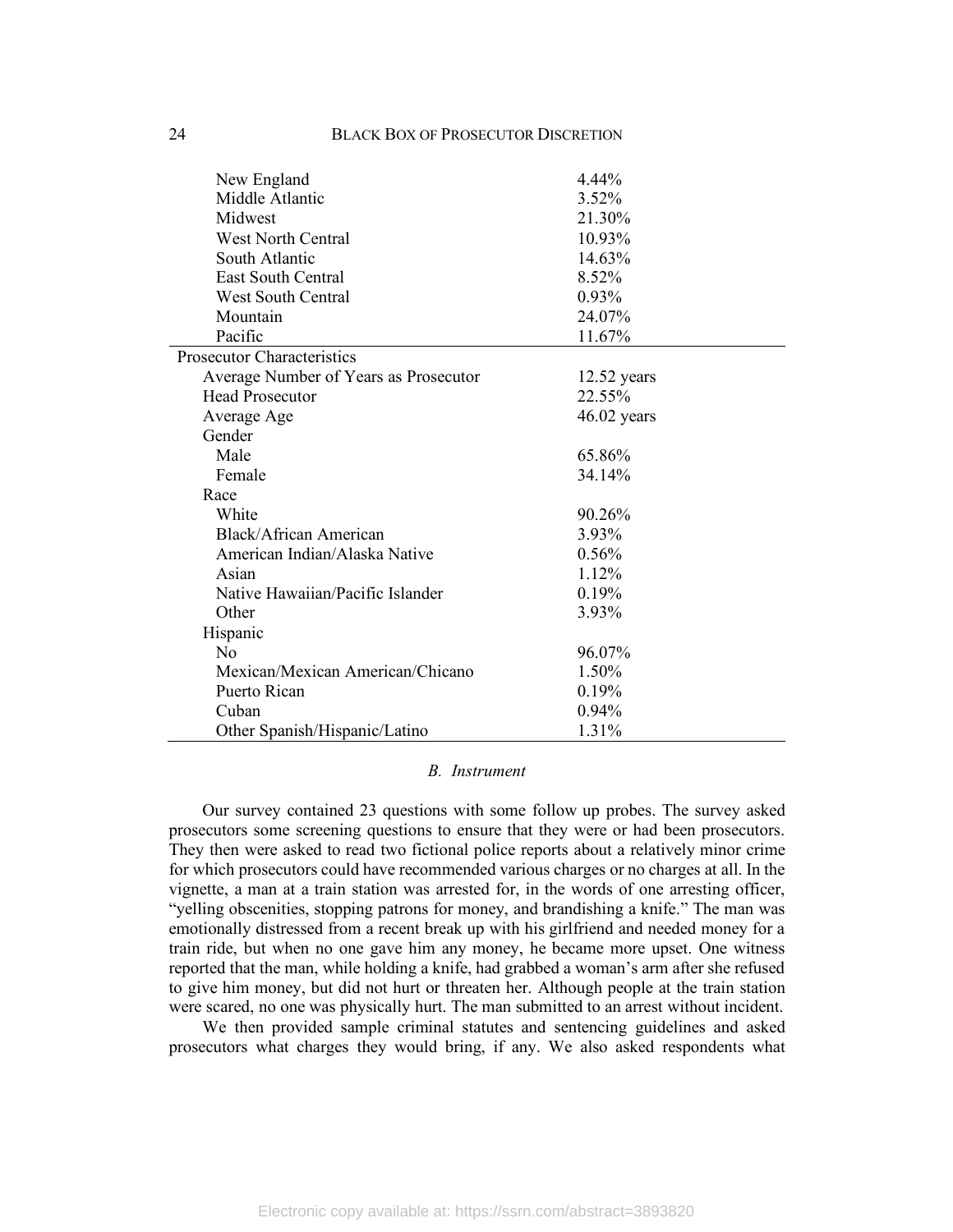| | |
|---|---|
| New England | 4.44% |
| Middle Atlantic | 3.52% |
| Midwest | 21.30% |
| West North Central | 10.93% |
| South Atlantic | 14.63% |
| East South Central | 8.52% |
| West South Central | 0.93% |
| Mountain | 24.07% |
| Pacific | 11.67% |
| **Prosecutor Characteristics** | |
| Average Number of Years as Prosecutor | 12.52 years |
| Head Prosecutor | 22.55% |
| Average Age | 46.02 years |
| Gender | |
| Male | 65.86% |
| Female | 34.14% |
| Race | |
| White | 90.26% |
| Black/African American | 3.93% |
| American Indian/Alaska Native | 0.56% |
| Asian | 1.12% |
| Native Hawaiian/Pacific Islander | 0.19% |
| Other | 3.93% |
| Hispanic | |
| No | 96.07% |
| Mexican/Mexican American/Chicano | 1.50% |
| Puerto Rican | 0.19% |
| Cuban | 0.94% |
| Other Spanish/Hispanic/Latino | 1.31% |

### *B. Instrument*

Our survey contained 23 questions with some follow up probes. The survey asked prosecutors some screening questions to ensure that they were or had been prosecutors. They then were asked to read two fictional police reports about a relatively minor crime for which prosecutors could have recommended various charges or no charges at all. In the vignette, a man at a train station was arrested for, in the words of one arresting officer, "yelling obscenities, stopping patrons for money, and brandishing a knife." The man was emotionally distressed from a recent break up with his girlfriend and needed money for a train ride, but when no one gave him any money, he became more upset. One witness reported that the man, while holding a knife, had grabbed a woman's arm after she refused to give him money, but did not hurt or threaten her. Although people at the train station were scared, no one was physically hurt. The man submitted to an arrest without incident.

We then provided sample criminal statutes and sentencing guidelines and asked prosecutors what charges they would bring, if any. We also asked respondents what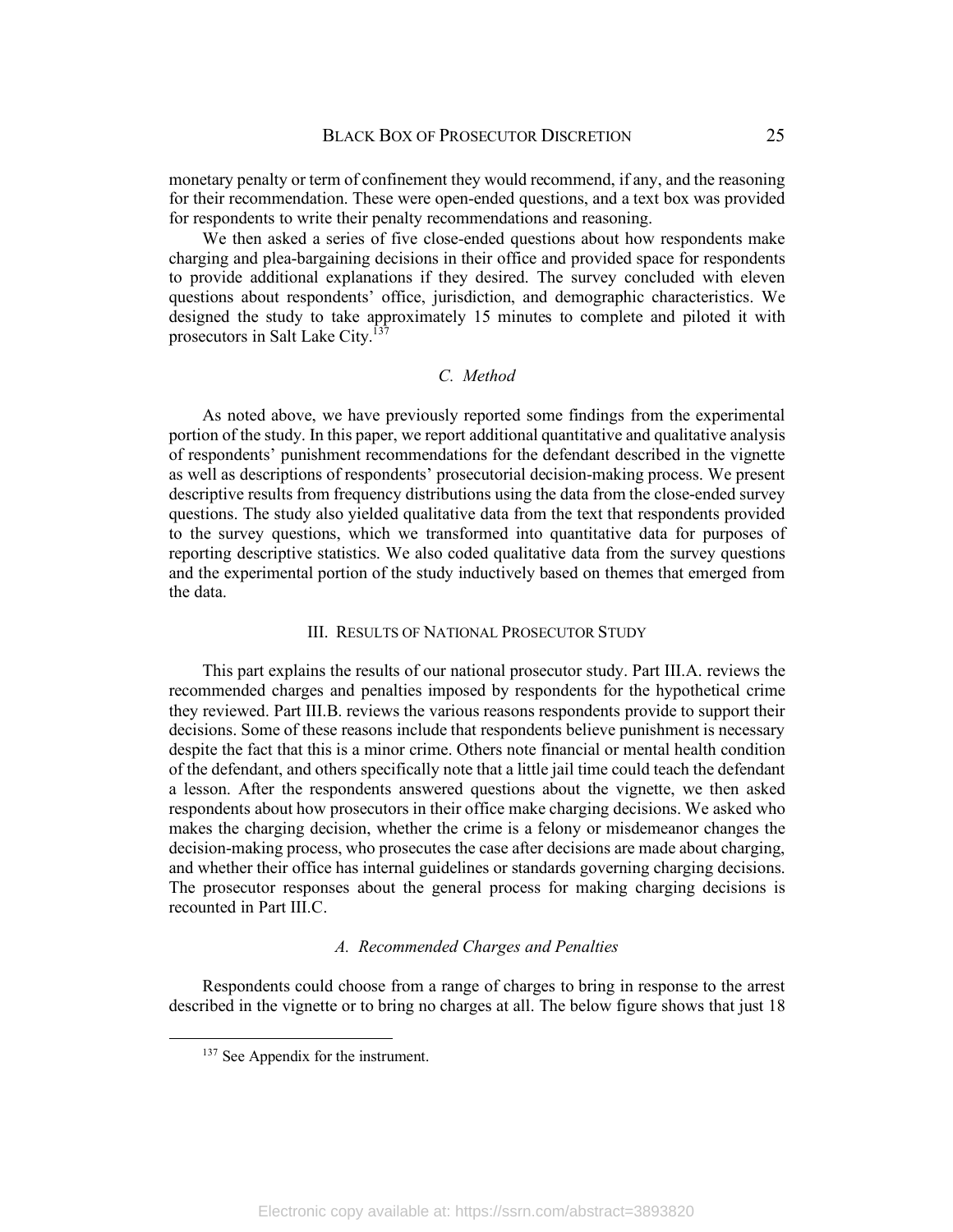monetary penalty or term of confinement they would recommend, if any, and the reasoning for their recommendation. These were open-ended questions, and a text box was provided for respondents to write their penalty recommendations and reasoning.

We then asked a series of five close-ended questions about how respondents make charging and plea-bargaining decisions in their office and provided space for respondents to provide additional explanations if they desired. The survey concluded with eleven questions about respondents' office, jurisdiction, and demographic characteristics. We designed the study to take approximately 15 minutes to complete and piloted it with prosecutors in Salt Lake City.[137]

### *C. Method*

As noted above, we have previously reported some findings from the experimental portion of the study. In this paper, we report additional quantitative and qualitative analysis of respondents' punishment recommendations for the defendant described in the vignette as well as descriptions of respondents' prosecutorial decision-making process. We present descriptive results from frequency distributions using the data from the close-ended survey questions. The study also yielded qualitative data from the text that respondents provided to the survey questions, which we transformed into quantitative data for purposes of reporting descriptive statistics. We also coded qualitative data from the survey questions and the experimental portion of the study inductively based on themes that emerged from the data.

## III. Results of National Prosecutor Study

This part explains the results of our national prosecutor study. Part III.A. reviews the recommended charges and penalties imposed by respondents for the hypothetical crime they reviewed. Part III.B. reviews the various reasons respondents provide to support their decisions. Some of these reasons include that respondents believe punishment is necessary despite the fact that this is a minor crime. Others note financial or mental health condition of the defendant, and others specifically note that a little jail time could teach the defendant a lesson. After the respondents answered questions about the vignette, we then asked respondents about how prosecutors in their office make charging decisions. We asked who makes the charging decision, whether the crime is a felony or misdemeanor changes the decision-making process, who prosecutes the case after decisions are made about charging, and whether their office has internal guidelines or standards governing charging decisions. The prosecutor responses about the general process for making charging decisions is recounted in Part III.C.

### *A. Recommended Charges and Penalties*

Respondents could choose from a range of charges to bring in response to the arrest described in the vignette or to bring no charges at all. The below figure shows that just 18

[137] See Appendix for the instrument.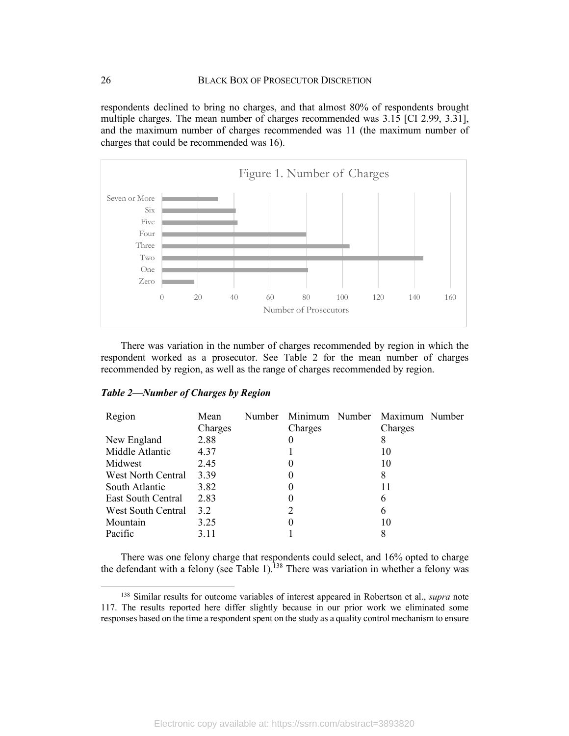respondents declined to bring no charges, and that almost 80% of respondents brought multiple charges. The mean number of charges recommended was 3.15 [CI 2.99, 3.31], and the maximum number of charges recommended was 11 (the maximum number of charges that could be recommended was 16).

Figure 1. Number of Charges

There was variation in the number of charges recommended by region in which the respondent worked as a prosecutor. See Table 2 for the mean number of charges recommended by region, as well as the range of charges recommended by region.

***Table 2—Number of Charges by Region***

| Region | Mean Number Charges | Minimum Number Charges | Maximum Number Charges |
|---|---|---|---|
| New England | 2.88 | 0 | 8 |
| Middle Atlantic | 4.37 | 1 | 10 |
| Midwest | 2.45 | 0 | 10 |
| West North Central | 3.39 | 0 | 8 |
| South Atlantic | 3.82 | 0 | 11 |
| East South Central | 2.83 | 0 | 6 |
| West South Central | 3.2 | 2 | 6 |
| Mountain | 3.25 | 0 | 10 |
| Pacific | 3.11 | 1 | 8 |

There was one felony charge that respondents could select, and 16% opted to charge the defendant with a felony (see Table 1).[138] There was variation in whether a felony was

[138] Similar results for outcome variables of interest appeared in Robertson et al., *supra* note 117. The results reported here differ slightly because in our prior work we eliminated some responses based on the time a respondent spent on the study as a quality control mechanism to ensure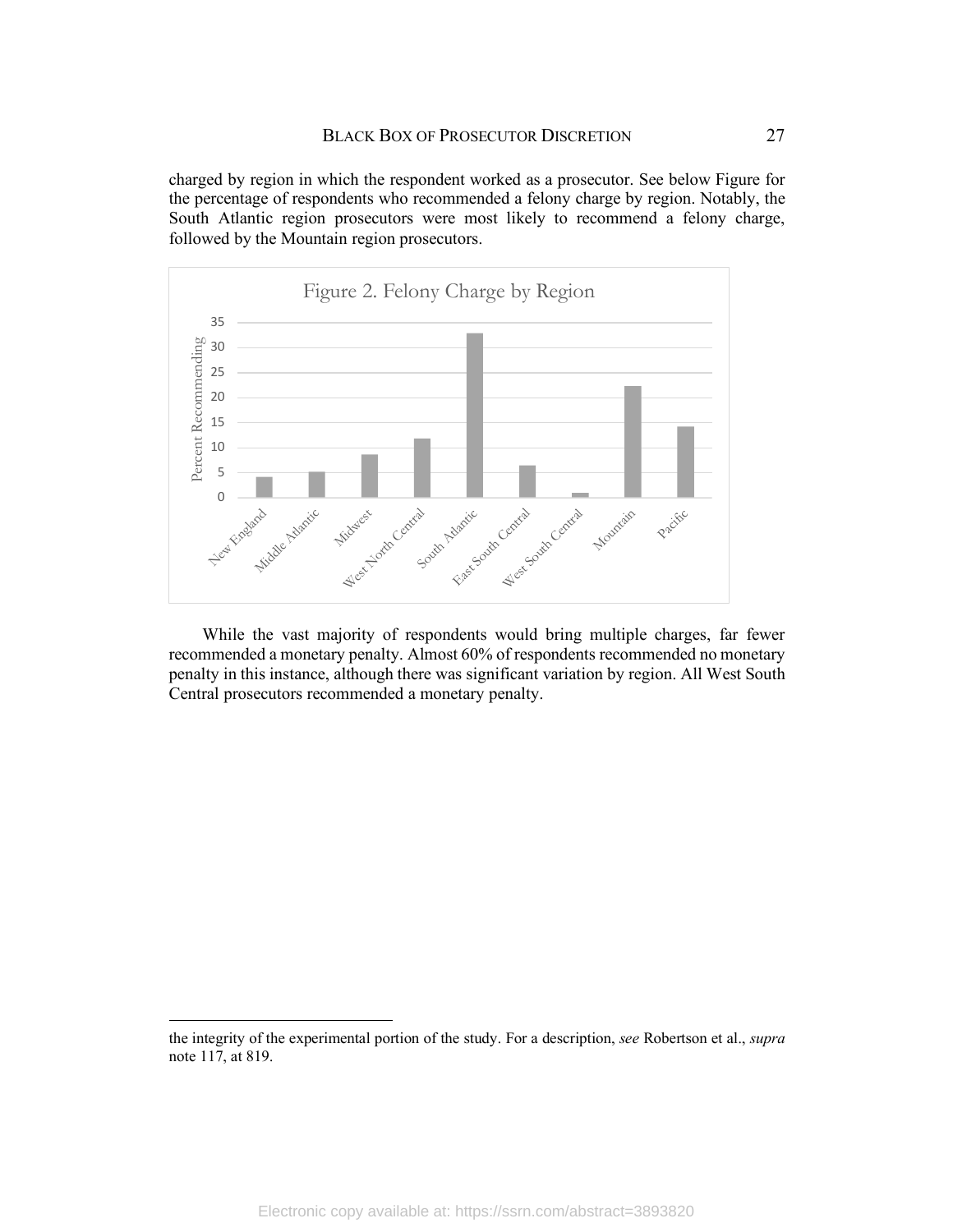charged by region in which the respondent worked as a prosecutor. See below Figure for the percentage of respondents who recommended a felony charge by region. Notably, the South Atlantic region prosecutors were most likely to recommend a felony charge, followed by the Mountain region prosecutors.

Figure 2. Felony Charge by Region

While the vast majority of respondents would bring multiple charges, far fewer recommended a monetary penalty. Almost 60% of respondents recommended no monetary penalty in this instance, although there was significant variation by region. All West South Central prosecutors recommended a monetary penalty.

the integrity of the experimental portion of the study. For a description, *see* Robertson et al., *supra* note 117, at 819.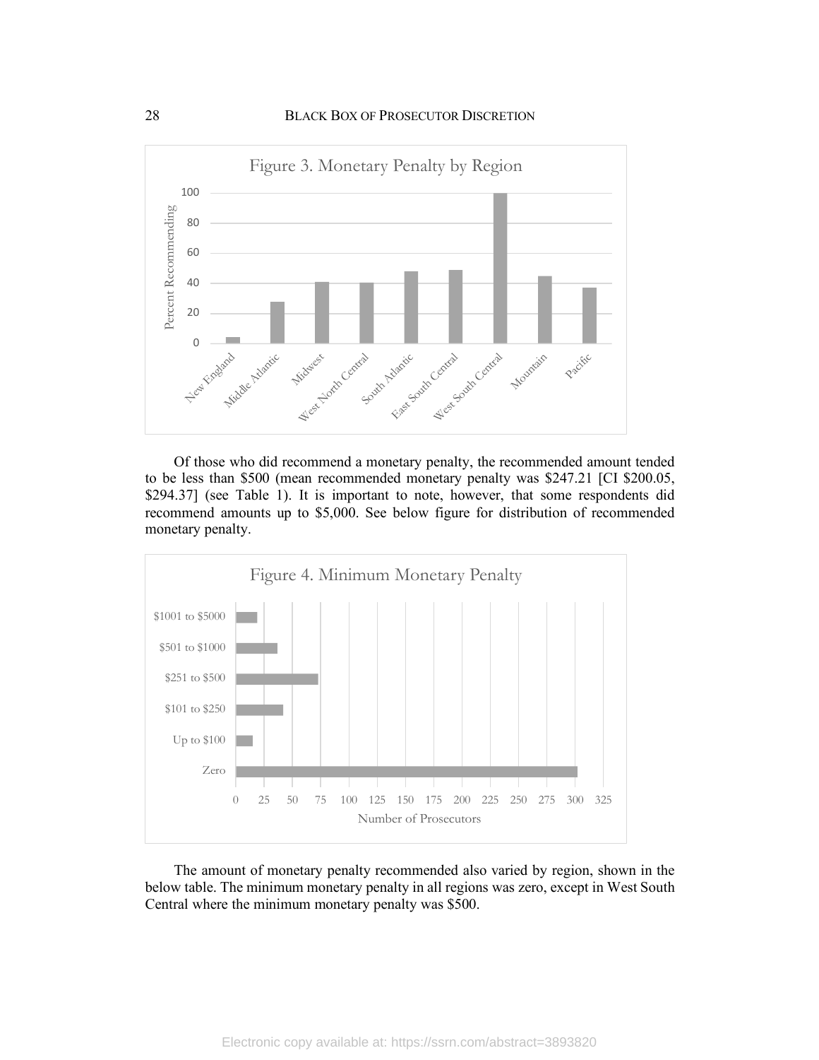Figure 3. Monetary Penalty by Region

Of those who did recommend a monetary penalty, the recommended amount tended to be less than $500 (mean recommended monetary penalty was $247.21 [CI $200.05, $294.37] (see Table 1). It is important to note, however, that some respondents did recommend amounts up to $5,000. See below figure for distribution of recommended monetary penalty.

Figure 4. Minimum Monetary Penalty

The amount of monetary penalty recommended also varied by region, shown in the below table. The minimum monetary penalty in all regions was zero, except in West South Central where the minimum monetary penalty was $500.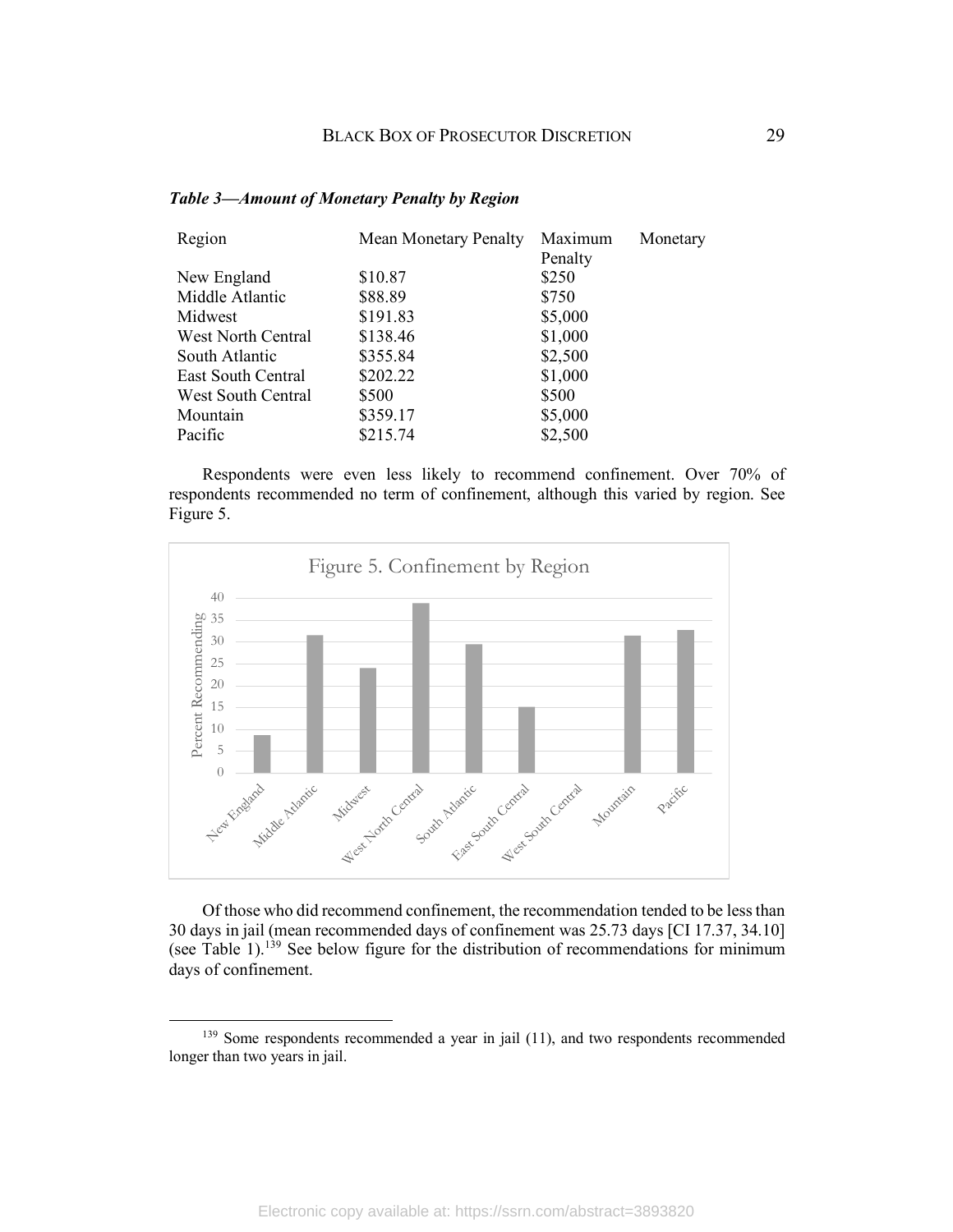*Table 3—Amount of Monetary Penalty by Region*

| Region | Mean Monetary Penalty | Maximum Monetary Penalty |
|---|---|---|
| New England | $10.87 | $250 |
| Middle Atlantic | $88.89 | $750 |
| Midwest | $191.83 | $5,000 |
| West North Central | $138.46 | $1,000 |
| South Atlantic | $355.84 | $2,500 |
| East South Central | $202.22 | $1,000 |
| West South Central | $500 | $500 |
| Mountain | $359.17 | $5,000 |
| Pacific | $215.74 | $2,500 |

Respondents were even less likely to recommend confinement. Over 70% of respondents recommended no term of confinement, although this varied by region. See Figure 5.

Figure 5. Confinement by Region

Of those who did recommend confinement, the recommendation tended to be less than 30 days in jail (mean recommended days of confinement was 25.73 days [CI 17.37, 34.10] (see Table 1).[139] See below figure for the distribution of recommendations for minimum days of confinement.

---

[139] Some respondents recommended a year in jail (11), and two respondents recommended longer than two years in jail.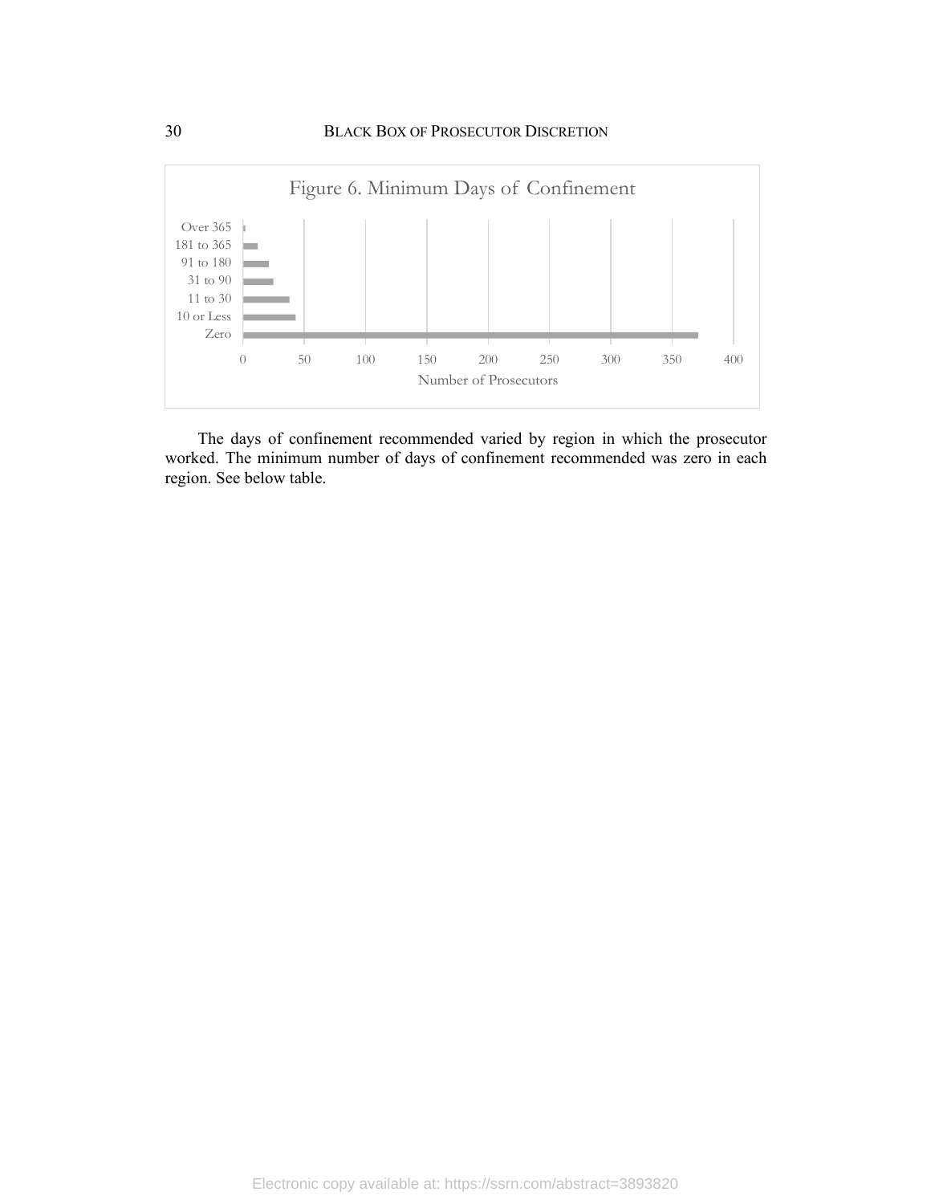Figure 6. Minimum Days of Confinement

The days of confinement recommended varied by region in which the prosecutor worked. The minimum number of days of confinement recommended was zero in each region. See below table.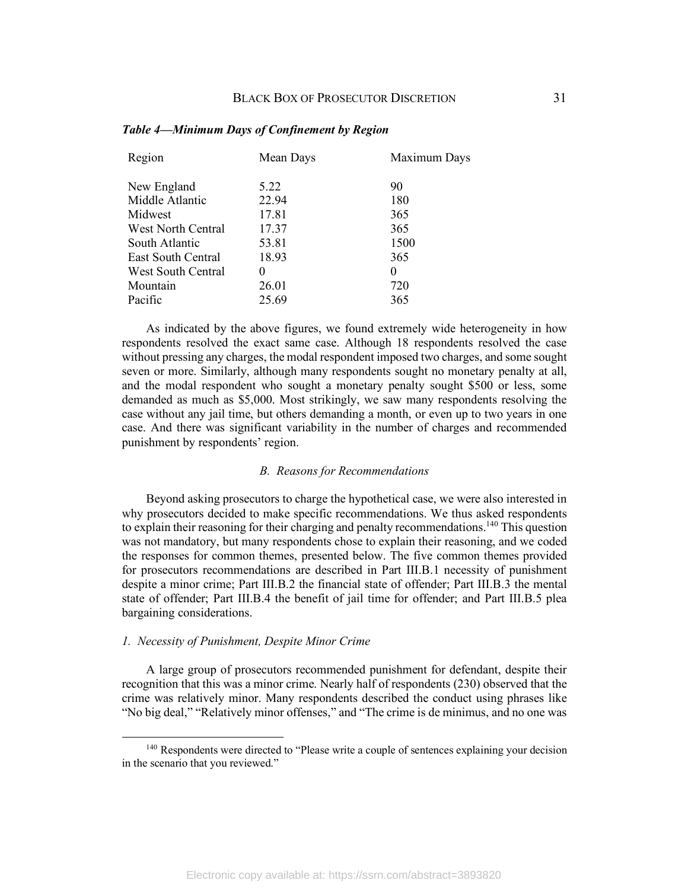***Table 4—Minimum Days of Confinement by Region***

| Region | Mean Days | Maximum Days |
|---|---|---|
| New England | 5.22 | 90 |
| Middle Atlantic | 22.94 | 180 |
| Midwest | 17.81 | 365 |
| West North Central | 17.37 | 365 |
| South Atlantic | 53.81 | 1500 |
| East South Central | 18.93 | 365 |
| West South Central | 0 | 0 |
| Mountain | 26.01 | 720 |
| Pacific | 25.69 | 365 |

As indicated by the above figures, we found extremely wide heterogeneity in how respondents resolved the exact same case. Although 18 respondents resolved the case without pressing any charges, the modal respondent imposed two charges, and some sought seven or more. Similarly, although many respondents sought no monetary penalty at all, and the modal respondent who sought a monetary penalty sought $500 or less, some demanded as much as $5,000. Most strikingly, we saw many respondents resolving the case without any jail time, but others demanding a month, or even up to two years in one case. And there was significant variability in the number of charges and recommended punishment by respondents' region.

### *B. Reasons for Recommendations*

Beyond asking prosecutors to charge the hypothetical case, we were also interested in why prosecutors decided to make specific recommendations. We thus asked respondents to explain their reasoning for their charging and penalty recommendations.[140] This question was not mandatory, but many respondents chose to explain their reasoning, and we coded the responses for common themes, presented below. The five common themes provided for prosecutors recommendations are described in Part III.B.1 necessity of punishment despite a minor crime; Part III.B.2 the financial state of offender; Part III.B.3 the mental state of offender; Part III.B.4 the benefit of jail time for offender; and Part III.B.5 plea bargaining considerations.

#### *1. Necessity of Punishment, Despite Minor Crime*

A large group of prosecutors recommended punishment for defendant, despite their recognition that this was a minor crime. Nearly half of respondents (230) observed that the crime was relatively minor. Many respondents described the conduct using phrases like "No big deal," "Relatively minor offenses," and "The crime is de minimus, and no one was

[140] Respondents were directed to "Please write a couple of sentences explaining your decision in the scenario that you reviewed."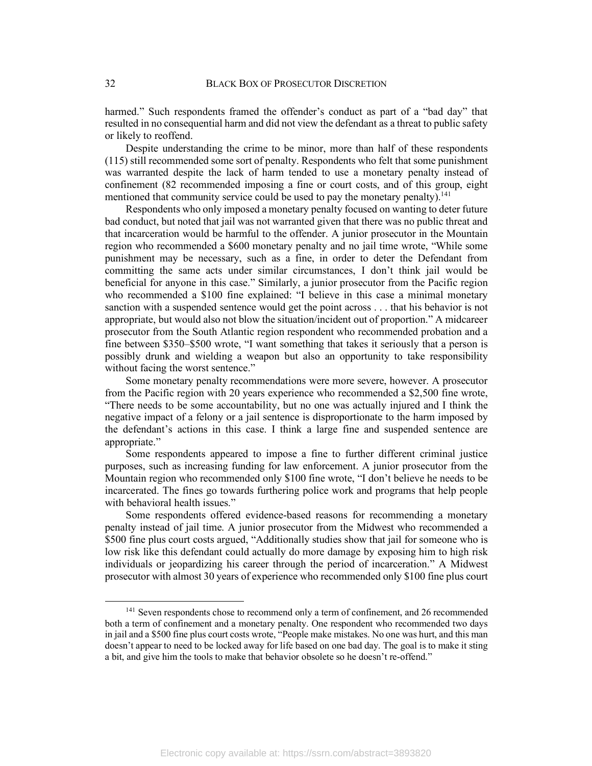harmed." Such respondents framed the offender's conduct as part of a "bad day" that resulted in no consequential harm and did not view the defendant as a threat to public safety or likely to reoffend.

Despite understanding the crime to be minor, more than half of these respondents (115) still recommended some sort of penalty. Respondents who felt that some punishment was warranted despite the lack of harm tended to use a monetary penalty instead of confinement (82 recommended imposing a fine or court costs, and of this group, eight mentioned that community service could be used to pay the monetary penalty).[141]

Respondents who only imposed a monetary penalty focused on wanting to deter future bad conduct, but noted that jail was not warranted given that there was no public threat and that incarceration would be harmful to the offender. A junior prosecutor in the Mountain region who recommended a $600 monetary penalty and no jail time wrote, "While some punishment may be necessary, such as a fine, in order to deter the Defendant from committing the same acts under similar circumstances, I don't think jail would be beneficial for anyone in this case." Similarly, a junior prosecutor from the Pacific region who recommended a $100 fine explained: "I believe in this case a minimal monetary sanction with a suspended sentence would get the point across . . . that his behavior is not appropriate, but would also not blow the situation/incident out of proportion." A midcareer prosecutor from the South Atlantic region respondent who recommended probation and a fine between $350–$500 wrote, "I want something that takes it seriously that a person is possibly drunk and wielding a weapon but also an opportunity to take responsibility without facing the worst sentence."

Some monetary penalty recommendations were more severe, however. A prosecutor from the Pacific region with 20 years experience who recommended a $2,500 fine wrote, "There needs to be some accountability, but no one was actually injured and I think the negative impact of a felony or a jail sentence is disproportionate to the harm imposed by the defendant's actions in this case. I think a large fine and suspended sentence are appropriate."

Some respondents appeared to impose a fine to further different criminal justice purposes, such as increasing funding for law enforcement. A junior prosecutor from the Mountain region who recommended only $100 fine wrote, "I don't believe he needs to be incarcerated. The fines go towards furthering police work and programs that help people with behavioral health issues."

Some respondents offered evidence-based reasons for recommending a monetary penalty instead of jail time. A junior prosecutor from the Midwest who recommended a $500 fine plus court costs argued, "Additionally studies show that jail for someone who is low risk like this defendant could actually do more damage by exposing him to high risk individuals or jeopardizing his career through the period of incarceration." A Midwest prosecutor with almost 30 years of experience who recommended only $100 fine plus court

---

[141] Seven respondents chose to recommend only a term of confinement, and 26 recommended both a term of confinement and a monetary penalty. One respondent who recommended two days in jail and a $500 fine plus court costs wrote, "People make mistakes. No one was hurt, and this man doesn't appear to need to be locked away for life based on one bad day. The goal is to make it sting a bit, and give him the tools to make that behavior obsolete so he doesn't re-offend."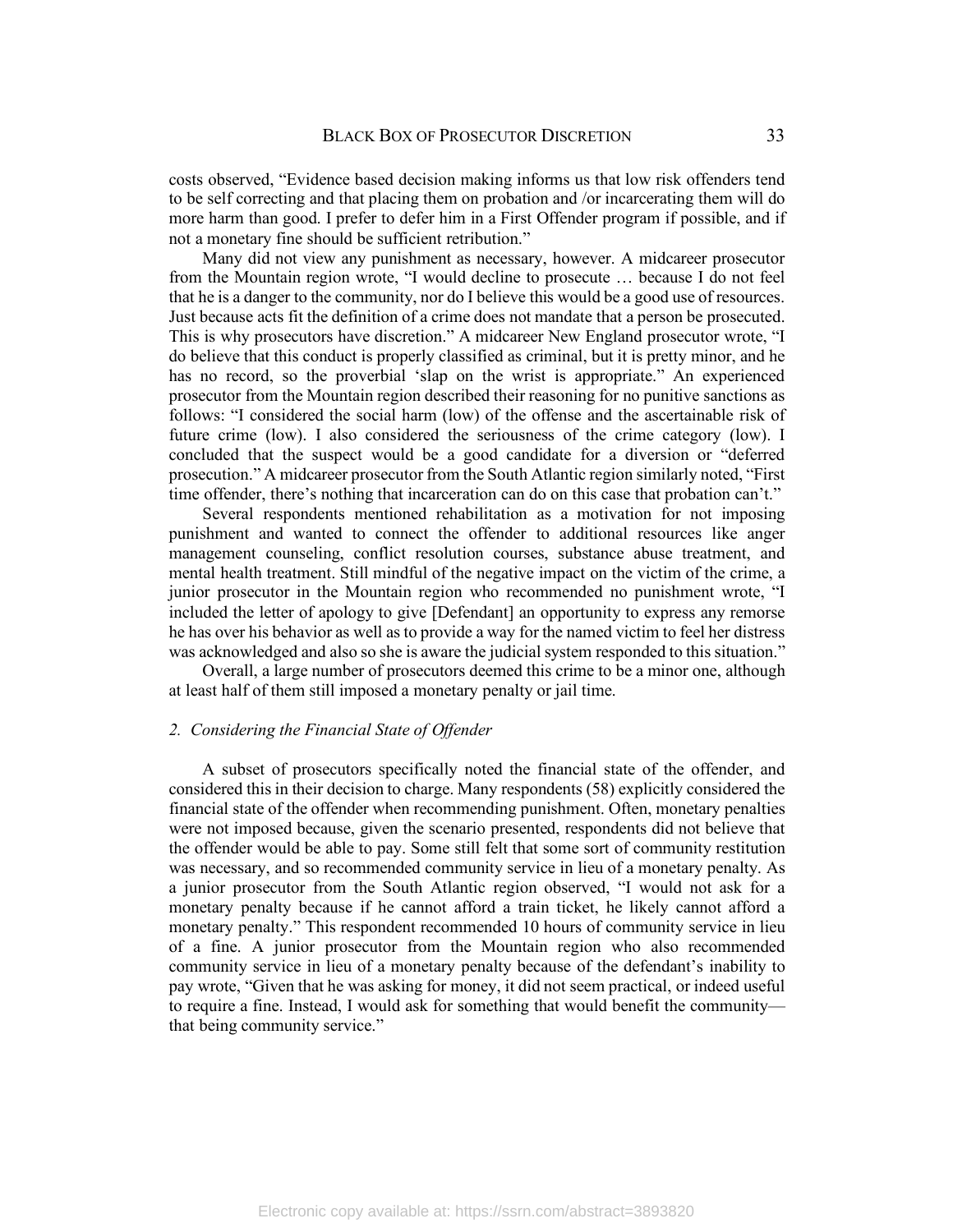costs observed, "Evidence based decision making informs us that low risk offenders tend to be self correcting and that placing them on probation and /or incarcerating them will do more harm than good. I prefer to defer him in a First Offender program if possible, and if not a monetary fine should be sufficient retribution."

Many did not view any punishment as necessary, however. A midcareer prosecutor from the Mountain region wrote, "I would decline to prosecute … because I do not feel that he is a danger to the community, nor do I believe this would be a good use of resources. Just because acts fit the definition of a crime does not mandate that a person be prosecuted. This is why prosecutors have discretion." A midcareer New England prosecutor wrote, "I do believe that this conduct is properly classified as criminal, but it is pretty minor, and he has no record, so the proverbial 'slap on the wrist is appropriate." An experienced prosecutor from the Mountain region described their reasoning for no punitive sanctions as follows: "I considered the social harm (low) of the offense and the ascertainable risk of future crime (low). I also considered the seriousness of the crime category (low). I concluded that the suspect would be a good candidate for a diversion or "deferred prosecution." A midcareer prosecutor from the South Atlantic region similarly noted, "First time offender, there's nothing that incarceration can do on this case that probation can't."

Several respondents mentioned rehabilitation as a motivation for not imposing punishment and wanted to connect the offender to additional resources like anger management counseling, conflict resolution courses, substance abuse treatment, and mental health treatment. Still mindful of the negative impact on the victim of the crime, a junior prosecutor in the Mountain region who recommended no punishment wrote, "I included the letter of apology to give [Defendant] an opportunity to express any remorse he has over his behavior as well as to provide a way for the named victim to feel her distress was acknowledged and also so she is aware the judicial system responded to this situation."

Overall, a large number of prosecutors deemed this crime to be a minor one, although at least half of them still imposed a monetary penalty or jail time.

### 2. *Considering the Financial State of Offender*

A subset of prosecutors specifically noted the financial state of the offender, and considered this in their decision to charge. Many respondents (58) explicitly considered the financial state of the offender when recommending punishment. Often, monetary penalties were not imposed because, given the scenario presented, respondents did not believe that the offender would be able to pay. Some still felt that some sort of community restitution was necessary, and so recommended community service in lieu of a monetary penalty. As a junior prosecutor from the South Atlantic region observed, "I would not ask for a monetary penalty because if he cannot afford a train ticket, he likely cannot afford a monetary penalty." This respondent recommended 10 hours of community service in lieu of a fine. A junior prosecutor from the Mountain region who also recommended community service in lieu of a monetary penalty because of the defendant's inability to pay wrote, "Given that he was asking for money, it did not seem practical, or indeed useful to require a fine. Instead, I would ask for something that would benefit the community—that being community service."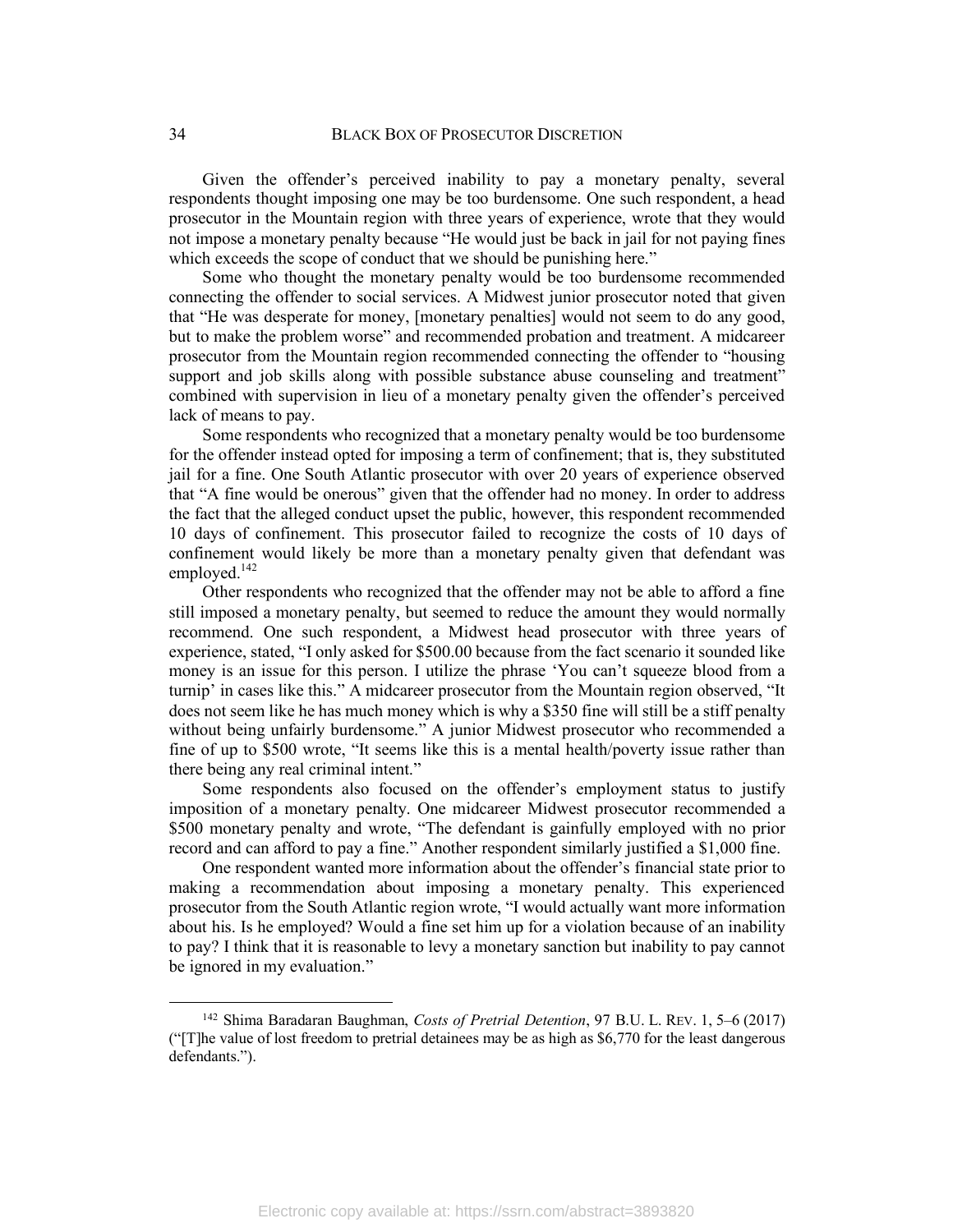Given the offender's perceived inability to pay a monetary penalty, several respondents thought imposing one may be too burdensome. One such respondent, a head prosecutor in the Mountain region with three years of experience, wrote that they would not impose a monetary penalty because "He would just be back in jail for not paying fines which exceeds the scope of conduct that we should be punishing here."

Some who thought the monetary penalty would be too burdensome recommended connecting the offender to social services. A Midwest junior prosecutor noted that given that "He was desperate for money, [monetary penalties] would not seem to do any good, but to make the problem worse" and recommended probation and treatment. A midcareer prosecutor from the Mountain region recommended connecting the offender to "housing support and job skills along with possible substance abuse counseling and treatment" combined with supervision in lieu of a monetary penalty given the offender's perceived lack of means to pay.

Some respondents who recognized that a monetary penalty would be too burdensome for the offender instead opted for imposing a term of confinement; that is, they substituted jail for a fine. One South Atlantic prosecutor with over 20 years of experience observed that "A fine would be onerous" given that the offender had no money. In order to address the fact that the alleged conduct upset the public, however, this respondent recommended 10 days of confinement. This prosecutor failed to recognize the costs of 10 days of confinement would likely be more than a monetary penalty given that defendant was employed.[142]

Other respondents who recognized that the offender may not be able to afford a fine still imposed a monetary penalty, but seemed to reduce the amount they would normally recommend. One such respondent, a Midwest head prosecutor with three years of experience, stated, "I only asked for $500.00 because from the fact scenario it sounded like money is an issue for this person. I utilize the phrase 'You can't squeeze blood from a turnip' in cases like this." A midcareer prosecutor from the Mountain region observed, "It does not seem like he has much money which is why a $350 fine will still be a stiff penalty without being unfairly burdensome." A junior Midwest prosecutor who recommended a fine of up to $500 wrote, "It seems like this is a mental health/poverty issue rather than there being any real criminal intent."

Some respondents also focused on the offender's employment status to justify imposition of a monetary penalty. One midcareer Midwest prosecutor recommended a $500 monetary penalty and wrote, "The defendant is gainfully employed with no prior record and can afford to pay a fine." Another respondent similarly justified a $1,000 fine.

One respondent wanted more information about the offender's financial state prior to making a recommendation about imposing a monetary penalty. This experienced prosecutor from the South Atlantic region wrote, "I would actually want more information about his. Is he employed? Would a fine set him up for a violation because of an inability to pay? I think that it is reasonable to levy a monetary sanction but inability to pay cannot be ignored in my evaluation."

---

[142] Shima Baradaran Baughman, *Costs of Pretrial Detention*, 97 B.U. L. REV. 1, 5–6 (2017) ("[T]he value of lost freedom to pretrial detainees may be as high as $6,770 for the least dangerous defendants.").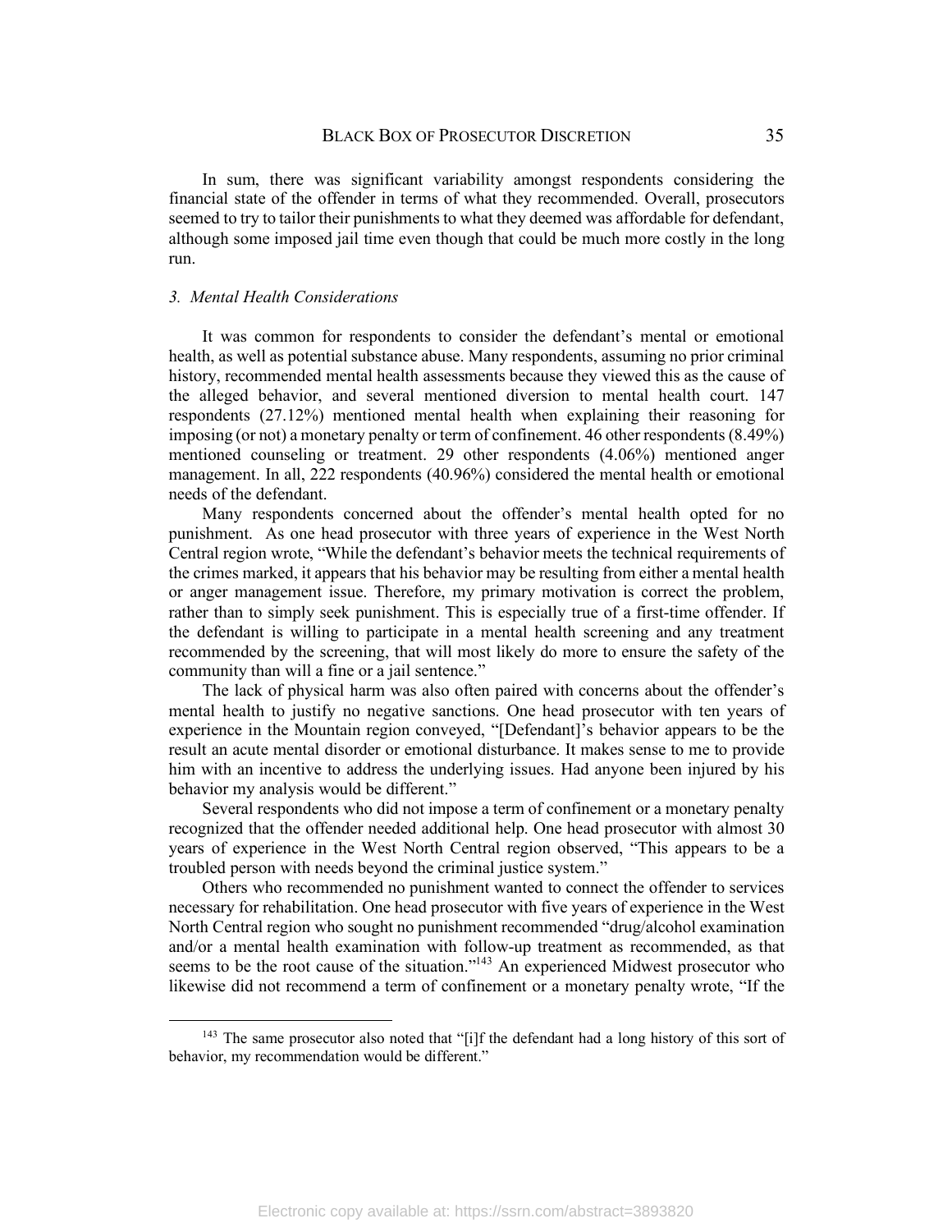In sum, there was significant variability amongst respondents considering the financial state of the offender in terms of what they recommended. Overall, prosecutors seemed to try to tailor their punishments to what they deemed was affordable for defendant, although some imposed jail time even though that could be much more costly in the long run.

### *3. Mental Health Considerations*

It was common for respondents to consider the defendant's mental or emotional health, as well as potential substance abuse. Many respondents, assuming no prior criminal history, recommended mental health assessments because they viewed this as the cause of the alleged behavior, and several mentioned diversion to mental health court. 147 respondents (27.12%) mentioned mental health when explaining their reasoning for imposing (or not) a monetary penalty or term of confinement. 46 other respondents (8.49%) mentioned counseling or treatment. 29 other respondents (4.06%) mentioned anger management. In all, 222 respondents (40.96%) considered the mental health or emotional needs of the defendant.

Many respondents concerned about the offender's mental health opted for no punishment. As one head prosecutor with three years of experience in the West North Central region wrote, "While the defendant's behavior meets the technical requirements of the crimes marked, it appears that his behavior may be resulting from either a mental health or anger management issue. Therefore, my primary motivation is correct the problem, rather than to simply seek punishment. This is especially true of a first-time offender. If the defendant is willing to participate in a mental health screening and any treatment recommended by the screening, that will most likely do more to ensure the safety of the community than will a fine or a jail sentence."

The lack of physical harm was also often paired with concerns about the offender's mental health to justify no negative sanctions. One head prosecutor with ten years of experience in the Mountain region conveyed, "[Defendant]'s behavior appears to be the result an acute mental disorder or emotional disturbance. It makes sense to me to provide him with an incentive to address the underlying issues. Had anyone been injured by his behavior my analysis would be different."

Several respondents who did not impose a term of confinement or a monetary penalty recognized that the offender needed additional help. One head prosecutor with almost 30 years of experience in the West North Central region observed, "This appears to be a troubled person with needs beyond the criminal justice system."

Others who recommended no punishment wanted to connect the offender to services necessary for rehabilitation. One head prosecutor with five years of experience in the West North Central region who sought no punishment recommended "drug/alcohol examination and/or a mental health examination with follow-up treatment as recommended, as that seems to be the root cause of the situation."[143] An experienced Midwest prosecutor who likewise did not recommend a term of confinement or a monetary penalty wrote, "If the

---

[143] The same prosecutor also noted that "[i]f the defendant had a long history of this sort of behavior, my recommendation would be different."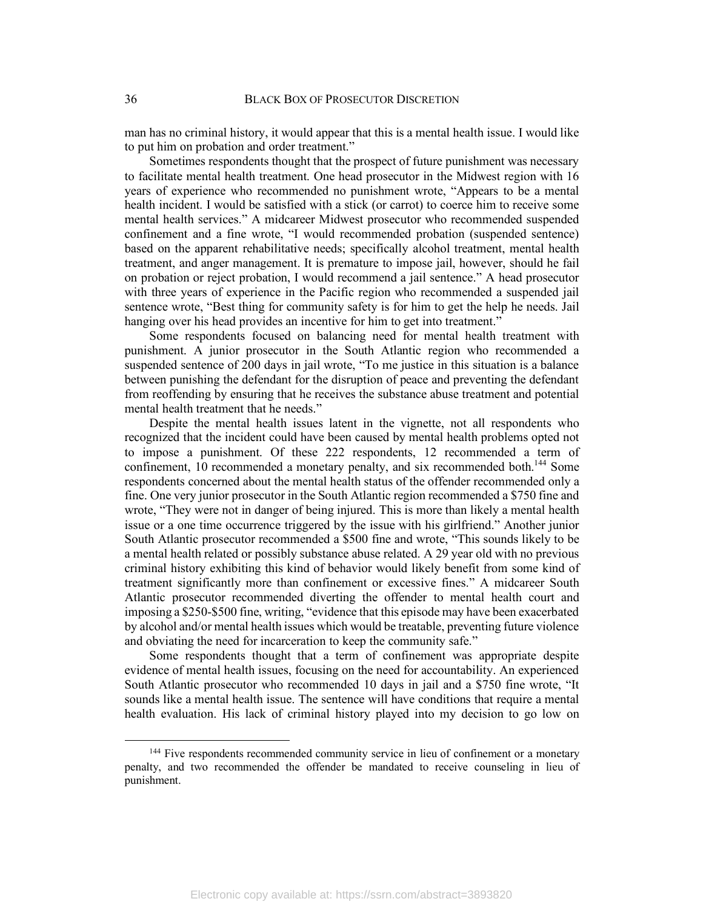man has no criminal history, it would appear that this is a mental health issue. I would like to put him on probation and order treatment."

Sometimes respondents thought that the prospect of future punishment was necessary to facilitate mental health treatment. One head prosecutor in the Midwest region with 16 years of experience who recommended no punishment wrote, "Appears to be a mental health incident. I would be satisfied with a stick (or carrot) to coerce him to receive some mental health services." A midcareer Midwest prosecutor who recommended suspended confinement and a fine wrote, "I would recommended probation (suspended sentence) based on the apparent rehabilitative needs; specifically alcohol treatment, mental health treatment, and anger management. It is premature to impose jail, however, should he fail on probation or reject probation, I would recommend a jail sentence." A head prosecutor with three years of experience in the Pacific region who recommended a suspended jail sentence wrote, "Best thing for community safety is for him to get the help he needs. Jail hanging over his head provides an incentive for him to get into treatment."

Some respondents focused on balancing need for mental health treatment with punishment. A junior prosecutor in the South Atlantic region who recommended a suspended sentence of 200 days in jail wrote, "To me justice in this situation is a balance between punishing the defendant for the disruption of peace and preventing the defendant from reoffending by ensuring that he receives the substance abuse treatment and potential mental health treatment that he needs."

Despite the mental health issues latent in the vignette, not all respondents who recognized that the incident could have been caused by mental health problems opted not to impose a punishment. Of these 222 respondents, 12 recommended a term of confinement, 10 recommended a monetary penalty, and six recommended both.[144] Some respondents concerned about the mental health status of the offender recommended only a fine. One very junior prosecutor in the South Atlantic region recommended a $750 fine and wrote, "They were not in danger of being injured. This is more than likely a mental health issue or a one time occurrence triggered by the issue with his girlfriend." Another junior South Atlantic prosecutor recommended a $500 fine and wrote, "This sounds likely to be a mental health related or possibly substance abuse related. A 29 year old with no previous criminal history exhibiting this kind of behavior would likely benefit from some kind of treatment significantly more than confinement or excessive fines." A midcareer South Atlantic prosecutor recommended diverting the offender to mental health court and imposing a $250-$500 fine, writing, "evidence that this episode may have been exacerbated by alcohol and/or mental health issues which would be treatable, preventing future violence and obviating the need for incarceration to keep the community safe."

Some respondents thought that a term of confinement was appropriate despite evidence of mental health issues, focusing on the need for accountability. An experienced South Atlantic prosecutor who recommended 10 days in jail and a $750 fine wrote, "It sounds like a mental health issue. The sentence will have conditions that require a mental health evaluation. His lack of criminal history played into my decision to go low on

[144] Five respondents recommended community service in lieu of confinement or a monetary penalty, and two recommended the offender be mandated to receive counseling in lieu of punishment.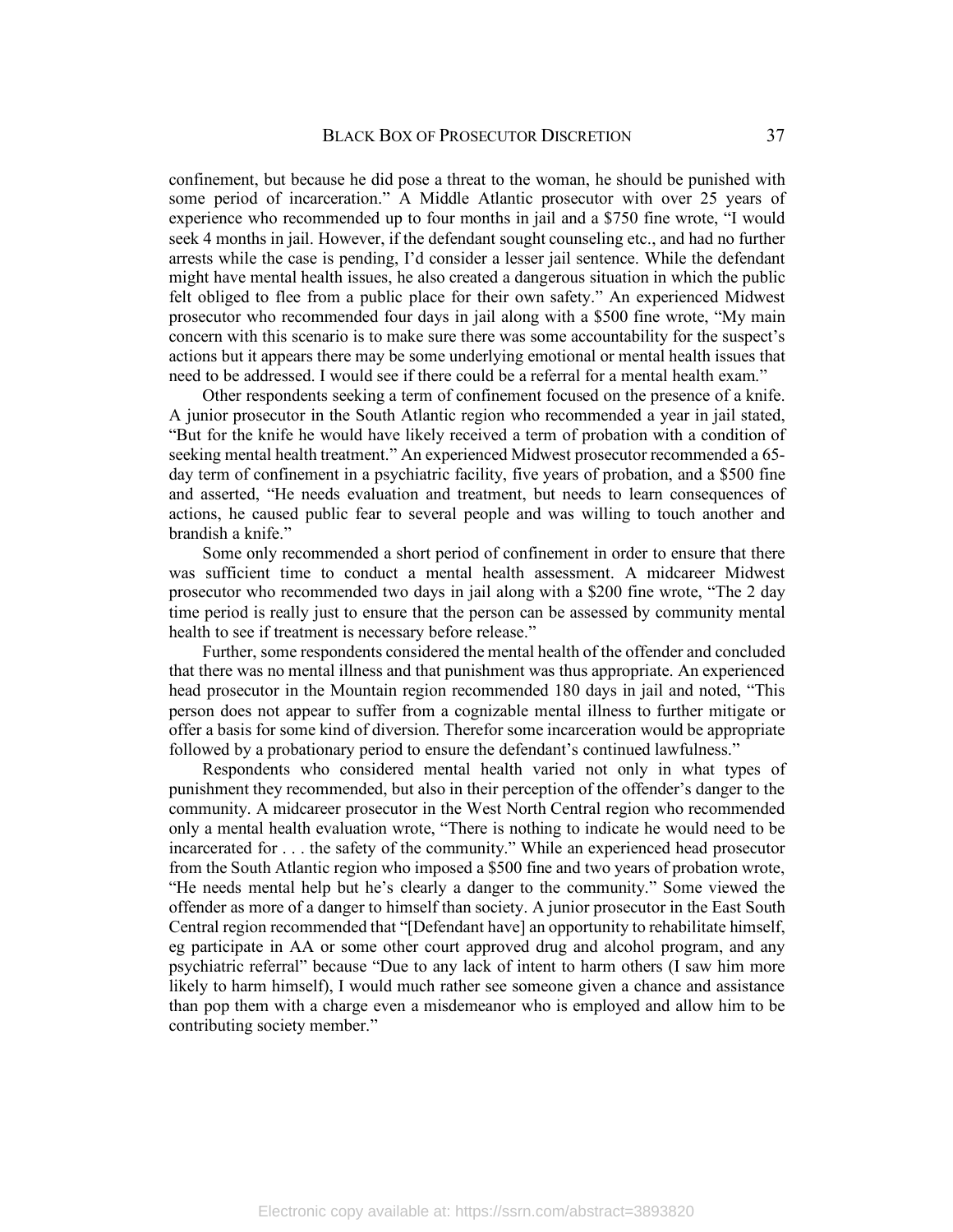confinement, but because he did pose a threat to the woman, he should be punished with some period of incarceration." A Middle Atlantic prosecutor with over 25 years of experience who recommended up to four months in jail and a $750 fine wrote, "I would seek 4 months in jail. However, if the defendant sought counseling etc., and had no further arrests while the case is pending, I'd consider a lesser jail sentence. While the defendant might have mental health issues, he also created a dangerous situation in which the public felt obliged to flee from a public place for their own safety." An experienced Midwest prosecutor who recommended four days in jail along with a $500 fine wrote, "My main concern with this scenario is to make sure there was some accountability for the suspect's actions but it appears there may be some underlying emotional or mental health issues that need to be addressed. I would see if there could be a referral for a mental health exam."

Other respondents seeking a term of confinement focused on the presence of a knife. A junior prosecutor in the South Atlantic region who recommended a year in jail stated, "But for the knife he would have likely received a term of probation with a condition of seeking mental health treatment." An experienced Midwest prosecutor recommended a 65-day term of confinement in a psychiatric facility, five years of probation, and a $500 fine and asserted, "He needs evaluation and treatment, but needs to learn consequences of actions, he caused public fear to several people and was willing to touch another and brandish a knife."

Some only recommended a short period of confinement in order to ensure that there was sufficient time to conduct a mental health assessment. A midcareer Midwest prosecutor who recommended two days in jail along with a $200 fine wrote, "The 2 day time period is really just to ensure that the person can be assessed by community mental health to see if treatment is necessary before release."

Further, some respondents considered the mental health of the offender and concluded that there was no mental illness and that punishment was thus appropriate. An experienced head prosecutor in the Mountain region recommended 180 days in jail and noted, "This person does not appear to suffer from a cognizable mental illness to further mitigate or offer a basis for some kind of diversion. Therefor some incarceration would be appropriate followed by a probationary period to ensure the defendant's continued lawfulness."

Respondents who considered mental health varied not only in what types of punishment they recommended, but also in their perception of the offender's danger to the community. A midcareer prosecutor in the West North Central region who recommended only a mental health evaluation wrote, "There is nothing to indicate he would need to be incarcerated for . . . the safety of the community." While an experienced head prosecutor from the South Atlantic region who imposed a $500 fine and two years of probation wrote, "He needs mental help but he's clearly a danger to the community." Some viewed the offender as more of a danger to himself than society. A junior prosecutor in the East South Central region recommended that "[Defendant have] an opportunity to rehabilitate himself, eg participate in AA or some other court approved drug and alcohol program, and any psychiatric referral" because "Due to any lack of intent to harm others (I saw him more likely to harm himself), I would much rather see someone given a chance and assistance than pop them with a charge even a misdemeanor who is employed and allow him to be contributing society member."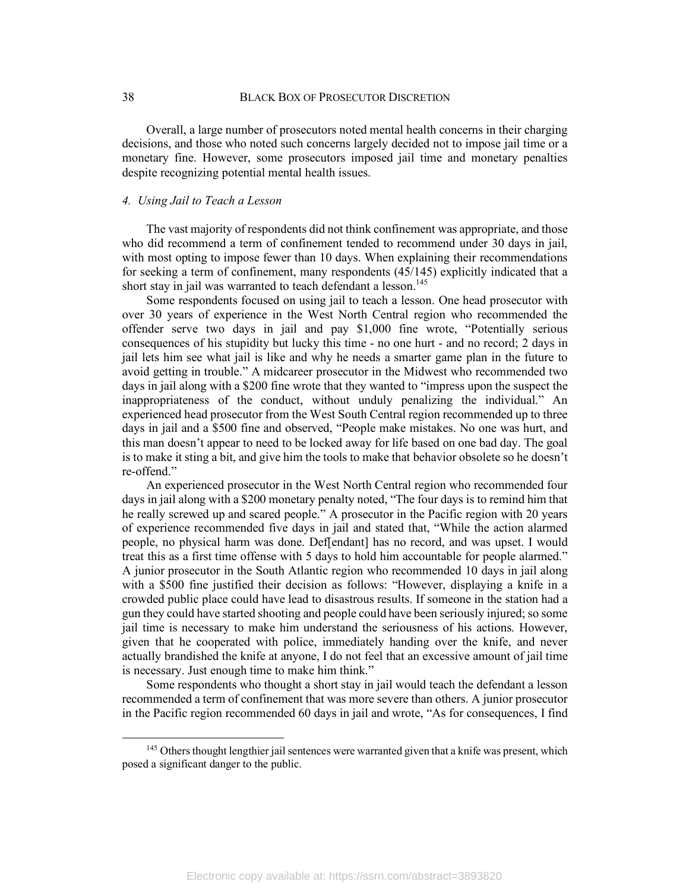Overall, a large number of prosecutors noted mental health concerns in their charging decisions, and those who noted such concerns largely decided not to impose jail time or a monetary fine. However, some prosecutors imposed jail time and monetary penalties despite recognizing potential mental health issues.

### *4. Using Jail to Teach a Lesson*

The vast majority of respondents did not think confinement was appropriate, and those who did recommend a term of confinement tended to recommend under 30 days in jail, with most opting to impose fewer than 10 days. When explaining their recommendations for seeking a term of confinement, many respondents (45/145) explicitly indicated that a short stay in jail was warranted to teach defendant a lesson.[145]

Some respondents focused on using jail to teach a lesson. One head prosecutor with over 30 years of experience in the West North Central region who recommended the offender serve two days in jail and pay $1,000 fine wrote, "Potentially serious consequences of his stupidity but lucky this time - no one hurt - and no record; 2 days in jail lets him see what jail is like and why he needs a smarter game plan in the future to avoid getting in trouble." A midcareer prosecutor in the Midwest who recommended two days in jail along with a $200 fine wrote that they wanted to "impress upon the suspect the inappropriateness of the conduct, without unduly penalizing the individual." An experienced head prosecutor from the West South Central region recommended up to three days in jail and a $500 fine and observed, "People make mistakes. No one was hurt, and this man doesn't appear to need to be locked away for life based on one bad day. The goal is to make it sting a bit, and give him the tools to make that behavior obsolete so he doesn't re-offend."

An experienced prosecutor in the West North Central region who recommended four days in jail along with a $200 monetary penalty noted, "The four days is to remind him that he really screwed up and scared people." A prosecutor in the Pacific region with 20 years of experience recommended five days in jail and stated that, "While the action alarmed people, no physical harm was done. Def[endant] has no record, and was upset. I would treat this as a first time offense with 5 days to hold him accountable for people alarmed." A junior prosecutor in the South Atlantic region who recommended 10 days in jail along with a $500 fine justified their decision as follows: "However, displaying a knife in a crowded public place could have lead to disastrous results. If someone in the station had a gun they could have started shooting and people could have been seriously injured; so some jail time is necessary to make him understand the seriousness of his actions. However, given that he cooperated with police, immediately handing over the knife, and never actually brandished the knife at anyone, I do not feel that an excessive amount of jail time is necessary. Just enough time to make him think."

Some respondents who thought a short stay in jail would teach the defendant a lesson recommended a term of confinement that was more severe than others. A junior prosecutor in the Pacific region recommended 60 days in jail and wrote, "As for consequences, I find

---

[145] Others thought lengthier jail sentences were warranted given that a knife was present, which posed a significant danger to the public.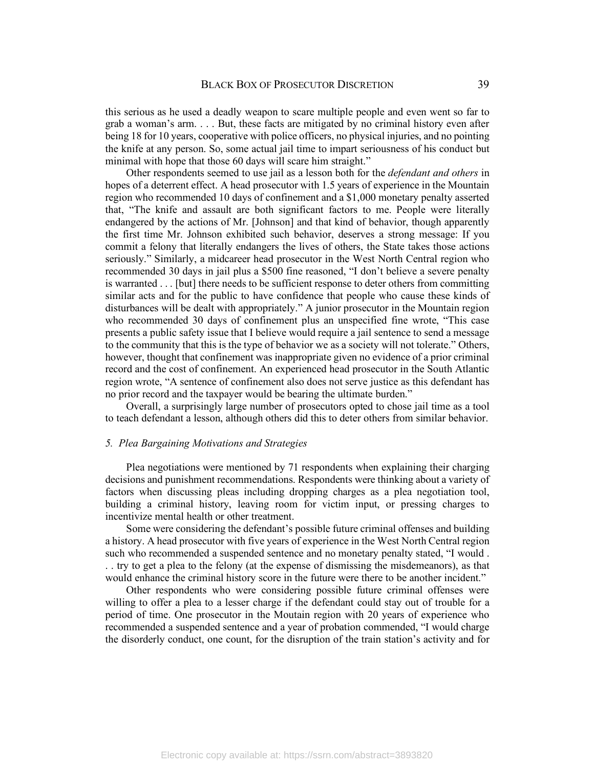this serious as he used a deadly weapon to scare multiple people and even went so far to grab a woman's arm. . . . But, these facts are mitigated by no criminal history even after being 18 for 10 years, cooperative with police officers, no physical injuries, and no pointing the knife at any person. So, some actual jail time to impart seriousness of his conduct but minimal with hope that those 60 days will scare him straight."

Other respondents seemed to use jail as a lesson both for the *defendant and others* in hopes of a deterrent effect. A head prosecutor with 1.5 years of experience in the Mountain region who recommended 10 days of confinement and a $1,000 monetary penalty asserted that, "The knife and assault are both significant factors to me. People were literally endangered by the actions of Mr. [Johnson] and that kind of behavior, though apparently the first time Mr. Johnson exhibited such behavior, deserves a strong message: If you commit a felony that literally endangers the lives of others, the State takes those actions seriously." Similarly, a midcareer head prosecutor in the West North Central region who recommended 30 days in jail plus a $500 fine reasoned, "I don't believe a severe penalty is warranted . . . [but] there needs to be sufficient response to deter others from committing similar acts and for the public to have confidence that people who cause these kinds of disturbances will be dealt with appropriately." A junior prosecutor in the Mountain region who recommended 30 days of confinement plus an unspecified fine wrote, "This case presents a public safety issue that I believe would require a jail sentence to send a message to the community that this is the type of behavior we as a society will not tolerate." Others, however, thought that confinement was inappropriate given no evidence of a prior criminal record and the cost of confinement. An experienced head prosecutor in the South Atlantic region wrote, "A sentence of confinement also does not serve justice as this defendant has no prior record and the taxpayer would be bearing the ultimate burden."

Overall, a surprisingly large number of prosecutors opted to chose jail time as a tool to teach defendant a lesson, although others did this to deter others from similar behavior.

*5. Plea Bargaining Motivations and Strategies*

Plea negotiations were mentioned by 71 respondents when explaining their charging decisions and punishment recommendations. Respondents were thinking about a variety of factors when discussing pleas including dropping charges as a plea negotiation tool, building a criminal history, leaving room for victim input, or pressing charges to incentivize mental health or other treatment.

Some were considering the defendant's possible future criminal offenses and building a history. A head prosecutor with five years of experience in the West North Central region such who recommended a suspended sentence and no monetary penalty stated, "I would . . . try to get a plea to the felony (at the expense of dismissing the misdemeanors), as that would enhance the criminal history score in the future were there to be another incident."

Other respondents who were considering possible future criminal offenses were willing to offer a plea to a lesser charge if the defendant could stay out of trouble for a period of time. One prosecutor in the Moutain region with 20 years of experience who recommended a suspended sentence and a year of probation commended, "I would charge the disorderly conduct, one count, for the disruption of the train station's activity and for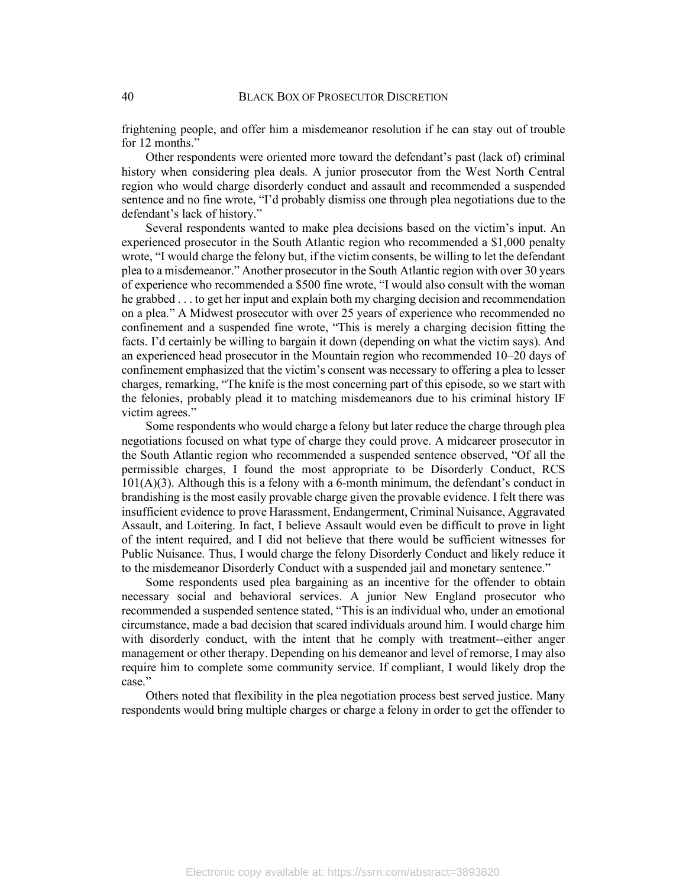frightening people, and offer him a misdemeanor resolution if he can stay out of trouble for 12 months."

Other respondents were oriented more toward the defendant's past (lack of) criminal history when considering plea deals. A junior prosecutor from the West North Central region who would charge disorderly conduct and assault and recommended a suspended sentence and no fine wrote, "I'd probably dismiss one through plea negotiations due to the defendant's lack of history."

Several respondents wanted to make plea decisions based on the victim's input. An experienced prosecutor in the South Atlantic region who recommended a $1,000 penalty wrote, "I would charge the felony but, if the victim consents, be willing to let the defendant plea to a misdemeanor." Another prosecutor in the South Atlantic region with over 30 years of experience who recommended a $500 fine wrote, "I would also consult with the woman he grabbed . . . to get her input and explain both my charging decision and recommendation on a plea." A Midwest prosecutor with over 25 years of experience who recommended no confinement and a suspended fine wrote, "This is merely a charging decision fitting the facts. I'd certainly be willing to bargain it down (depending on what the victim says). And an experienced head prosecutor in the Mountain region who recommended 10–20 days of confinement emphasized that the victim's consent was necessary to offering a plea to lesser charges, remarking, "The knife is the most concerning part of this episode, so we start with the felonies, probably plead it to matching misdemeanors due to his criminal history IF victim agrees."

Some respondents who would charge a felony but later reduce the charge through plea negotiations focused on what type of charge they could prove. A midcareer prosecutor in the South Atlantic region who recommended a suspended sentence observed, "Of all the permissible charges, I found the most appropriate to be Disorderly Conduct, RCS 101(A)(3). Although this is a felony with a 6-month minimum, the defendant's conduct in brandishing is the most easily provable charge given the provable evidence. I felt there was insufficient evidence to prove Harassment, Endangerment, Criminal Nuisance, Aggravated Assault, and Loitering. In fact, I believe Assault would even be difficult to prove in light of the intent required, and I did not believe that there would be sufficient witnesses for Public Nuisance. Thus, I would charge the felony Disorderly Conduct and likely reduce it to the misdemeanor Disorderly Conduct with a suspended jail and monetary sentence."

Some respondents used plea bargaining as an incentive for the offender to obtain necessary social and behavioral services. A junior New England prosecutor who recommended a suspended sentence stated, "This is an individual who, under an emotional circumstance, made a bad decision that scared individuals around him. I would charge him with disorderly conduct, with the intent that he comply with treatment--either anger management or other therapy. Depending on his demeanor and level of remorse, I may also require him to complete some community service. If compliant, I would likely drop the case."

Others noted that flexibility in the plea negotiation process best served justice. Many respondents would bring multiple charges or charge a felony in order to get the offender to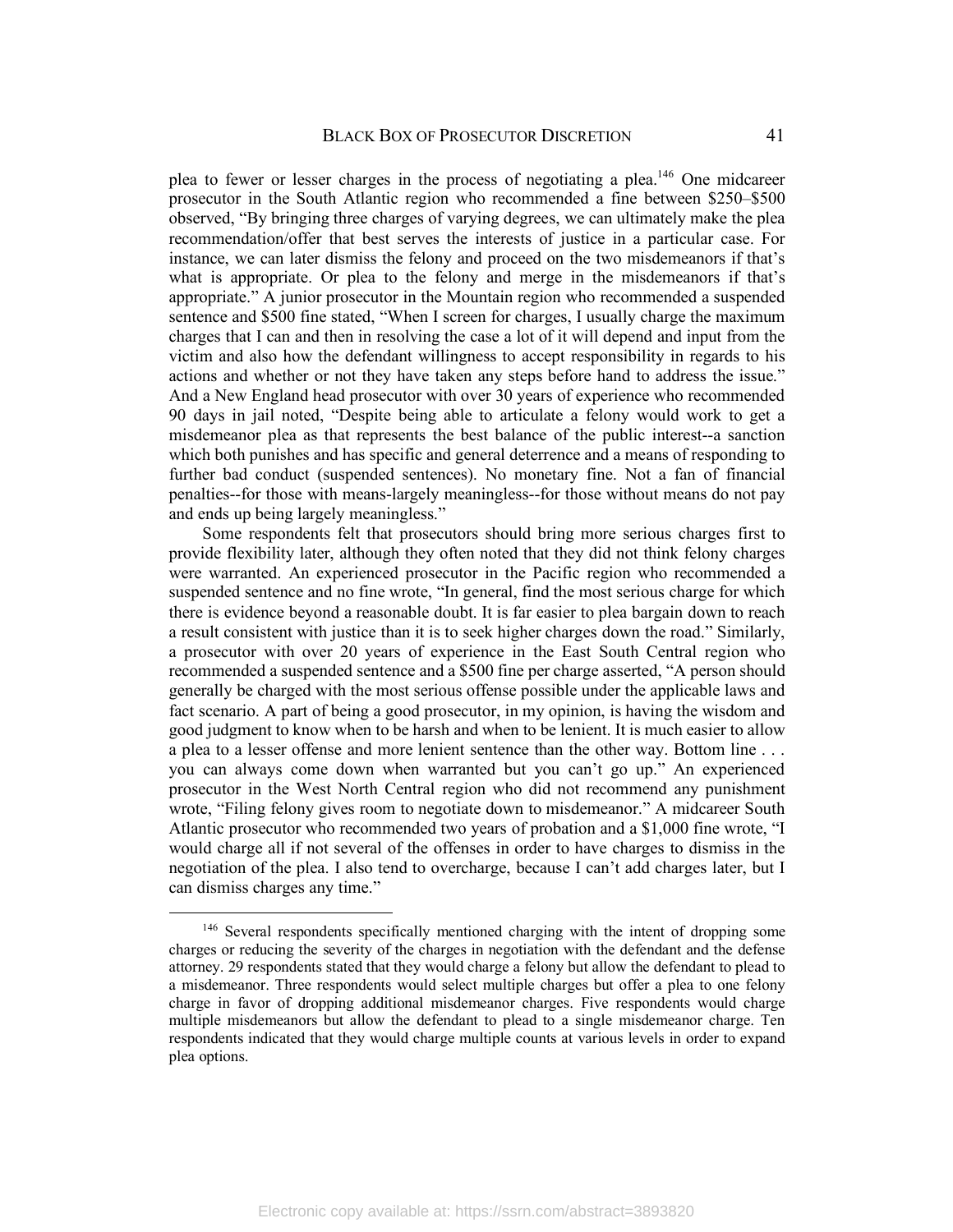plea to fewer or lesser charges in the process of negotiating a plea.[146] One midcareer prosecutor in the South Atlantic region who recommended a fine between $250–$500 observed, "By bringing three charges of varying degrees, we can ultimately make the plea recommendation/offer that best serves the interests of justice in a particular case. For instance, we can later dismiss the felony and proceed on the two misdemeanors if that's what is appropriate. Or plea to the felony and merge in the misdemeanors if that's appropriate." A junior prosecutor in the Mountain region who recommended a suspended sentence and $500 fine stated, "When I screen for charges, I usually charge the maximum charges that I can and then in resolving the case a lot of it will depend and input from the victim and also how the defendant willingness to accept responsibility in regards to his actions and whether or not they have taken any steps before hand to address the issue." And a New England head prosecutor with over 30 years of experience who recommended 90 days in jail noted, "Despite being able to articulate a felony would work to get a misdemeanor plea as that represents the best balance of the public interest--a sanction which both punishes and has specific and general deterrence and a means of responding to further bad conduct (suspended sentences). No monetary fine. Not a fan of financial penalties--for those with means-largely meaningless--for those without means do not pay and ends up being largely meaningless."

Some respondents felt that prosecutors should bring more serious charges first to provide flexibility later, although they often noted that they did not think felony charges were warranted. An experienced prosecutor in the Pacific region who recommended a suspended sentence and no fine wrote, "In general, find the most serious charge for which there is evidence beyond a reasonable doubt. It is far easier to plea bargain down to reach a result consistent with justice than it is to seek higher charges down the road." Similarly, a prosecutor with over 20 years of experience in the East South Central region who recommended a suspended sentence and a $500 fine per charge asserted, "A person should generally be charged with the most serious offense possible under the applicable laws and fact scenario. A part of being a good prosecutor, in my opinion, is having the wisdom and good judgment to know when to be harsh and when to be lenient. It is much easier to allow a plea to a lesser offense and more lenient sentence than the other way. Bottom line . . . you can always come down when warranted but you can't go up." An experienced prosecutor in the West North Central region who did not recommend any punishment wrote, "Filing felony gives room to negotiate down to misdemeanor." A midcareer South Atlantic prosecutor who recommended two years of probation and a $1,000 fine wrote, "I would charge all if not several of the offenses in order to have charges to dismiss in the negotiation of the plea. I also tend to overcharge, because I can't add charges later, but I can dismiss charges any time."

[146] Several respondents specifically mentioned charging with the intent of dropping some charges or reducing the severity of the charges in negotiation with the defendant and the defense attorney. 29 respondents stated that they would charge a felony but allow the defendant to plead to a misdemeanor. Three respondents would select multiple charges but offer a plea to one felony charge in favor of dropping additional misdemeanor charges. Five respondents would charge multiple misdemeanors but allow the defendant to plead to a single misdemeanor charge. Ten respondents indicated that they would charge multiple counts at various levels in order to expand plea options.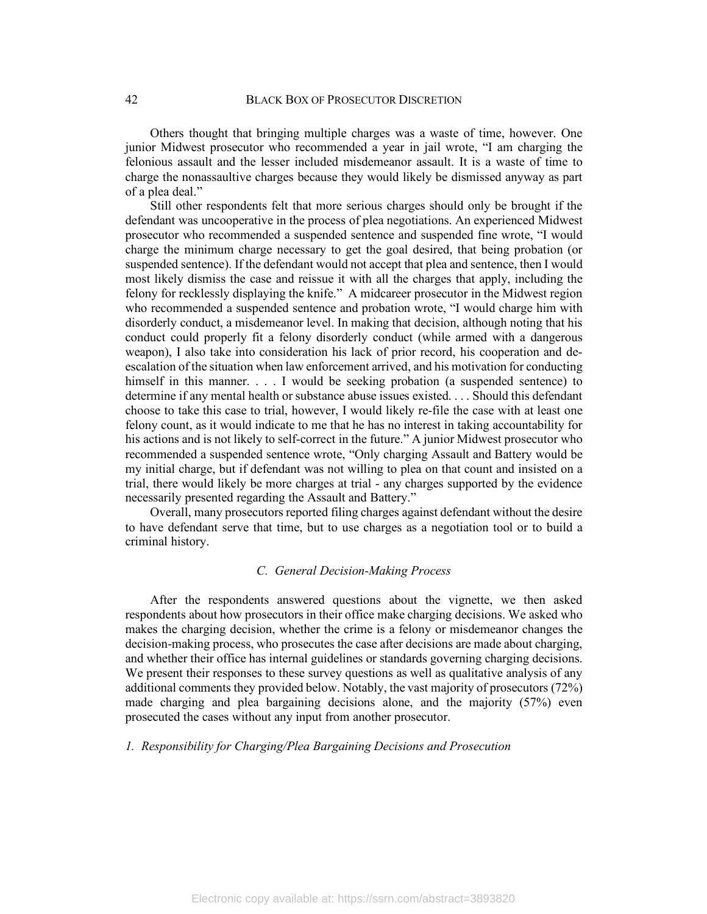Others thought that bringing multiple charges was a waste of time, however. One junior Midwest prosecutor who recommended a year in jail wrote, "I am charging the felonious assault and the lesser included misdemeanor assault. It is a waste of time to charge the nonassaultive charges because they would likely be dismissed anyway as part of a plea deal."

Still other respondents felt that more serious charges should only be brought if the defendant was uncooperative in the process of plea negotiations. An experienced Midwest prosecutor who recommended a suspended sentence and suspended fine wrote, "I would charge the minimum charge necessary to get the goal desired, that being probation (or suspended sentence). If the defendant would not accept that plea and sentence, then I would most likely dismiss the case and reissue it with all the charges that apply, including the felony for recklessly displaying the knife." A midcareer prosecutor in the Midwest region who recommended a suspended sentence and probation wrote, "I would charge him with disorderly conduct, a misdemeanor level. In making that decision, although noting that his conduct could properly fit a felony disorderly conduct (while armed with a dangerous weapon), I also take into consideration his lack of prior record, his cooperation and de-escalation of the situation when law enforcement arrived, and his motivation for conducting himself in this manner. . . . I would be seeking probation (a suspended sentence) to determine if any mental health or substance abuse issues existed. . . . Should this defendant choose to take this case to trial, however, I would likely re-file the case with at least one felony count, as it would indicate to me that he has no interest in taking accountability for his actions and is not likely to self-correct in the future." A junior Midwest prosecutor who recommended a suspended sentence wrote, "Only charging Assault and Battery would be my initial charge, but if defendant was not willing to plea on that count and insisted on a trial, there would likely be more charges at trial - any charges supported by the evidence necessarily presented regarding the Assault and Battery."

Overall, many prosecutors reported filing charges against defendant without the desire to have defendant serve that time, but to use charges as a negotiation tool or to build a criminal history.

### *C. General Decision-Making Process*

After the respondents answered questions about the vignette, we then asked respondents about how prosecutors in their office make charging decisions. We asked who makes the charging decision, whether the crime is a felony or misdemeanor changes the decision-making process, who prosecutes the case after decisions are made about charging, and whether their office has internal guidelines or standards governing charging decisions. We present their responses to these survey questions as well as qualitative analysis of any additional comments they provided below. Notably, the vast majority of prosecutors (72%) made charging and plea bargaining decisions alone, and the majority (57%) even prosecuted the cases without any input from another prosecutor.

#### *1. Responsibility for Charging/Plea Bargaining Decisions and Prosecution*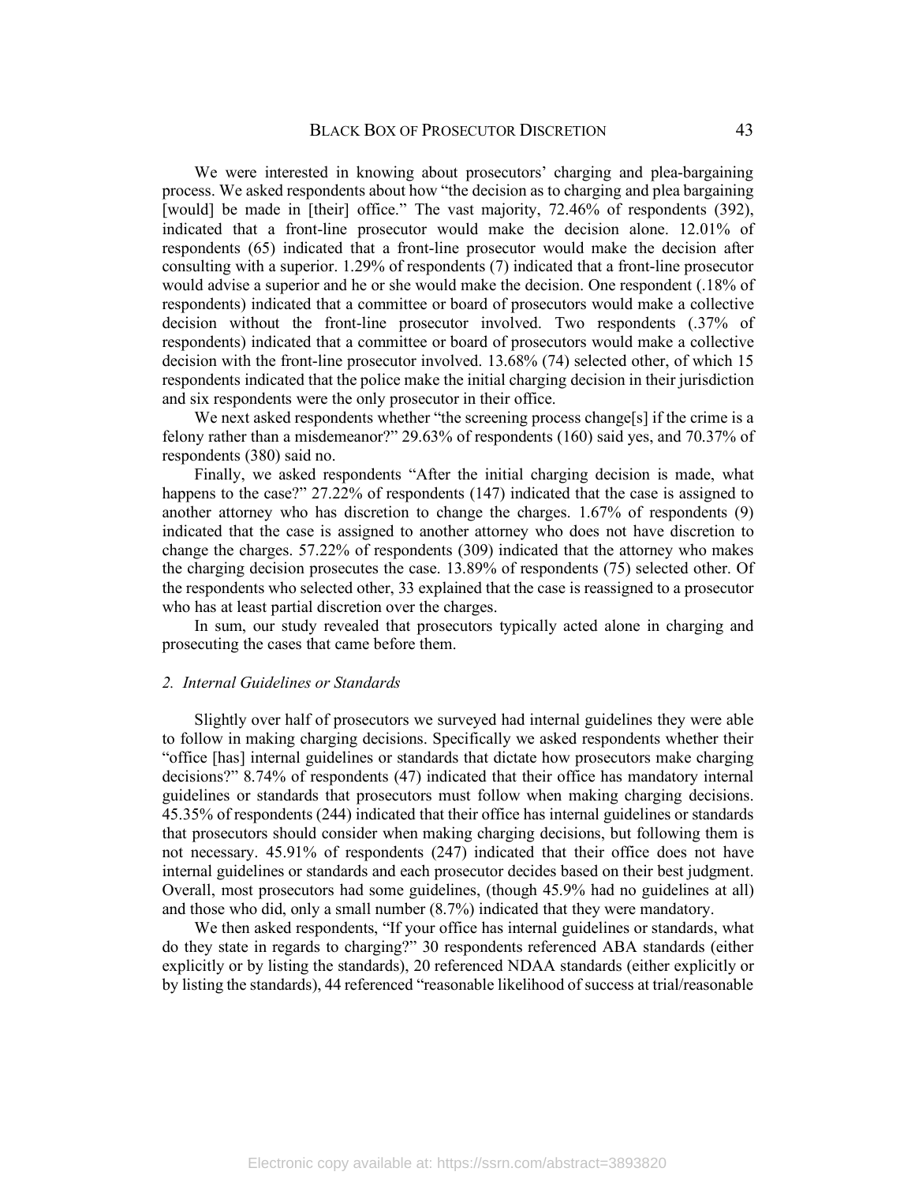We were interested in knowing about prosecutors' charging and plea-bargaining process. We asked respondents about how "the decision as to charging and plea bargaining [would] be made in [their] office." The vast majority, 72.46% of respondents (392), indicated that a front-line prosecutor would make the decision alone. 12.01% of respondents (65) indicated that a front-line prosecutor would make the decision after consulting with a superior. 1.29% of respondents (7) indicated that a front-line prosecutor would advise a superior and he or she would make the decision. One respondent (.18% of respondents) indicated that a committee or board of prosecutors would make a collective decision without the front-line prosecutor involved. Two respondents (.37% of respondents) indicated that a committee or board of prosecutors would make a collective decision with the front-line prosecutor involved. 13.68% (74) selected other, of which 15 respondents indicated that the police make the initial charging decision in their jurisdiction and six respondents were the only prosecutor in their office.

We next asked respondents whether "the screening process change[s] if the crime is a felony rather than a misdemeanor?" 29.63% of respondents (160) said yes, and 70.37% of respondents (380) said no.

Finally, we asked respondents "After the initial charging decision is made, what happens to the case?" 27.22% of respondents (147) indicated that the case is assigned to another attorney who has discretion to change the charges. 1.67% of respondents (9) indicated that the case is assigned to another attorney who does not have discretion to change the charges. 57.22% of respondents (309) indicated that the attorney who makes the charging decision prosecutes the case. 13.89% of respondents (75) selected other. Of the respondents who selected other, 33 explained that the case is reassigned to a prosecutor who has at least partial discretion over the charges.

In sum, our study revealed that prosecutors typically acted alone in charging and prosecuting the cases that came before them.

### 2. *Internal Guidelines or Standards*

Slightly over half of prosecutors we surveyed had internal guidelines they were able to follow in making charging decisions. Specifically we asked respondents whether their "office [has] internal guidelines or standards that dictate how prosecutors make charging decisions?" 8.74% of respondents (47) indicated that their office has mandatory internal guidelines or standards that prosecutors must follow when making charging decisions. 45.35% of respondents (244) indicated that their office has internal guidelines or standards that prosecutors should consider when making charging decisions, but following them is not necessary. 45.91% of respondents (247) indicated that their office does not have internal guidelines or standards and each prosecutor decides based on their best judgment. Overall, most prosecutors had some guidelines, (though 45.9% had no guidelines at all) and those who did, only a small number (8.7%) indicated that they were mandatory.

We then asked respondents, "If your office has internal guidelines or standards, what do they state in regards to charging?" 30 respondents referenced ABA standards (either explicitly or by listing the standards), 20 referenced NDAA standards (either explicitly or by listing the standards), 44 referenced "reasonable likelihood of success at trial/reasonable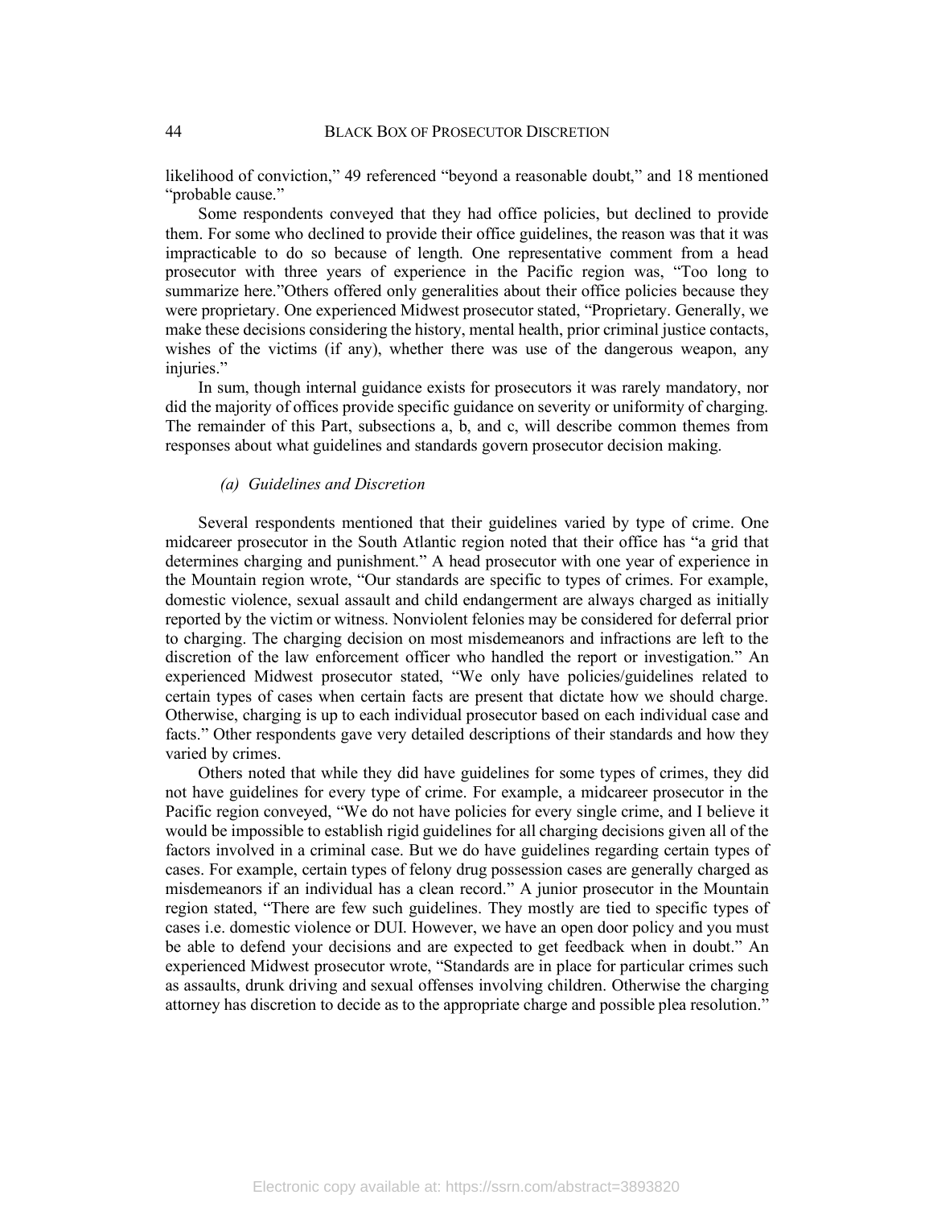likelihood of conviction," 49 referenced "beyond a reasonable doubt," and 18 mentioned "probable cause."

Some respondents conveyed that they had office policies, but declined to provide them. For some who declined to provide their office guidelines, the reason was that it was impracticable to do so because of length. One representative comment from a head prosecutor with three years of experience in the Pacific region was, "Too long to summarize here."Others offered only generalities about their office policies because they were proprietary. One experienced Midwest prosecutor stated, "Proprietary. Generally, we make these decisions considering the history, mental health, prior criminal justice contacts, wishes of the victims (if any), whether there was use of the dangerous weapon, any injuries."

In sum, though internal guidance exists for prosecutors it was rarely mandatory, nor did the majority of offices provide specific guidance on severity or uniformity of charging. The remainder of this Part, subsections a, b, and c, will describe common themes from responses about what guidelines and standards govern prosecutor decision making.

### *(a) Guidelines and Discretion*

Several respondents mentioned that their guidelines varied by type of crime. One midcareer prosecutor in the South Atlantic region noted that their office has "a grid that determines charging and punishment." A head prosecutor with one year of experience in the Mountain region wrote, "Our standards are specific to types of crimes. For example, domestic violence, sexual assault and child endangerment are always charged as initially reported by the victim or witness. Nonviolent felonies may be considered for deferral prior to charging. The charging decision on most misdemeanors and infractions are left to the discretion of the law enforcement officer who handled the report or investigation." An experienced Midwest prosecutor stated, "We only have policies/guidelines related to certain types of cases when certain facts are present that dictate how we should charge. Otherwise, charging is up to each individual prosecutor based on each individual case and facts." Other respondents gave very detailed descriptions of their standards and how they varied by crimes.

Others noted that while they did have guidelines for some types of crimes, they did not have guidelines for every type of crime. For example, a midcareer prosecutor in the Pacific region conveyed, "We do not have policies for every single crime, and I believe it would be impossible to establish rigid guidelines for all charging decisions given all of the factors involved in a criminal case. But we do have guidelines regarding certain types of cases. For example, certain types of felony drug possession cases are generally charged as misdemeanors if an individual has a clean record." A junior prosecutor in the Mountain region stated, "There are few such guidelines. They mostly are tied to specific types of cases i.e. domestic violence or DUI. However, we have an open door policy and you must be able to defend your decisions and are expected to get feedback when in doubt." An experienced Midwest prosecutor wrote, "Standards are in place for particular crimes such as assaults, drunk driving and sexual offenses involving children. Otherwise the charging attorney has discretion to decide as to the appropriate charge and possible plea resolution."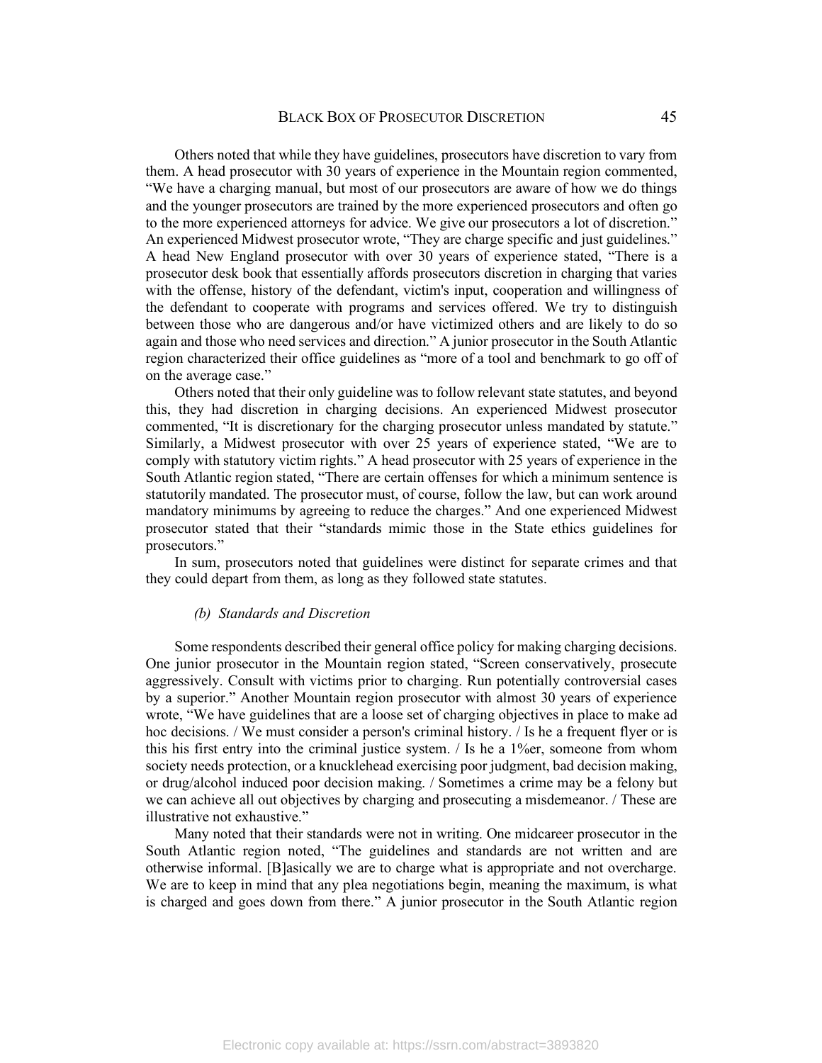Others noted that while they have guidelines, prosecutors have discretion to vary from them. A head prosecutor with 30 years of experience in the Mountain region commented, "We have a charging manual, but most of our prosecutors are aware of how we do things and the younger prosecutors are trained by the more experienced prosecutors and often go to the more experienced attorneys for advice. We give our prosecutors a lot of discretion." An experienced Midwest prosecutor wrote, "They are charge specific and just guidelines." A head New England prosecutor with over 30 years of experience stated, "There is a prosecutor desk book that essentially affords prosecutors discretion in charging that varies with the offense, history of the defendant, victim's input, cooperation and willingness of the defendant to cooperate with programs and services offered. We try to distinguish between those who are dangerous and/or have victimized others and are likely to do so again and those who need services and direction." A junior prosecutor in the South Atlantic region characterized their office guidelines as "more of a tool and benchmark to go off of on the average case."

Others noted that their only guideline was to follow relevant state statutes, and beyond this, they had discretion in charging decisions. An experienced Midwest prosecutor commented, "It is discretionary for the charging prosecutor unless mandated by statute." Similarly, a Midwest prosecutor with over 25 years of experience stated, "We are to comply with statutory victim rights." A head prosecutor with 25 years of experience in the South Atlantic region stated, "There are certain offenses for which a minimum sentence is statutorily mandated. The prosecutor must, of course, follow the law, but can work around mandatory minimums by agreeing to reduce the charges." And one experienced Midwest prosecutor stated that their "standards mimic those in the State ethics guidelines for prosecutors."

In sum, prosecutors noted that guidelines were distinct for separate crimes and that they could depart from them, as long as they followed state statutes.

*(b) Standards and Discretion*

Some respondents described their general office policy for making charging decisions. One junior prosecutor in the Mountain region stated, "Screen conservatively, prosecute aggressively. Consult with victims prior to charging. Run potentially controversial cases by a superior." Another Mountain region prosecutor with almost 30 years of experience wrote, "We have guidelines that are a loose set of charging objectives in place to make ad hoc decisions. / We must consider a person's criminal history. / Is he a frequent flyer or is this his first entry into the criminal justice system. / Is he a 1%er, someone from whom society needs protection, or a knucklehead exercising poor judgment, bad decision making, or drug/alcohol induced poor decision making. / Sometimes a crime may be a felony but we can achieve all out objectives by charging and prosecuting a misdemeanor. / These are illustrative not exhaustive."

Many noted that their standards were not in writing. One midcareer prosecutor in the South Atlantic region noted, "The guidelines and standards are not written and are otherwise informal. [B]asically we are to charge what is appropriate and not overcharge. We are to keep in mind that any plea negotiations begin, meaning the maximum, is what is charged and goes down from there." A junior prosecutor in the South Atlantic region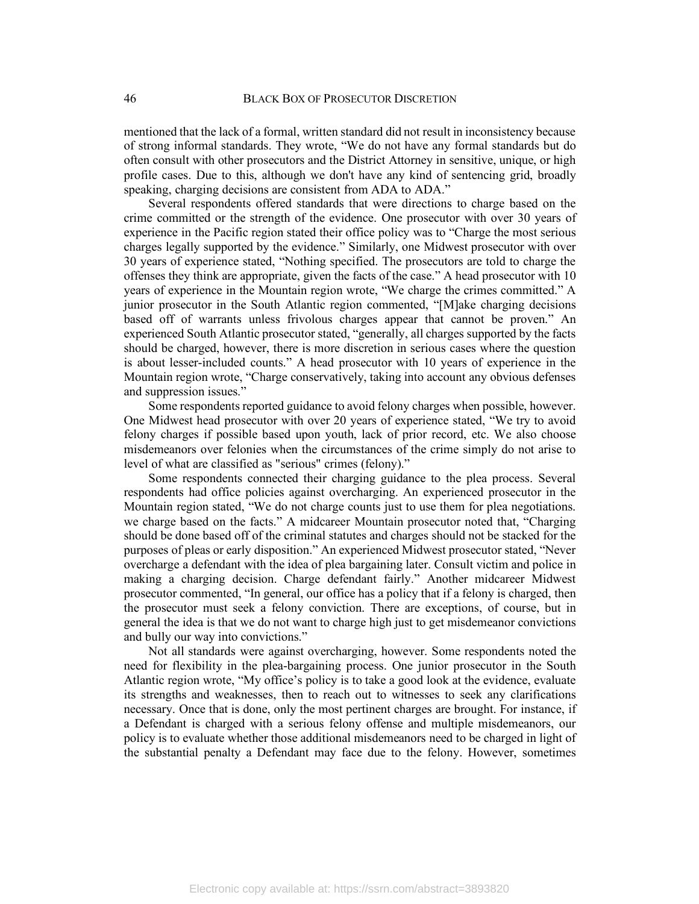mentioned that the lack of a formal, written standard did not result in inconsistency because of strong informal standards. They wrote, "We do not have any formal standards but do often consult with other prosecutors and the District Attorney in sensitive, unique, or high profile cases. Due to this, although we don't have any kind of sentencing grid, broadly speaking, charging decisions are consistent from ADA to ADA."

Several respondents offered standards that were directions to charge based on the crime committed or the strength of the evidence. One prosecutor with over 30 years of experience in the Pacific region stated their office policy was to "Charge the most serious charges legally supported by the evidence." Similarly, one Midwest prosecutor with over 30 years of experience stated, "Nothing specified. The prosecutors are told to charge the offenses they think are appropriate, given the facts of the case." A head prosecutor with 10 years of experience in the Mountain region wrote, "We charge the crimes committed." A junior prosecutor in the South Atlantic region commented, "[M]ake charging decisions based off of warrants unless frivolous charges appear that cannot be proven." An experienced South Atlantic prosecutor stated, "generally, all charges supported by the facts should be charged, however, there is more discretion in serious cases where the question is about lesser-included counts." A head prosecutor with 10 years of experience in the Mountain region wrote, "Charge conservatively, taking into account any obvious defenses and suppression issues."

Some respondents reported guidance to avoid felony charges when possible, however. One Midwest head prosecutor with over 20 years of experience stated, "We try to avoid felony charges if possible based upon youth, lack of prior record, etc. We also choose misdemeanors over felonies when the circumstances of the crime simply do not arise to level of what are classified as "serious" crimes (felony)."

Some respondents connected their charging guidance to the plea process. Several respondents had office policies against overcharging. An experienced prosecutor in the Mountain region stated, "We do not charge counts just to use them for plea negotiations. we charge based on the facts." A midcareer Mountain prosecutor noted that, "Charging should be done based off of the criminal statutes and charges should not be stacked for the purposes of pleas or early disposition." An experienced Midwest prosecutor stated, "Never overcharge a defendant with the idea of plea bargaining later. Consult victim and police in making a charging decision. Charge defendant fairly." Another midcareer Midwest prosecutor commented, "In general, our office has a policy that if a felony is charged, then the prosecutor must seek a felony conviction. There are exceptions, of course, but in general the idea is that we do not want to charge high just to get misdemeanor convictions and bully our way into convictions."

Not all standards were against overcharging, however. Some respondents noted the need for flexibility in the plea-bargaining process. One junior prosecutor in the South Atlantic region wrote, "My office's policy is to take a good look at the evidence, evaluate its strengths and weaknesses, then to reach out to witnesses to seek any clarifications necessary. Once that is done, only the most pertinent charges are brought. For instance, if a Defendant is charged with a serious felony offense and multiple misdemeanors, our policy is to evaluate whether those additional misdemeanors need to be charged in light of the substantial penalty a Defendant may face due to the felony. However, sometimes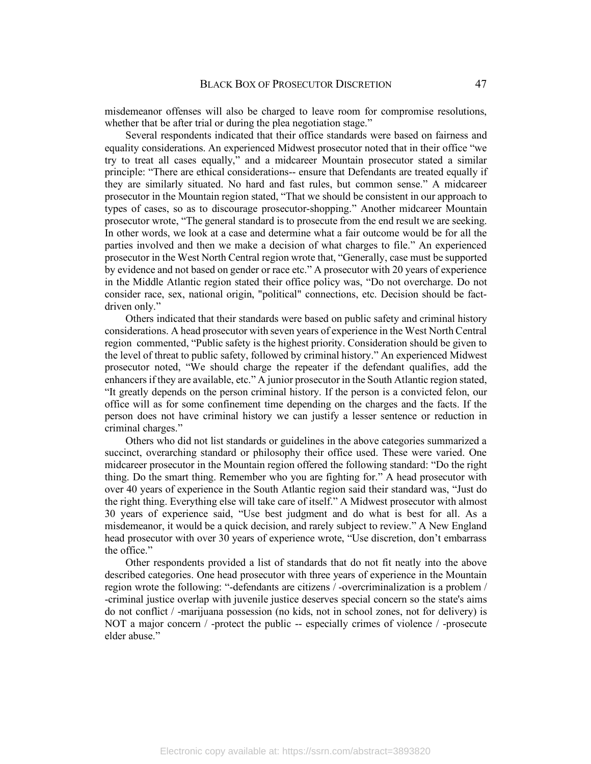misdemeanor offenses will also be charged to leave room for compromise resolutions, whether that be after trial or during the plea negotiation stage."

Several respondents indicated that their office standards were based on fairness and equality considerations. An experienced Midwest prosecutor noted that in their office "we try to treat all cases equally," and a midcareer Mountain prosecutor stated a similar principle: "There are ethical considerations-- ensure that Defendants are treated equally if they are similarly situated. No hard and fast rules, but common sense." A midcareer prosecutor in the Mountain region stated, "That we should be consistent in our approach to types of cases, so as to discourage prosecutor-shopping." Another midcareer Mountain prosecutor wrote, "The general standard is to prosecute from the end result we are seeking. In other words, we look at a case and determine what a fair outcome would be for all the parties involved and then we make a decision of what charges to file." An experienced prosecutor in the West North Central region wrote that, "Generally, case must be supported by evidence and not based on gender or race etc." A prosecutor with 20 years of experience in the Middle Atlantic region stated their office policy was, "Do not overcharge. Do not consider race, sex, national origin, "political" connections, etc. Decision should be fact-driven only."

Others indicated that their standards were based on public safety and criminal history considerations. A head prosecutor with seven years of experience in the West North Central region commented, "Public safety is the highest priority. Consideration should be given to the level of threat to public safety, followed by criminal history." An experienced Midwest prosecutor noted, "We should charge the repeater if the defendant qualifies, add the enhancers if they are available, etc." A junior prosecutor in the South Atlantic region stated, "It greatly depends on the person criminal history. If the person is a convicted felon, our office will as for some confinement time depending on the charges and the facts. If the person does not have criminal history we can justify a lesser sentence or reduction in criminal charges."

Others who did not list standards or guidelines in the above categories summarized a succinct, overarching standard or philosophy their office used. These were varied. One midcareer prosecutor in the Mountain region offered the following standard: "Do the right thing. Do the smart thing. Remember who you are fighting for." A head prosecutor with over 40 years of experience in the South Atlantic region said their standard was, "Just do the right thing. Everything else will take care of itself." A Midwest prosecutor with almost 30 years of experience said, "Use best judgment and do what is best for all. As a misdemeanor, it would be a quick decision, and rarely subject to review." A New England head prosecutor with over 30 years of experience wrote, "Use discretion, don't embarrass the office."

Other respondents provided a list of standards that do not fit neatly into the above described categories. One head prosecutor with three years of experience in the Mountain region wrote the following: "-defendants are citizens / -overcriminalization is a problem / -criminal justice overlap with juvenile justice deserves special concern so the state's aims do not conflict / -marijuana possession (no kids, not in school zones, not for delivery) is NOT a major concern / -protect the public -- especially crimes of violence / -prosecute elder abuse."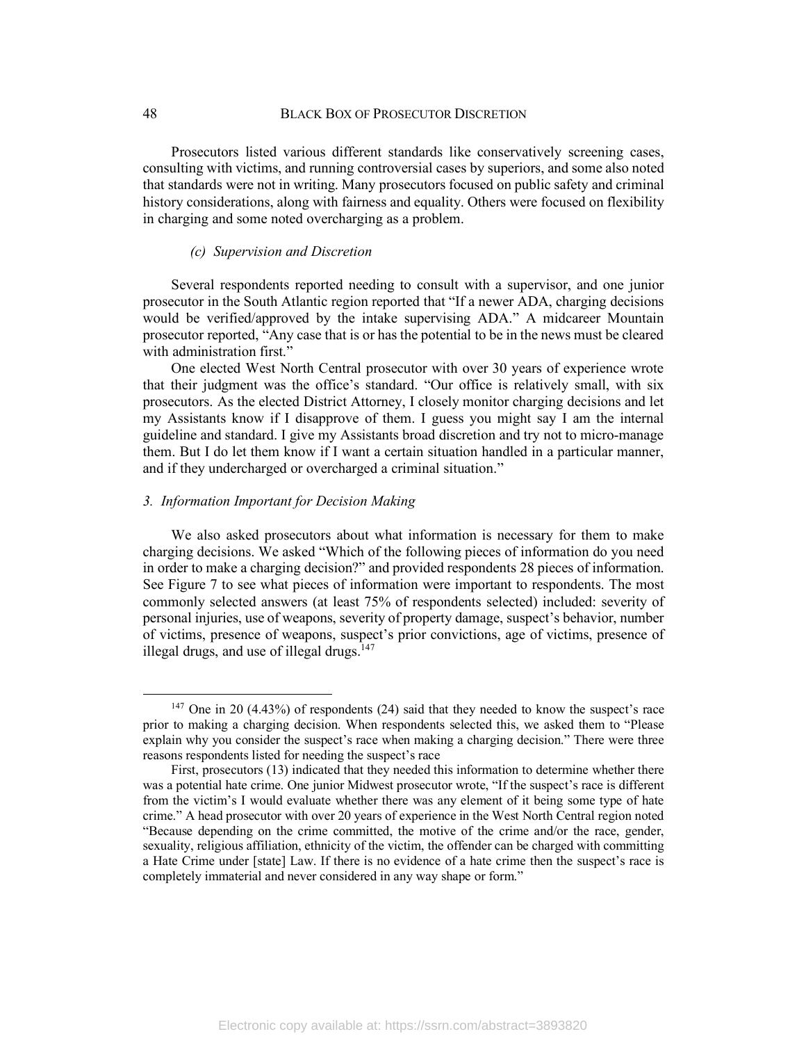Prosecutors listed various different standards like conservatively screening cases, consulting with victims, and running controversial cases by superiors, and some also noted that standards were not in writing. Many prosecutors focused on public safety and criminal history considerations, along with fairness and equality. Others were focused on flexibility in charging and some noted overcharging as a problem.

#### *(c) Supervision and Discretion*

Several respondents reported needing to consult with a supervisor, and one junior prosecutor in the South Atlantic region reported that "If a newer ADA, charging decisions would be verified/approved by the intake supervising ADA." A midcareer Mountain prosecutor reported, "Any case that is or has the potential to be in the news must be cleared with administration first."

One elected West North Central prosecutor with over 30 years of experience wrote that their judgment was the office's standard. "Our office is relatively small, with six prosecutors. As the elected District Attorney, I closely monitor charging decisions and let my Assistants know if I disapprove of them. I guess you might say I am the internal guideline and standard. I give my Assistants broad discretion and try not to micro-manage them. But I do let them know if I want a certain situation handled in a particular manner, and if they undercharged or overcharged a criminal situation."

### *3. Information Important for Decision Making*

We also asked prosecutors about what information is necessary for them to make charging decisions. We asked "Which of the following pieces of information do you need in order to make a charging decision?" and provided respondents 28 pieces of information. See Figure 7 to see what pieces of information were important to respondents. The most commonly selected answers (at least 75% of respondents selected) included: severity of personal injuries, use of weapons, severity of property damage, suspect's behavior, number of victims, presence of weapons, suspect's prior convictions, age of victims, presence of illegal drugs, and use of illegal drugs.[147]

---

[147] One in 20 (4.43%) of respondents (24) said that they needed to know the suspect's race prior to making a charging decision. When respondents selected this, we asked them to "Please explain why you consider the suspect's race when making a charging decision." There were three reasons respondents listed for needing the suspect's race

First, prosecutors (13) indicated that they needed this information to determine whether there was a potential hate crime. One junior Midwest prosecutor wrote, "If the suspect's race is different from the victim's I would evaluate whether there was any element of it being some type of hate crime." A head prosecutor with over 20 years of experience in the West North Central region noted "Because depending on the crime committed, the motive of the crime and/or the race, gender, sexuality, religious affiliation, ethnicity of the victim, the offender can be charged with committing a Hate Crime under [state] Law. If there is no evidence of a hate crime then the suspect's race is completely immaterial and never considered in any way shape or form."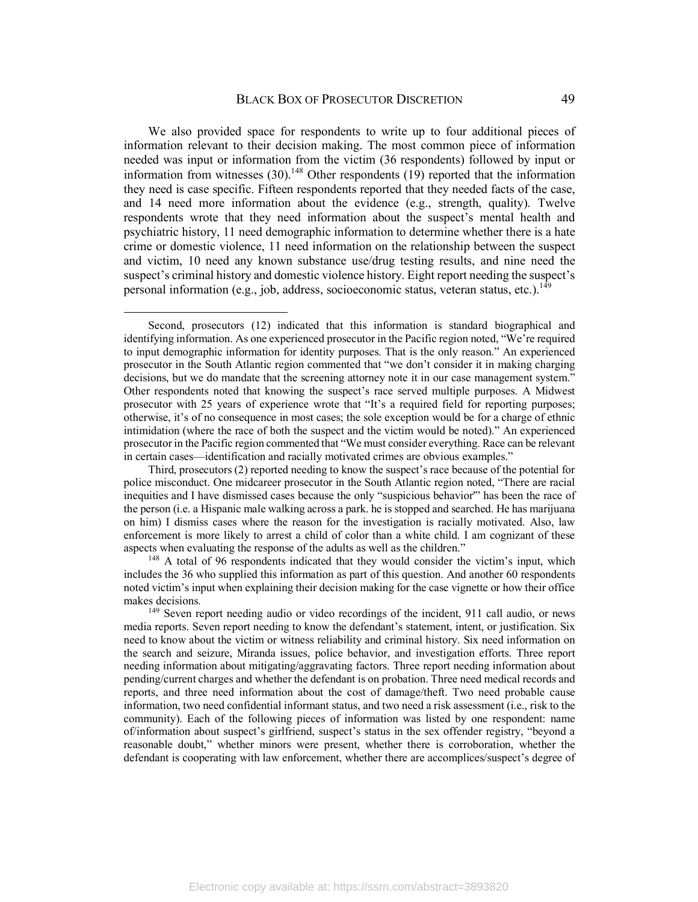We also provided space for respondents to write up to four additional pieces of information relevant to their decision making. The most common piece of information needed was input or information from the victim (36 respondents) followed by input or information from witnesses (30).[148] Other respondents (19) reported that the information they need is case specific. Fifteen respondents reported that they needed facts of the case, and 14 need more information about the evidence (e.g., strength, quality). Twelve respondents wrote that they need information about the suspect's mental health and psychiatric history, 11 need demographic information to determine whether there is a hate crime or domestic violence, 11 need information on the relationship between the suspect and victim, 10 need any known substance use/drug testing results, and nine need the suspect's criminal history and domestic violence history. Eight report needing the suspect's personal information (e.g., job, address, socioeconomic status, veteran status, etc.).[149]

---

Second, prosecutors (12) indicated that this information is standard biographical and identifying information. As one experienced prosecutor in the Pacific region noted, "We're required to input demographic information for identity purposes. That is the only reason." An experienced prosecutor in the South Atlantic region commented that "we don't consider it in making charging decisions, but we do mandate that the screening attorney note it in our case management system." Other respondents noted that knowing the suspect's race served multiple purposes. A Midwest prosecutor with 25 years of experience wrote that "It's a required field for reporting purposes; otherwise, it's of no consequence in most cases; the sole exception would be for a charge of ethnic intimidation (where the race of both the suspect and the victim would be noted)." An experienced prosecutor in the Pacific region commented that "We must consider everything. Race can be relevant in certain cases—identification and racially motivated crimes are obvious examples."

Third, prosecutors (2) reported needing to know the suspect's race because of the potential for police misconduct. One midcareer prosecutor in the South Atlantic region noted, "There are racial inequities and I have dismissed cases because the only "suspicious behavior"' has been the race of the person (i.e. a Hispanic male walking across a park. he is stopped and searched. He has marijuana on him) I dismiss cases where the reason for the investigation is racially motivated. Also, law enforcement is more likely to arrest a child of color than a white child. I am cognizant of these aspects when evaluating the response of the adults as well as the children."

[148] A total of 96 respondents indicated that they would consider the victim's input, which includes the 36 who supplied this information as part of this question. And another 60 respondents noted victim's input when explaining their decision making for the case vignette or how their office makes decisions.

[149] Seven report needing audio or video recordings of the incident, 911 call audio, or news media reports. Seven report needing to know the defendant's statement, intent, or justification. Six need to know about the victim or witness reliability and criminal history. Six need information on the search and seizure, Miranda issues, police behavior, and investigation efforts. Three report needing information about mitigating/aggravating factors. Three report needing information about pending/current charges and whether the defendant is on probation. Three need medical records and reports, and three need information about the cost of damage/theft. Two need probable cause information, two need confidential informant status, and two need a risk assessment (i.e., risk to the community). Each of the following pieces of information was listed by one respondent: name of/information about suspect's girlfriend, suspect's status in the sex offender registry, "beyond a reasonable doubt," whether minors were present, whether there is corroboration, whether the defendant is cooperating with law enforcement, whether there are accomplices/suspect's degree of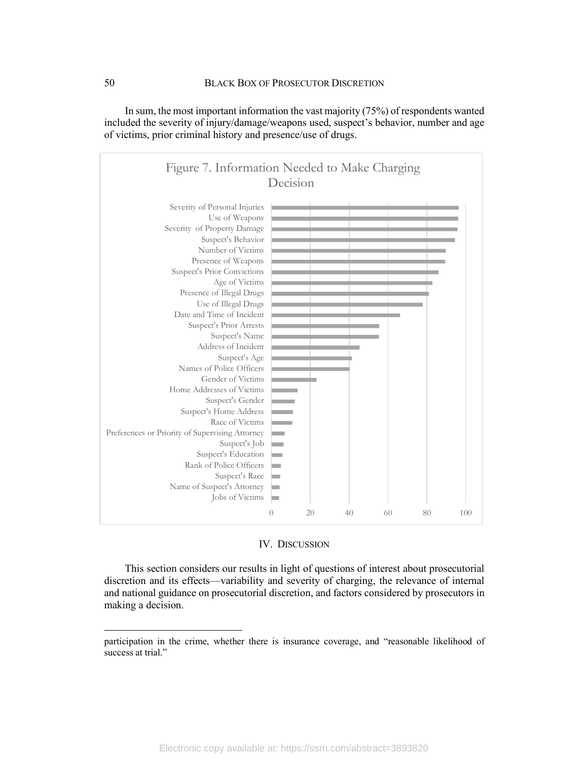In sum, the most important information the vast majority (75%) of respondents wanted included the severity of injury/damage/weapons used, suspect's behavior, number and age of victims, prior criminal history and presence/use of drugs.

Figure 7. Information Needed to Make Charging Decision

## IV. DISCUSSION

This section considers our results in light of questions of interest about prosecutorial discretion and its effects—variability and severity of charging, the relevance of internal and national guidance on prosecutorial discretion, and factors considered by prosecutors in making a decision.

---

participation in the crime, whether there is insurance coverage, and "reasonable likelihood of success at trial."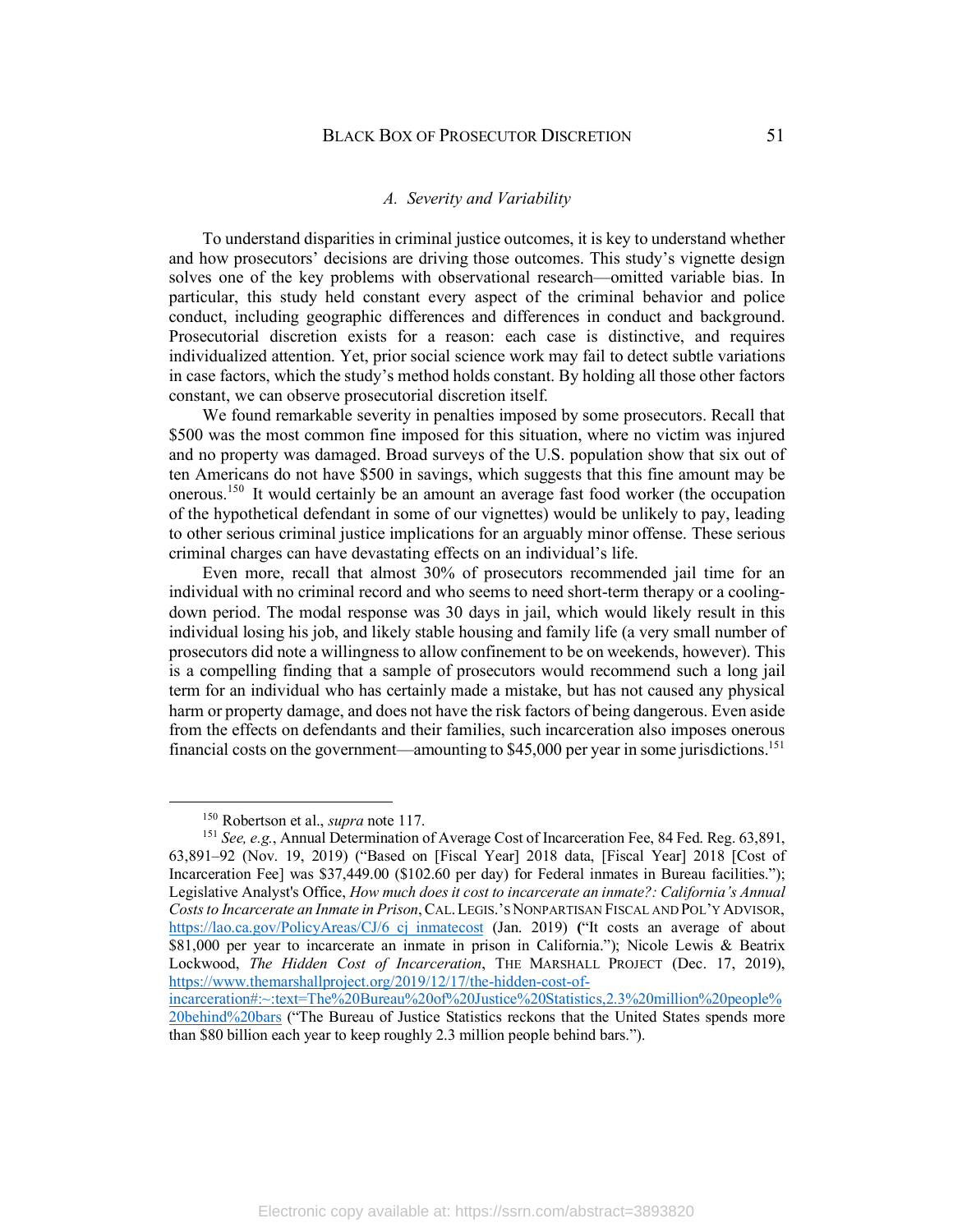### A. *Severity and Variability*

To understand disparities in criminal justice outcomes, it is key to understand whether and how prosecutors' decisions are driving those outcomes. This study's vignette design solves one of the key problems with observational research—omitted variable bias. In particular, this study held constant every aspect of the criminal behavior and police conduct, including geographic differences and differences in conduct and background. Prosecutorial discretion exists for a reason: each case is distinctive, and requires individualized attention. Yet, prior social science work may fail to detect subtle variations in case factors, which the study's method holds constant. By holding all those other factors constant, we can observe prosecutorial discretion itself.

We found remarkable severity in penalties imposed by some prosecutors. Recall that $500 was the most common fine imposed for this situation, where no victim was injured and no property was damaged. Broad surveys of the U.S. population show that six out of ten Americans do not have $500 in savings, which suggests that this fine amount may be onerous.[150] It would certainly be an amount an average fast food worker (the occupation of the hypothetical defendant in some of our vignettes) would be unlikely to pay, leading to other serious criminal justice implications for an arguably minor offense. These serious criminal charges can have devastating effects on an individual's life.

Even more, recall that almost 30% of prosecutors recommended jail time for an individual with no criminal record and who seems to need short-term therapy or a cooling-down period. The modal response was 30 days in jail, which would likely result in this individual losing his job, and likely stable housing and family life (a very small number of prosecutors did note a willingness to allow confinement to be on weekends, however). This is a compelling finding that a sample of prosecutors would recommend such a long jail term for an individual who has certainly made a mistake, but has not caused any physical harm or property damage, and does not have the risk factors of being dangerous. Even aside from the effects on defendants and their families, such incarceration also imposes onerous financial costs on the government—amounting to $45,000 per year in some jurisdictions.[151]

---

[150] Robertson et al., *supra* note 117.

[151] *See, e.g.*, Annual Determination of Average Cost of Incarceration Fee, 84 Fed. Reg. 63,891, 63,891–92 (Nov. 19, 2019) ("Based on [Fiscal Year] 2018 data, [Fiscal Year] 2018 [Cost of Incarceration Fee] was $37,449.00 ($102.60 per day) for Federal inmates in Bureau facilities."); Legislative Analyst's Office, *How much does it cost to incarcerate an inmate?: California's Annual Costs to Incarcerate an Inmate in Prison*, CAL. LEGIS.'S NONPARTISAN FISCAL AND POL'Y ADVISOR, https://lao.ca.gov/PolicyAreas/CJ/6_cj_inmatecost (Jan. 2019) ("It costs an average of about $81,000 per year to incarcerate an inmate in prison in California."); Nicole Lewis & Beatrix Lockwood, *The Hidden Cost of Incarceration*, THE MARSHALL PROJECT (Dec. 17, 2019), https://www.themarshallproject.org/2019/12/17/the-hidden-cost-of-incarceration#:~:text=The%20Bureau%20of%20Justice%20Statistics,2.3%20million%20people%20behind%20bars ("The Bureau of Justice Statistics reckons that the United States spends more than $80 billion each year to keep roughly 2.3 million people behind bars.").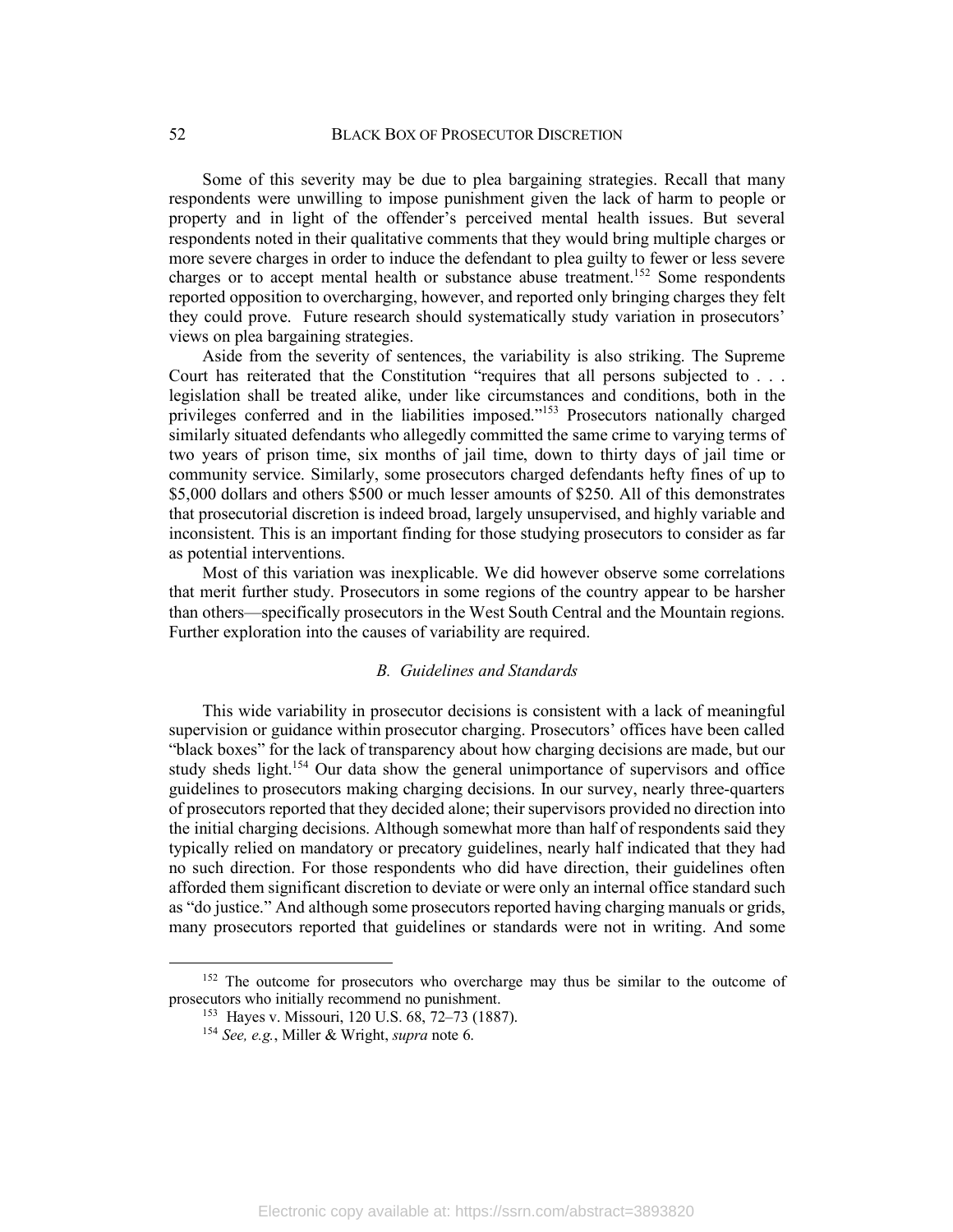Some of this severity may be due to plea bargaining strategies. Recall that many respondents were unwilling to impose punishment given the lack of harm to people or property and in light of the offender's perceived mental health issues. But several respondents noted in their qualitative comments that they would bring multiple charges or more severe charges in order to induce the defendant to plea guilty to fewer or less severe charges or to accept mental health or substance abuse treatment.[152] Some respondents reported opposition to overcharging, however, and reported only bringing charges they felt they could prove. Future research should systematically study variation in prosecutors' views on plea bargaining strategies.

Aside from the severity of sentences, the variability is also striking. The Supreme Court has reiterated that the Constitution "requires that all persons subjected to . . . legislation shall be treated alike, under like circumstances and conditions, both in the privileges conferred and in the liabilities imposed."[153] Prosecutors nationally charged similarly situated defendants who allegedly committed the same crime to varying terms of two years of prison time, six months of jail time, down to thirty days of jail time or community service. Similarly, some prosecutors charged defendants hefty fines of up to $5,000 dollars and others $500 or much lesser amounts of $250. All of this demonstrates that prosecutorial discretion is indeed broad, largely unsupervised, and highly variable and inconsistent. This is an important finding for those studying prosecutors to consider as far as potential interventions.

Most of this variation was inexplicable. We did however observe some correlations that merit further study. Prosecutors in some regions of the country appear to be harsher than others—specifically prosecutors in the West South Central and the Mountain regions. Further exploration into the causes of variability are required.

### *B. Guidelines and Standards*

This wide variability in prosecutor decisions is consistent with a lack of meaningful supervision or guidance within prosecutor charging. Prosecutors' offices have been called "black boxes" for the lack of transparency about how charging decisions are made, but our study sheds light.[154] Our data show the general unimportance of supervisors and office guidelines to prosecutors making charging decisions. In our survey, nearly three-quarters of prosecutors reported that they decided alone; their supervisors provided no direction into the initial charging decisions. Although somewhat more than half of respondents said they typically relied on mandatory or precatory guidelines, nearly half indicated that they had no such direction. For those respondents who did have direction, their guidelines often afforded them significant discretion to deviate or were only an internal office standard such as "do justice." And although some prosecutors reported having charging manuals or grids, many prosecutors reported that guidelines or standards were not in writing. And some

---

[152] The outcome for prosecutors who overcharge may thus be similar to the outcome of prosecutors who initially recommend no punishment.

[153] Hayes v. Missouri, 120 U.S. 68, 72–73 (1887).

[154] *See, e.g.*, Miller & Wright, *supra* note 6.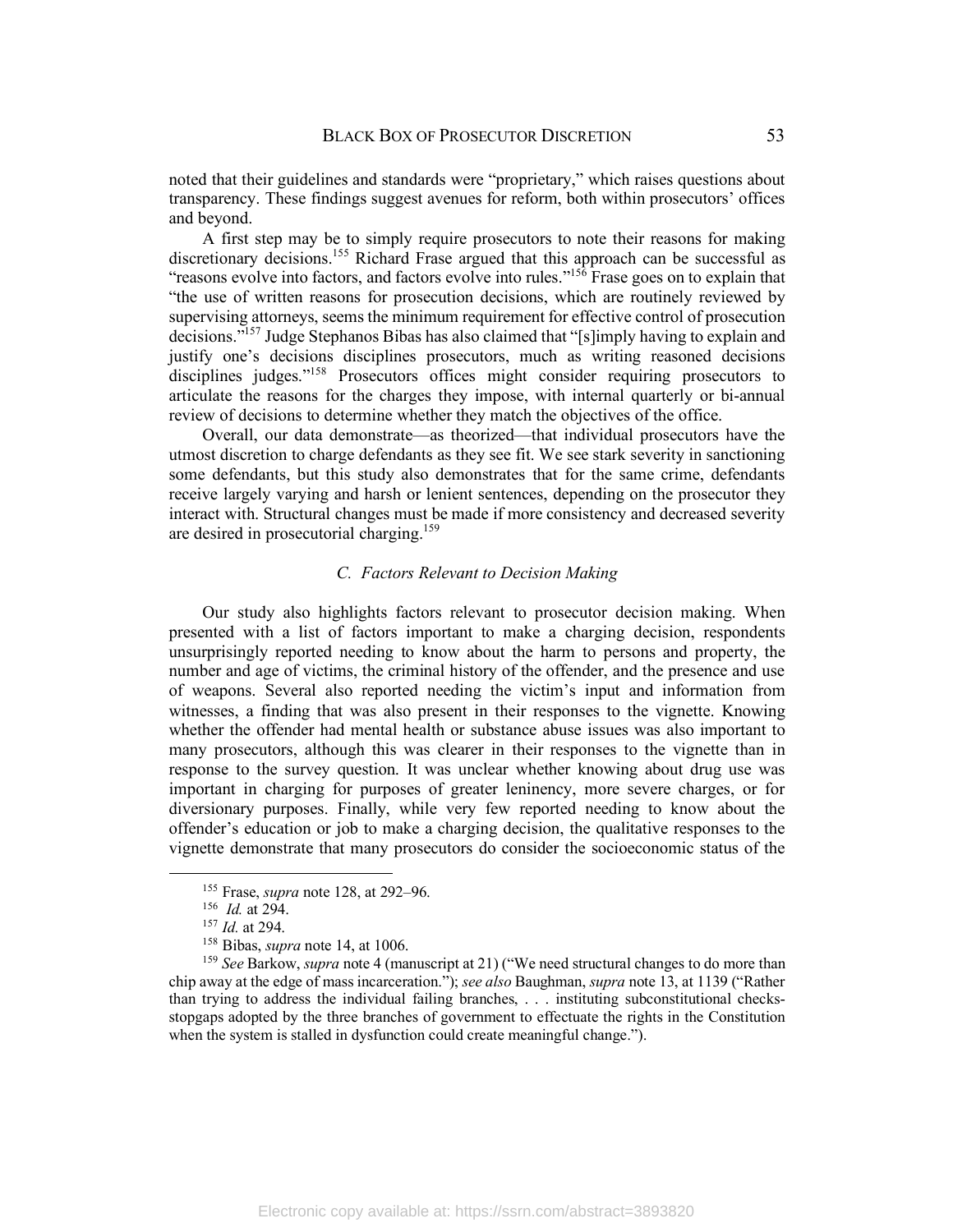noted that their guidelines and standards were "proprietary," which raises questions about transparency. These findings suggest avenues for reform, both within prosecutors' offices and beyond.

A first step may be to simply require prosecutors to note their reasons for making discretionary decisions.[155] Richard Frase argued that this approach can be successful as "reasons evolve into factors, and factors evolve into rules."[156] Frase goes on to explain that "the use of written reasons for prosecution decisions, which are routinely reviewed by supervising attorneys, seems the minimum requirement for effective control of prosecution decisions."[157] Judge Stephanos Bibas has also claimed that "[s]imply having to explain and justify one's decisions disciplines prosecutors, much as writing reasoned decisions disciplines judges."[158] Prosecutors offices might consider requiring prosecutors to articulate the reasons for the charges they impose, with internal quarterly or bi-annual review of decisions to determine whether they match the objectives of the office.

Overall, our data demonstrate—as theorized—that individual prosecutors have the utmost discretion to charge defendants as they see fit. We see stark severity in sanctioning some defendants, but this study also demonstrates that for the same crime, defendants receive largely varying and harsh or lenient sentences, depending on the prosecutor they interact with. Structural changes must be made if more consistency and decreased severity are desired in prosecutorial charging.[159]

### *C. Factors Relevant to Decision Making*

Our study also highlights factors relevant to prosecutor decision making. When presented with a list of factors important to make a charging decision, respondents unsurprisingly reported needing to know about the harm to persons and property, the number and age of victims, the criminal history of the offender, and the presence and use of weapons. Several also reported needing the victim's input and information from witnesses, a finding that was also present in their responses to the vignette. Knowing whether the offender had mental health or substance abuse issues was also important to many prosecutors, although this was clearer in their responses to the vignette than in response to the survey question. It was unclear whether knowing about drug use was important in charging for purposes of greater leninency, more severe charges, or for diversionary purposes. Finally, while very few reported needing to know about the offender's education or job to make a charging decision, the qualitative responses to the vignette demonstrate that many prosecutors do consider the socioeconomic status of the

---

[155] Frase, *supra* note 128, at 292–96.

[156] *Id.* at 294.

[157] *Id.* at 294.

[158] Bibas, *supra* note 14, at 1006.

[159] *See* Barkow, *supra* note 4 (manuscript at 21) ("We need structural changes to do more than chip away at the edge of mass incarceration."); *see also* Baughman, *supra* note 13, at 1139 ("Rather than trying to address the individual failing branches, . . . instituting subconstitutional checks-stopgaps adopted by the three branches of government to effectuate the rights in the Constitution when the system is stalled in dysfunction could create meaningful change.").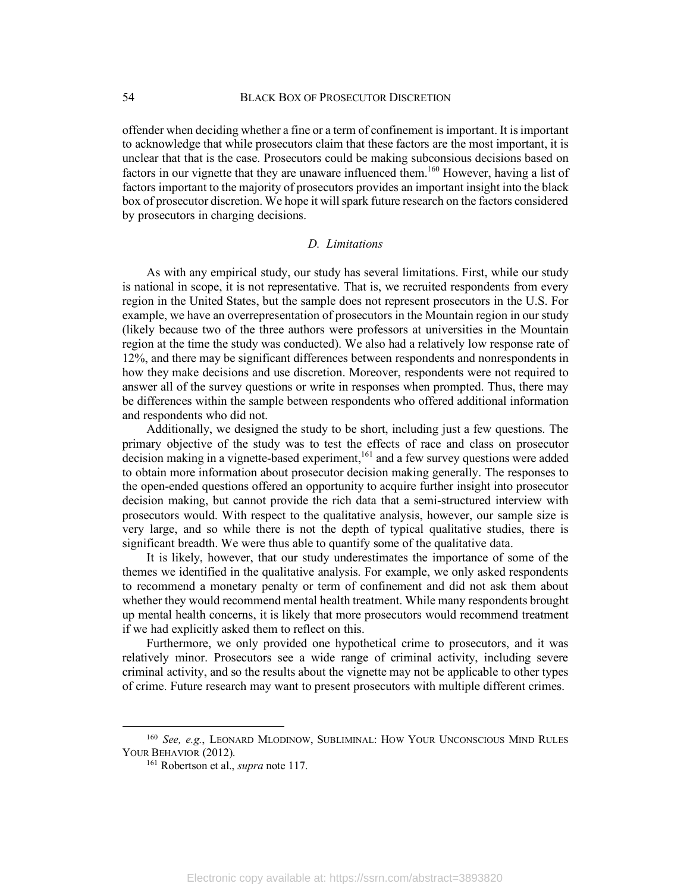offender when deciding whether a fine or a term of confinement is important. It is important to acknowledge that while prosecutors claim that these factors are the most important, it is unclear that that is the case. Prosecutors could be making subconsious decisions based on factors in our vignette that they are unaware influenced them.[160] However, having a list of factors important to the majority of prosecutors provides an important insight into the black box of prosecutor discretion. We hope it will spark future research on the factors considered by prosecutors in charging decisions.

### *D. Limitations*

As with any empirical study, our study has several limitations. First, while our study is national in scope, it is not representative. That is, we recruited respondents from every region in the United States, but the sample does not represent prosecutors in the U.S. For example, we have an overrepresentation of prosecutors in the Mountain region in our study (likely because two of the three authors were professors at universities in the Mountain region at the time the study was conducted). We also had a relatively low response rate of 12%, and there may be significant differences between respondents and nonrespondents in how they make decisions and use discretion. Moreover, respondents were not required to answer all of the survey questions or write in responses when prompted. Thus, there may be differences within the sample between respondents who offered additional information and respondents who did not.

Additionally, we designed the study to be short, including just a few questions. The primary objective of the study was to test the effects of race and class on prosecutor decision making in a vignette-based experiment,[161] and a few survey questions were added to obtain more information about prosecutor decision making generally. The responses to the open-ended questions offered an opportunity to acquire further insight into prosecutor decision making, but cannot provide the rich data that a semi-structured interview with prosecutors would. With respect to the qualitative analysis, however, our sample size is very large, and so while there is not the depth of typical qualitative studies, there is significant breadth. We were thus able to quantify some of the qualitative data.

It is likely, however, that our study underestimates the importance of some of the themes we identified in the qualitative analysis. For example, we only asked respondents to recommend a monetary penalty or term of confinement and did not ask them about whether they would recommend mental health treatment. While many respondents brought up mental health concerns, it is likely that more prosecutors would recommend treatment if we had explicitly asked them to reflect on this.

Furthermore, we only provided one hypothetical crime to prosecutors, and it was relatively minor. Prosecutors see a wide range of criminal activity, including severe criminal activity, and so the results about the vignette may not be applicable to other types of crime. Future research may want to present prosecutors with multiple different crimes.

---

[160] *See, e.g.*, LEONARD MLODINOW, SUBLIMINAL: HOW YOUR UNCONSCIOUS MIND RULES YOUR BEHAVIOR (2012).

[161] Robertson et al., *supra* note 117.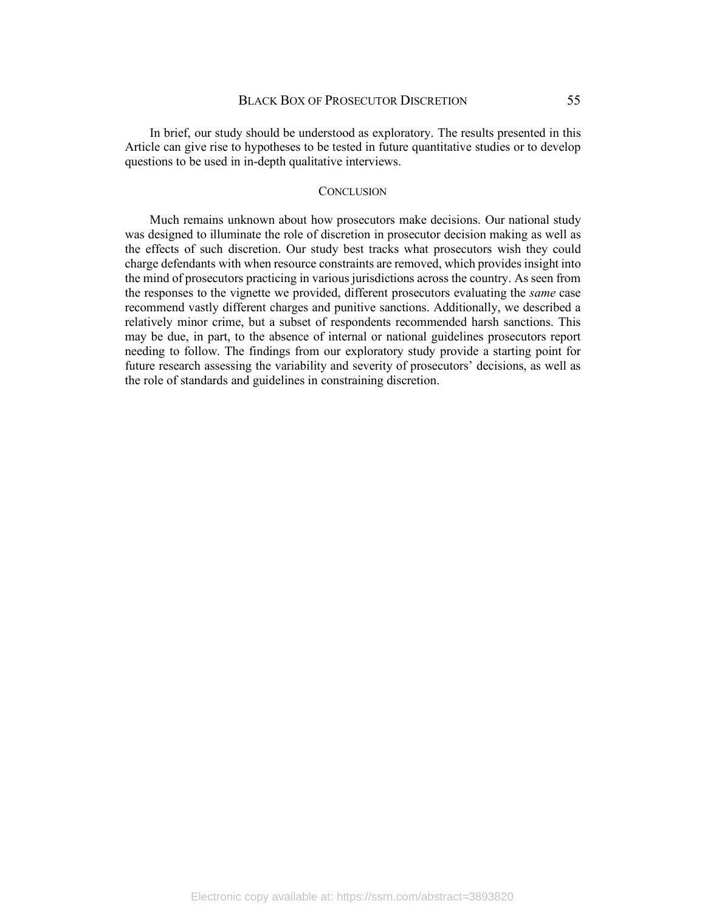In brief, our study should be understood as exploratory. The results presented in this Article can give rise to hypotheses to be tested in future quantitative studies or to develop questions to be used in in-depth qualitative interviews.

## CONCLUSION

Much remains unknown about how prosecutors make decisions. Our national study was designed to illuminate the role of discretion in prosecutor decision making as well as the effects of such discretion. Our study best tracks what prosecutors wish they could charge defendants with when resource constraints are removed, which provides insight into the mind of prosecutors practicing in various jurisdictions across the country. As seen from the responses to the vignette we provided, different prosecutors evaluating the *same* case recommend vastly different charges and punitive sanctions. Additionally, we described a relatively minor crime, but a subset of respondents recommended harsh sanctions. This may be due, in part, to the absence of internal or national guidelines prosecutors report needing to follow. The findings from our exploratory study provide a starting point for future research assessing the variability and severity of prosecutors' decisions, as well as the role of standards and guidelines in constraining discretion.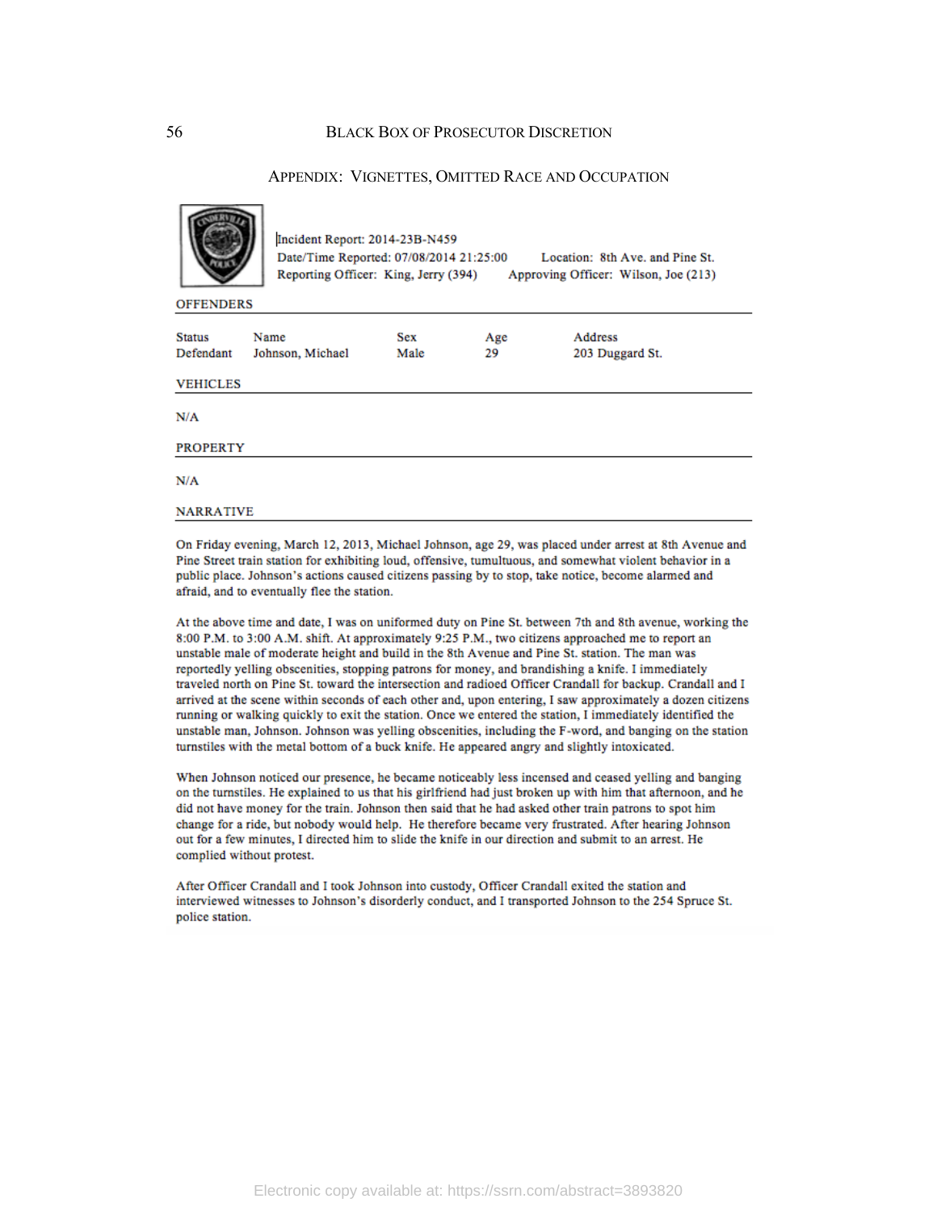## APPENDIX: VIGNETTES, OMITTED RACE AND OCCUPATION

Incident Report: 2014-23B-N459
Date/Time Reported: 07/08/2014 21:25:00 Location: 8th Ave. and Pine St.
Reporting Officer: King, Jerry (394) Approving Officer: Wilson, Joe (213)

**OFFENDERS**

| Status | Name | Sex | Age | Address |
|---|---|---|---|---|
| Defendant | Johnson, Michael | Male | 29 | 203 Duggard St. |

**VEHICLES**

N/A

**PROPERTY**

N/A

**NARRATIVE**

On Friday evening, March 12, 2013, Michael Johnson, age 29, was placed under arrest at 8th Avenue and Pine Street train station for exhibiting loud, offensive, tumultuous, and somewhat violent behavior in a public place. Johnson's actions caused citizens passing by to stop, take notice, become alarmed and afraid, and to eventually flee the station.

At the above time and date, I was on uniformed duty on Pine St. between 7th and 8th avenue, working the 8:00 P.M. to 3:00 A.M. shift. At approximately 9:25 P.M., two citizens approached me to report an unstable male of moderate height and build in the 8th Avenue and Pine St. station. The man was reportedly yelling obscenities, stopping patrons for money, and brandishing a knife. I immediately traveled north on Pine St. toward the intersection and radioed Officer Crandall for backup. Crandall and I arrived at the scene within seconds of each other and, upon entering, I saw approximately a dozen citizens running or walking quickly to exit the station. Once we entered the station, I immediately identified the unstable man, Johnson. Johnson was yelling obscenities, including the F-word, and banging on the station turnstiles with the metal bottom of a buck knife. He appeared angry and slightly intoxicated.

When Johnson noticed our presence, he became noticeably less incensed and ceased yelling and banging on the turnstiles. He explained to us that his girlfriend had just broken up with him that afternoon, and he did not have money for the train. Johnson then said that he had asked other train patrons to spot him change for a ride, but nobody would help. He therefore became very frustrated. After hearing Johnson out for a few minutes, I directed him to slide the knife in our direction and submit to an arrest. He complied without protest.

After Officer Crandall and I took Johnson into custody, Officer Crandall exited the station and interviewed witnesses to Johnson's disorderly conduct, and I transported Johnson to the 254 Spruce St. police station.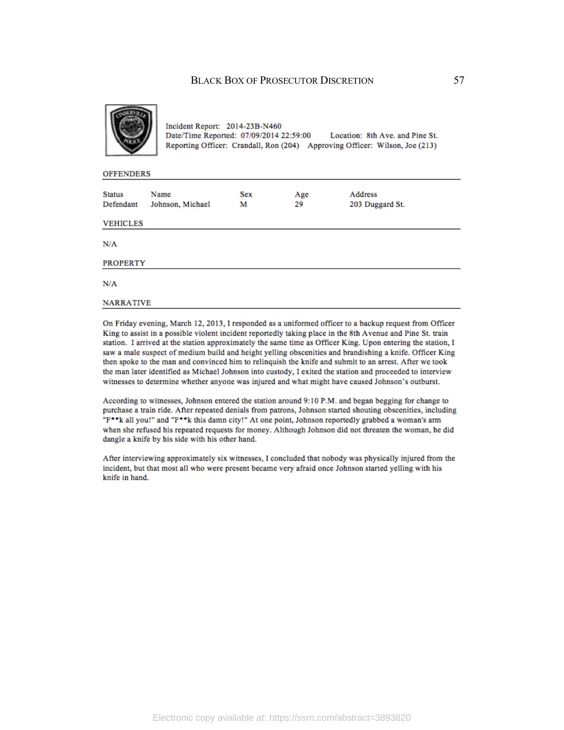Incident Report: 2014-23B-N460
Date/Time Reported: 07/09/2014 22:59:00 Location: 8th Ave. and Pine St.
Reporting Officer: Crandall, Ron (204) Approving Officer: Wilson, Joe (213)

OFFENDERS

| Status | Name | Sex | Age | Address |
|---|---|---|---|---|
| Defendant | Johnson, Michael | M | 29 | 203 Duggard St. |

VEHICLES

N/A

PROPERTY

N/A

NARRATIVE

On Friday evening, March 12, 2013, I responded as a uniformed officer to a backup request from Officer King to assist in a possible violent incident reportedly taking place in the 8th Avenue and Pine St. train station. I arrived at the station approximately the same time as Officer King. Upon entering the station, I saw a male suspect of medium build and height yelling obscenities and brandishing a knife. Officer King then spoke to the man and convinced him to relinquish the knife and submit to an arrest. After we took the man later identified as Michael Johnson into custody, I exited the station and proceeded to interview witnesses to determine whether anyone was injured and what might have caused Johnson's outburst.

According to witnesses, Johnson entered the station around 9:10 P.M. and began begging for change to purchase a train ride. After repeated denials from patrons, Johnson started shouting obscenities, including "F**k all you!" and "F**k this damn city!" At one point, Johnson reportedly grabbed a woman's arm when she refused his repeated requests for money. Although Johnson did not threaten the woman, he did dangle a knife by his side with his other hand.

After interviewing approximately six witnesses, I concluded that nobody was physically injured from the incident, but that most all who were present became very afraid once Johnson started yelling with his knife in hand.